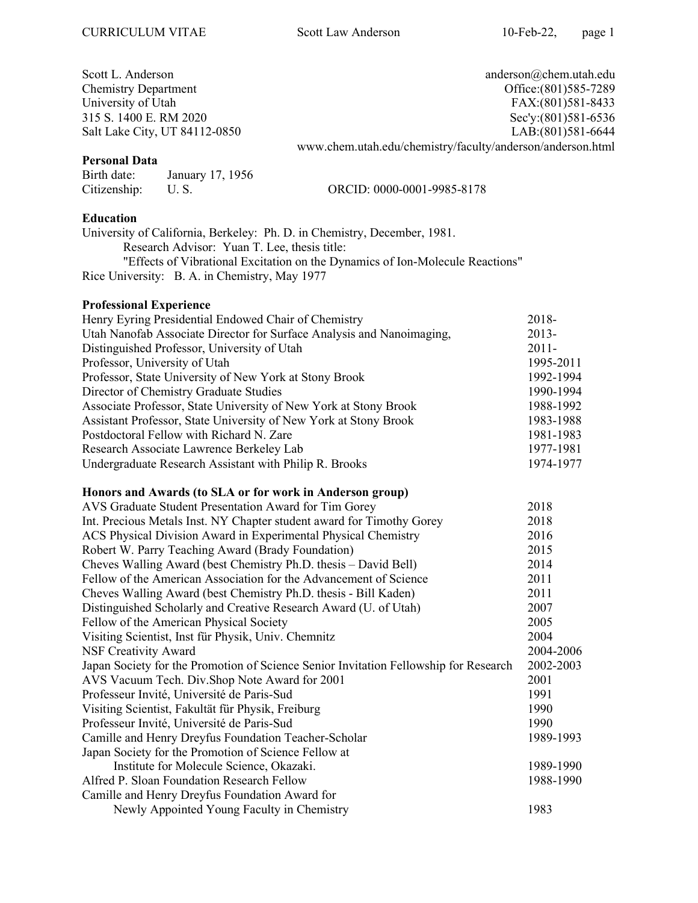Scott L. Anderson
Chemistry Department
University of Utah
315 S. 1400 E. RM 2020
Salt Lake City, UT 84112-0850

anderson@chem.utah.edu
Office:(801)585-7289
FAX:(801)581-8433
Sec'y:(801)581-6536
LAB:(801)581-6644
www.chem.utah.edu/chemistry/faculty/anderson/anderson.html

## Personal Data

Birth date: January 17, 1956
Citizenship: U. S.
ORCID: 0000-0001-9985-8178

## Education

University of California, Berkeley: Ph. D. in Chemistry, December, 1981.
Research Advisor: Yuan T. Lee, thesis title:
"Effects of Vibrational Excitation on the Dynamics of Ion-Molecule Reactions"
Rice University: B. A. in Chemistry, May 1977

## Professional Experience

| | |
|---|---|
| Henry Eyring Presidential Endowed Chair of Chemistry | 2018- |
| Utah Nanofab Associate Director for Surface Analysis and Nanoimaging, | 2013- |
| Distinguished Professor, University of Utah | 2011- |
| Professor, University of Utah | 1995-2011 |
| Professor, State University of New York at Stony Brook | 1992-1994 |
| Director of Chemistry Graduate Studies | 1990-1994 |
| Associate Professor, State University of New York at Stony Brook | 1988-1992 |
| Assistant Professor, State University of New York at Stony Brook | 1983-1988 |
| Postdoctoral Fellow with Richard N. Zare | 1981-1983 |
| Research Associate Lawrence Berkeley Lab | 1977-1981 |
| Undergraduate Research Assistant with Philip R. Brooks | 1974-1977 |

## Honors and Awards (to SLA or for work in Anderson group)

| | |
|---|---|
| AVS Graduate Student Presentation Award for Tim Gorey | 2018 |
| Int. Precious Metals Inst. NY Chapter student award for Timothy Gorey | 2018 |
| ACS Physical Division Award in Experimental Physical Chemistry | 2016 |
| Robert W. Parry Teaching Award (Brady Foundation) | 2015 |
| Cheves Walling Award (best Chemistry Ph.D. thesis – David Bell) | 2014 |
| Fellow of the American Association for the Advancement of Science | 2011 |
| Cheves Walling Award (best Chemistry Ph.D. thesis - Bill Kaden) | 2011 |
| Distinguished Scholarly and Creative Research Award (U. of Utah) | 2007 |
| Fellow of the American Physical Society | 2005 |
| Visiting Scientist, Inst für Physik, Univ. Chemnitz | 2004 |
| NSF Creativity Award | 2004-2006 |
| Japan Society for the Promotion of Science Senior Invitation Fellowship for Research | 2002-2003 |
| AVS Vacuum Tech. Div.Shop Note Award for 2001 | 2001 |
| Professeur Invité, Université de Paris-Sud | 1991 |
| Visiting Scientist, Fakultät für Physik, Freiburg | 1990 |
| Professeur Invité, Université de Paris-Sud | 1990 |
| Camille and Henry Dreyfus Foundation Teacher-Scholar | 1989-1993 |
| Japan Society for the Promotion of Science Fellow at Institute for Molecule Science, Okazaki. | 1989-1990 |
| Alfred P. Sloan Foundation Research Fellow | 1988-1990 |
| Camille and Henry Dreyfus Foundation Award for Newly Appointed Young Faculty in Chemistry | 1983 |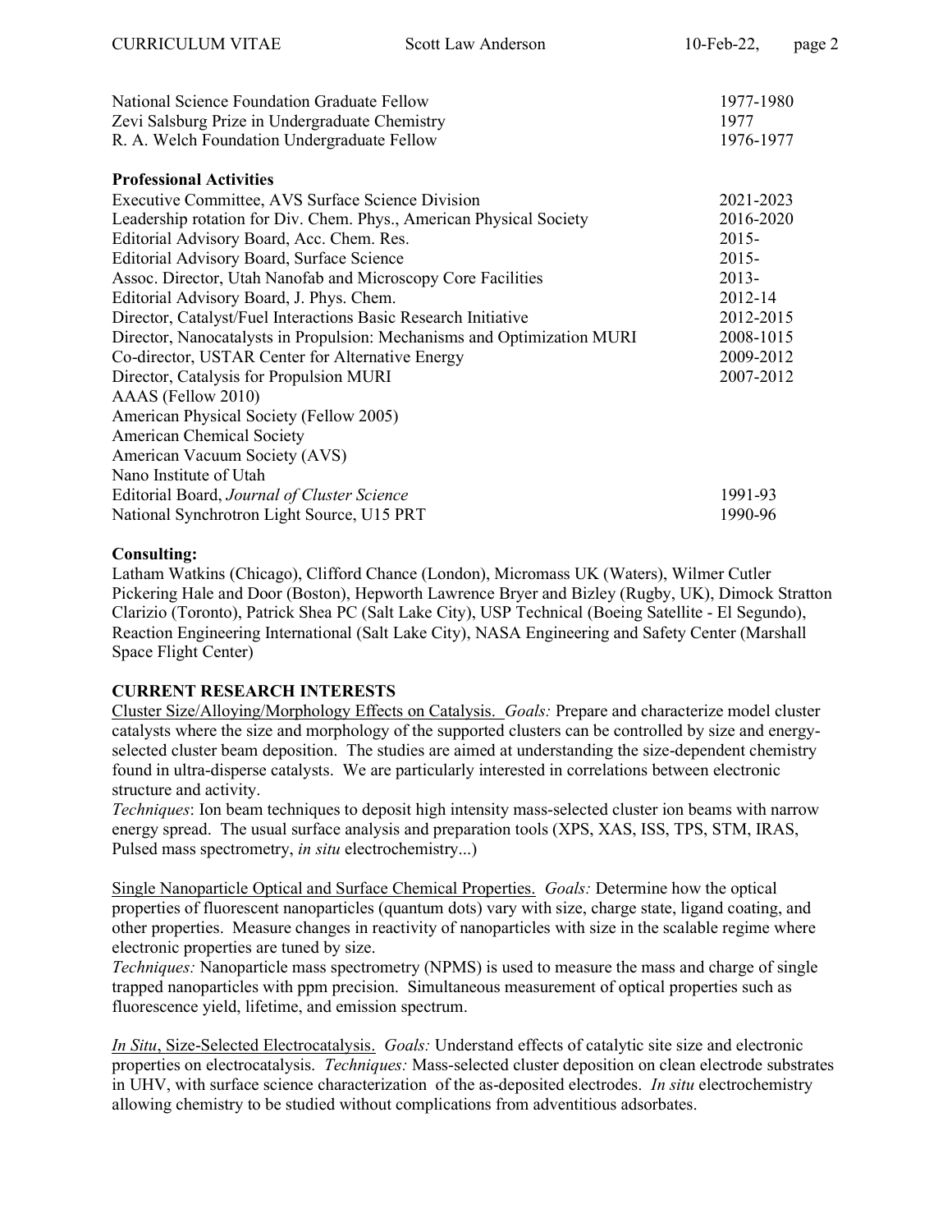| | |
|---|---|
| National Science Foundation Graduate Fellow | 1977-1980 |
| Zevi Salsburg Prize in Undergraduate Chemistry | 1977 |
| R. A. Welch Foundation Undergraduate Fellow | 1976-1977 |

**Professional Activities**

| | |
|---|---|
| Executive Committee, AVS Surface Science Division | 2021-2023 |
| Leadership rotation for Div. Chem. Phys., American Physical Society | 2016-2020 |
| Editorial Advisory Board, Acc. Chem. Res. | 2015- |
| Editorial Advisory Board, Surface Science | 2015- |
| Assoc. Director, Utah Nanofab and Microscopy Core Facilities | 2013- |
| Editorial Advisory Board, J. Phys. Chem. | 2012-14 |
| Director, Catalyst/Fuel Interactions Basic Research Initiative | 2012-2015 |
| Director, Nanocatalysts in Propulsion: Mechanisms and Optimization MURI | 2008-1015 |
| Co-director, USTAR Center for Alternative Energy | 2009-2012 |
| Director, Catalysis for Propulsion MURI | 2007-2012 |
| AAAS (Fellow 2010) | |
| American Physical Society (Fellow 2005) | |
| American Chemical Society | |
| American Vacuum Society (AVS) | |
| Nano Institute of Utah | |
| Editorial Board, *Journal of Cluster Science* | 1991-93 |
| National Synchrotron Light Source, U15 PRT | 1990-96 |

**Consulting:**

Latham Watkins (Chicago), Clifford Chance (London), Micromass UK (Waters), Wilmer Cutler Pickering Hale and Door (Boston), Hepworth Lawrence Bryer and Bizley (Rugby, UK), Dimock Stratton Clarizio (Toronto), Patrick Shea PC (Salt Lake City), USP Technical (Boeing Satellite - El Segundo), Reaction Engineering International (Salt Lake City), NASA Engineering and Safety Center (Marshall Space Flight Center)

## CURRENT RESEARCH INTERESTS

Cluster Size/Alloying/Morphology Effects on Catalysis. *Goals:* Prepare and characterize model cluster catalysts where the size and morphology of the supported clusters can be controlled by size and energy-selected cluster beam deposition. The studies are aimed at understanding the size-dependent chemistry found in ultra-disperse catalysts. We are particularly interested in correlations between electronic structure and activity.
*Techniques*: Ion beam techniques to deposit high intensity mass-selected cluster ion beams with narrow energy spread. The usual surface analysis and preparation tools (XPS, XAS, ISS, TPS, STM, IRAS, Pulsed mass spectrometry, *in situ* electrochemistry...)

Single Nanoparticle Optical and Surface Chemical Properties. *Goals:* Determine how the optical properties of fluorescent nanoparticles (quantum dots) vary with size, charge state, ligand coating, and other properties. Measure changes in reactivity of nanoparticles with size in the scalable regime where electronic properties are tuned by size.
*Techniques:* Nanoparticle mass spectrometry (NPMS) is used to measure the mass and charge of single trapped nanoparticles with ppm precision. Simultaneous measurement of optical properties such as fluorescence yield, lifetime, and emission spectrum.

*In Situ*, Size-Selected Electrocatalysis. *Goals:* Understand effects of catalytic site size and electronic properties on electrocatalysis. *Techniques:* Mass-selected cluster deposition on clean electrode substrates in UHV, with surface science characterization of the as-deposited electrodes. *In situ* electrochemistry allowing chemistry to be studied without complications from adventitious adsorbates.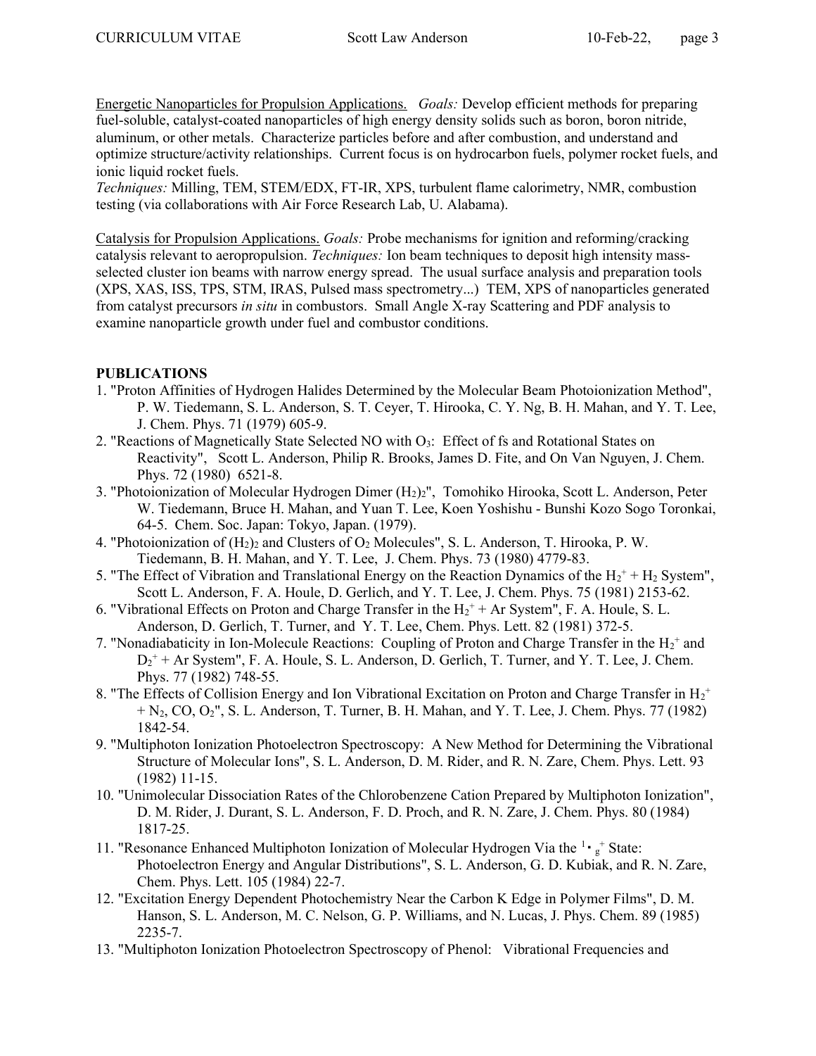Energetic Nanoparticles for Propulsion Applications. *Goals:* Develop efficient methods for preparing fuel-soluble, catalyst-coated nanoparticles of high energy density solids such as boron, boron nitride, aluminum, or other metals. Characterize particles before and after combustion, and understand and optimize structure/activity relationships. Current focus is on hydrocarbon fuels, polymer rocket fuels, and ionic liquid rocket fuels.
*Techniques:* Milling, TEM, STEM/EDX, FT-IR, XPS, turbulent flame calorimetry, NMR, combustion testing (via collaborations with Air Force Research Lab, U. Alabama).

Catalysis for Propulsion Applications. *Goals:* Probe mechanisms for ignition and reforming/cracking catalysis relevant to aeropropulsion. *Techniques:* Ion beam techniques to deposit high intensity mass-selected cluster ion beams with narrow energy spread. The usual surface analysis and preparation tools (XPS, XAS, ISS, TPS, STM, IRAS, Pulsed mass spectrometry...) TEM, XPS of nanoparticles generated from catalyst precursors *in situ* in combustors. Small Angle X-ray Scattering and PDF analysis to examine nanoparticle growth under fuel and combustor conditions.

## PUBLICATIONS

1. "Proton Affinities of Hydrogen Halides Determined by the Molecular Beam Photoionization Method", P. W. Tiedemann, S. L. Anderson, S. T. Ceyer, T. Hirooka, C. Y. Ng, B. H. Mahan, and Y. T. Lee, J. Chem. Phys. 71 (1979) 605-9.
2. "Reactions of Magnetically State Selected NO with $O_3$: Effect of fs and Rotational States on Reactivity", Scott L. Anderson, Philip R. Brooks, James D. Fite, and On Van Nguyen, J. Chem. Phys. 72 (1980) 6521-8.
3. "Photoionization of Molecular Hydrogen Dimer $(H_2)_2$", Tomohiko Hirooka, Scott L. Anderson, Peter W. Tiedemann, Bruce H. Mahan, and Yuan T. Lee, Koen Yoshishu - Bunshi Kozo Sogo Toronkai, 64-5. Chem. Soc. Japan: Tokyo, Japan. (1979).
4. "Photoionization of $(H_2)_2$ and Clusters of $O_2$ Molecules", S. L. Anderson, T. Hirooka, P. W. Tiedemann, B. H. Mahan, and Y. T. Lee, J. Chem. Phys. 73 (1980) 4779-83.
5. "The Effect of Vibration and Translational Energy on the Reaction Dynamics of the $H_2^+ + H_2$ System", Scott L. Anderson, F. A. Houle, D. Gerlich, and Y. T. Lee, J. Chem. Phys. 75 (1981) 2153-62.
6. "Vibrational Effects on Proton and Charge Transfer in the $H_2^+$ + Ar System", F. A. Houle, S. L. Anderson, D. Gerlich, T. Turner, and Y. T. Lee, Chem. Phys. Lett. 82 (1981) 372-5.
7. "Nonadiabaticity in Ion-Molecule Reactions: Coupling of Proton and Charge Transfer in the $H_2^+$ and $D_2^+$ + Ar System", F. A. Houle, S. L. Anderson, D. Gerlich, T. Turner, and Y. T. Lee, J. Chem. Phys. 77 (1982) 748-55.
8. "The Effects of Collision Energy and Ion Vibrational Excitation on Proton and Charge Transfer in $H_2^+$ + $N_2$, CO, $O_2$", S. L. Anderson, T. Turner, B. H. Mahan, and Y. T. Lee, J. Chem. Phys. 77 (1982) 1842-54.
9. "Multiphoton Ionization Photoelectron Spectroscopy: A New Method for Determining the Vibrational Structure of Molecular Ions", S. L. Anderson, D. M. Rider, and R. N. Zare, Chem. Phys. Lett. 93 (1982) 11-15.
10. "Unimolecular Dissociation Rates of the Chlorobenzene Cation Prepared by Multiphoton Ionization", D. M. Rider, J. Durant, S. L. Anderson, F. D. Proch, and R. N. Zare, J. Chem. Phys. 80 (1984) 1817-25.
11. "Resonance Enhanced Multiphoton Ionization of Molecular Hydrogen Via the ${}^1\Sigma_g^+$ State: Photoelectron Energy and Angular Distributions", S. L. Anderson, G. D. Kubiak, and R. N. Zare, Chem. Phys. Lett. 105 (1984) 22-7.
12. "Excitation Energy Dependent Photochemistry Near the Carbon K Edge in Polymer Films", D. M. Hanson, S. L. Anderson, M. C. Nelson, G. P. Williams, and N. Lucas, J. Phys. Chem. 89 (1985) 2235-7.
13. "Multiphoton Ionization Photoelectron Spectroscopy of Phenol: Vibrational Frequencies and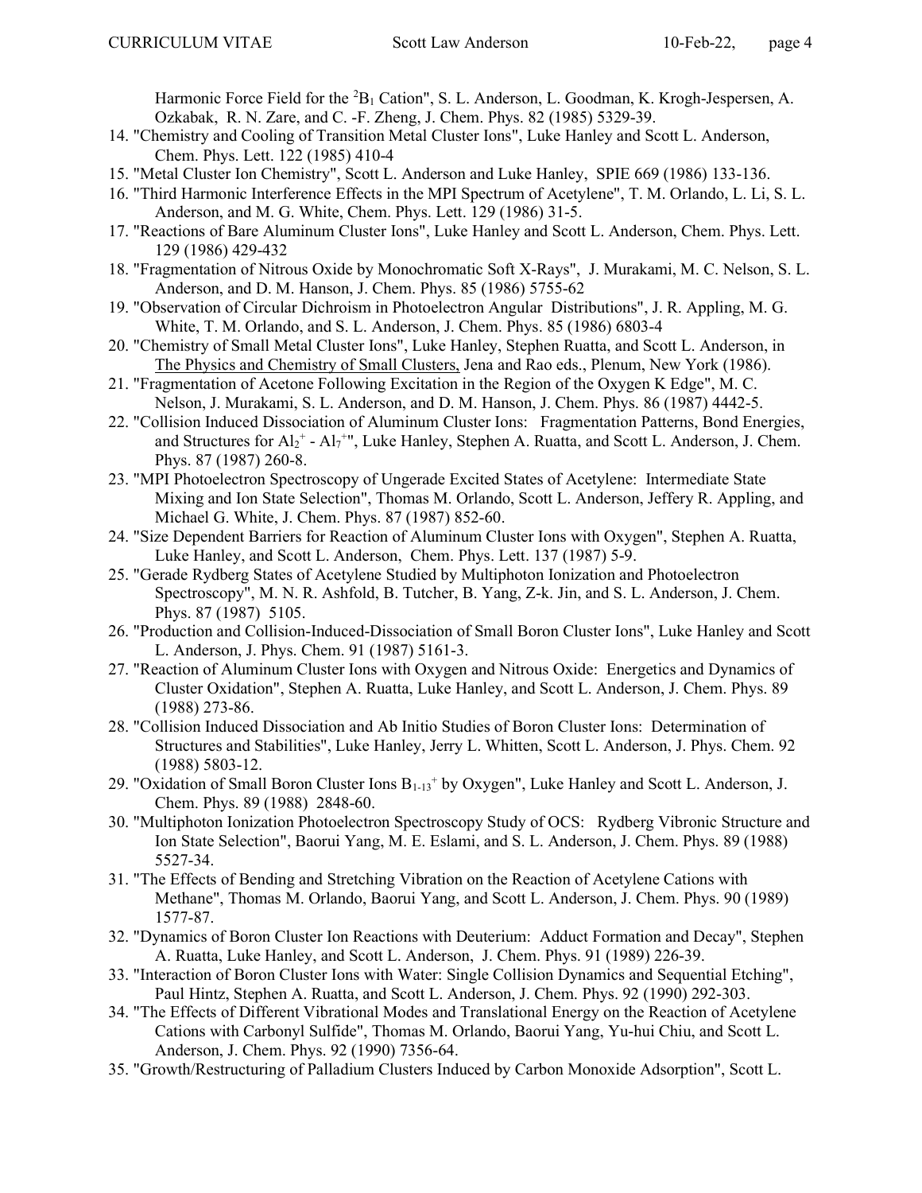Harmonic Force Field for the $^2B_1$ Cation", S. L. Anderson, L. Goodman, K. Krogh-Jespersen, A. Ozkabak, R. N. Zare, and C. -F. Zheng, J. Chem. Phys. 82 (1985) 5329-39.

14. "Chemistry and Cooling of Transition Metal Cluster Ions", Luke Hanley and Scott L. Anderson, Chem. Phys. Lett. 122 (1985) 410-4
15. "Metal Cluster Ion Chemistry", Scott L. Anderson and Luke Hanley, SPIE 669 (1986) 133-136.
16. "Third Harmonic Interference Effects in the MPI Spectrum of Acetylene", T. M. Orlando, L. Li, S. L. Anderson, and M. G. White, Chem. Phys. Lett. 129 (1986) 31-5.
17. "Reactions of Bare Aluminum Cluster Ions", Luke Hanley and Scott L. Anderson, Chem. Phys. Lett. 129 (1986) 429-432
18. "Fragmentation of Nitrous Oxide by Monochromatic Soft X-Rays", J. Murakami, M. C. Nelson, S. L. Anderson, and D. M. Hanson, J. Chem. Phys. 85 (1986) 5755-62
19. "Observation of Circular Dichroism in Photoelectron Angular Distributions", J. R. Appling, M. G. White, T. M. Orlando, and S. L. Anderson, J. Chem. Phys. 85 (1986) 6803-4
20. "Chemistry of Small Metal Cluster Ions", Luke Hanley, Stephen Ruatta, and Scott L. Anderson, in The Physics and Chemistry of Small Clusters, Jena and Rao eds., Plenum, New York (1986).
21. "Fragmentation of Acetone Following Excitation in the Region of the Oxygen K Edge", M. C. Nelson, J. Murakami, S. L. Anderson, and D. M. Hanson, J. Chem. Phys. 86 (1987) 4442-5.
22. "Collision Induced Dissociation of Aluminum Cluster Ions: Fragmentation Patterns, Bond Energies, and Structures for $Al_2^+$ - $Al_7^+$", Luke Hanley, Stephen A. Ruatta, and Scott L. Anderson, J. Chem. Phys. 87 (1987) 260-8.
23. "MPI Photoelectron Spectroscopy of Ungerade Excited States of Acetylene: Intermediate State Mixing and Ion State Selection", Thomas M. Orlando, Scott L. Anderson, Jeffery R. Appling, and Michael G. White, J. Chem. Phys. 87 (1987) 852-60.
24. "Size Dependent Barriers for Reaction of Aluminum Cluster Ions with Oxygen", Stephen A. Ruatta, Luke Hanley, and Scott L. Anderson, Chem. Phys. Lett. 137 (1987) 5-9.
25. "Gerade Rydberg States of Acetylene Studied by Multiphoton Ionization and Photoelectron Spectroscopy", M. N. R. Ashfold, B. Tutcher, B. Yang, Z-k. Jin, and S. L. Anderson, J. Chem. Phys. 87 (1987) 5105.
26. "Production and Collision-Induced-Dissociation of Small Boron Cluster Ions", Luke Hanley and Scott L. Anderson, J. Phys. Chem. 91 (1987) 5161-3.
27. "Reaction of Aluminum Cluster Ions with Oxygen and Nitrous Oxide: Energetics and Dynamics of Cluster Oxidation", Stephen A. Ruatta, Luke Hanley, and Scott L. Anderson, J. Chem. Phys. 89 (1988) 273-86.
28. "Collision Induced Dissociation and Ab Initio Studies of Boron Cluster Ions: Determination of Structures and Stabilities", Luke Hanley, Jerry L. Whitten, Scott L. Anderson, J. Phys. Chem. 92 (1988) 5803-12.
29. "Oxidation of Small Boron Cluster Ions $B_{1-13}^+$ by Oxygen", Luke Hanley and Scott L. Anderson, J. Chem. Phys. 89 (1988) 2848-60.
30. "Multiphoton Ionization Photoelectron Spectroscopy Study of OCS: Rydberg Vibronic Structure and Ion State Selection", Baorui Yang, M. E. Eslami, and S. L. Anderson, J. Chem. Phys. 89 (1988) 5527-34.
31. "The Effects of Bending and Stretching Vibration on the Reaction of Acetylene Cations with Methane", Thomas M. Orlando, Baorui Yang, and Scott L. Anderson, J. Chem. Phys. 90 (1989) 1577-87.
32. "Dynamics of Boron Cluster Ion Reactions with Deuterium: Adduct Formation and Decay", Stephen A. Ruatta, Luke Hanley, and Scott L. Anderson, J. Chem. Phys. 91 (1989) 226-39.
33. "Interaction of Boron Cluster Ions with Water: Single Collision Dynamics and Sequential Etching", Paul Hintz, Stephen A. Ruatta, and Scott L. Anderson, J. Chem. Phys. 92 (1990) 292-303.
34. "The Effects of Different Vibrational Modes and Translational Energy on the Reaction of Acetylene Cations with Carbonyl Sulfide", Thomas M. Orlando, Baorui Yang, Yu-hui Chiu, and Scott L. Anderson, J. Chem. Phys. 92 (1990) 7356-64.
35. "Growth/Restructuring of Palladium Clusters Induced by Carbon Monoxide Adsorption", Scott L.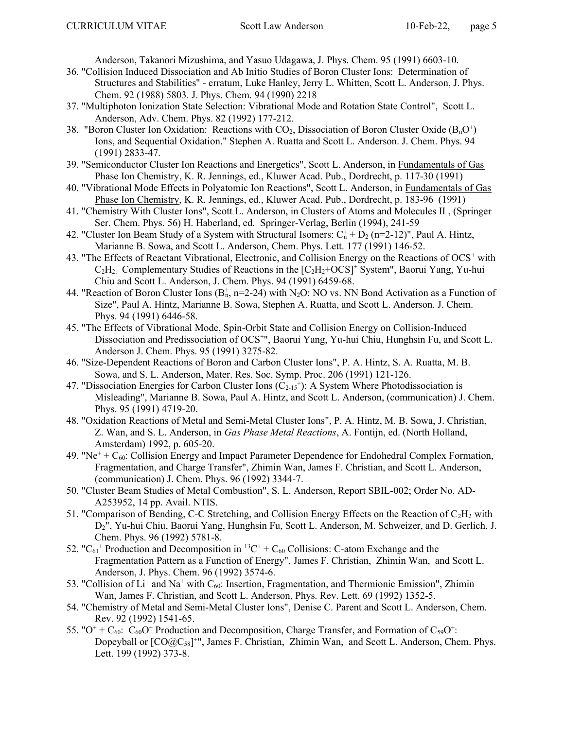Anderson, Takanori Mizushima, and Yasuo Udagawa, J. Phys. Chem. 95 (1991) 6603-10.

36. "Collision Induced Dissociation and Ab Initio Studies of Boron Cluster Ions: Determination of Structures and Stabilities" - erratum, Luke Hanley, Jerry L. Whitten, Scott L. Anderson, J. Phys. Chem. 92 (1988) 5803. J. Phys. Chem. 94 (1990) 2218
37. "Multiphoton Ionization State Selection: Vibrational Mode and Rotation State Control", Scott L. Anderson, Adv. Chem. Phys. 82 (1992) 177-212.
38. "Boron Cluster Ion Oxidation: Reactions with $CO_2$, Dissociation of Boron Cluster Oxide ($B_nO^+$) Ions, and Sequential Oxidation." Stephen A. Ruatta and Scott L. Anderson. J. Chem. Phys. 94 (1991) 2833-47.
39. "Semiconductor Cluster Ion Reactions and Energetics", Scott L. Anderson, in Fundamentals of Gas Phase Ion Chemistry, K. R. Jennings, ed., Kluwer Acad. Pub., Dordrecht, p. 117-30 (1991)
40. "Vibrational Mode Effects in Polyatomic Ion Reactions", Scott L. Anderson, in Fundamentals of Gas Phase Ion Chemistry, K. R. Jennings, ed., Kluwer Acad. Pub., Dordrecht, p. 183-96 (1991)
41. "Chemistry With Cluster Ions", Scott L. Anderson, in Clusters of Atoms and Molecules II , (Springer Ser. Chem. Phys. 56) H. Haberland, ed. Springer-Verlag, Berlin (1994), 241-59
42. "Cluster Ion Beam Study of a System with Structural Isomers: $C_n^+ + D_2$ (n=2-12)", Paul A. Hintz, Marianne B. Sowa, and Scott L. Anderson, Chem. Phys. Lett. 177 (1991) 146-52.
43. "The Effects of Reactant Vibrational, Electronic, and Collision Energy on the Reactions of $OCS^+$ with $C_2H_2$: Complementary Studies of Reactions in the $[C_2H_2+OCS]^+$ System", Baorui Yang, Yu-hui Chiu and Scott L. Anderson, J. Chem. Phys. 94 (1991) 6459-68.
44. "Reaction of Boron Cluster Ions ($B_n^+$, n=2-24) with $N_2O$: NO vs. NN Bond Activation as a Function of Size", Paul A. Hintz, Marianne B. Sowa, Stephen A. Ruatta, and Scott L. Anderson. J. Chem. Phys. 94 (1991) 6446-58.
45. "The Effects of Vibrational Mode, Spin-Orbit State and Collision Energy on Collision-Induced Dissociation and Predissociation of $OCS^+$", Baorui Yang, Yu-hui Chiu, Hunghsin Fu, and Scott L. Anderson J. Chem. Phys. 95 (1991) 3275-82.
46. "Size-Dependent Reactions of Boron and Carbon Cluster Ions", P. A. Hintz, S. A. Ruatta, M. B. Sowa, and S. L. Anderson, Mater. Res. Soc. Symp. Proc. 206 (1991) 121-126.
47. "Dissociation Energies for Carbon Cluster Ions ($C_{2\text{-}15}^+$): A System Where Photodissociation is Misleading", Marianne B. Sowa, Paul A. Hintz, and Scott L. Anderson, (communication) J. Chem. Phys. 95 (1991) 4719-20.
48. "Oxidation Reactions of Metal and Semi-Metal Cluster Ions", P. A. Hintz, M. B. Sowa, J. Christian, Z. Wan, and S. L. Anderson, in *Gas Phase Metal Reactions*, A. Fontijn, ed. (North Holland, Amsterdam) 1992, p. 605-20.
49. "$Ne^+ + C_{60}$: Collision Energy and Impact Parameter Dependence for Endohedral Complex Formation, Fragmentation, and Charge Transfer", Zhimin Wan, James F. Christian, and Scott L. Anderson, (communication) J. Chem. Phys. 96 (1992) 3344-7.
50. "Cluster Beam Studies of Metal Combustion", S. L. Anderson, Report SBIL-002; Order No. AD-A253952, 14 pp. Avail. NTIS.
51. "Comparison of Bending, C-C Stretching, and Collision Energy Effects on the Reaction of $C_2H_2^+$ with $D_2$", Yu-hui Chiu, Baorui Yang, Hunghsin Fu, Scott L. Anderson, M. Schweizer, and D. Gerlich, J. Chem. Phys. 96 (1992) 5781-8.
52. "$C_{61}^+$ Production and Decomposition in $^{13}C^+ + C_{60}$ Collisions: C-atom Exchange and the Fragmentation Pattern as a Function of Energy", James F. Christian, Zhimin Wan, and Scott L. Anderson, J. Phys. Chem. 96 (1992) 3574-6.
53. "Collision of $Li^+$ and $Na^+$ with $C_{60}$: Insertion, Fragmentation, and Thermionic Emission", Zhimin Wan, James F. Christian, and Scott L. Anderson, Phys. Rev. Lett. 69 (1992) 1352-5.
54. "Chemistry of Metal and Semi-Metal Cluster Ions", Denise C. Parent and Scott L. Anderson, Chem. Rev. 92 (1992) 1541-65.
55. "$O^+ + C_{60}$: $C_{60}O^+$ Production and Decomposition, Charge Transfer, and Formation of $C_{59}O^+$: Dopeyball or $[CO@C_{58}]^+$", James F. Christian, Zhimin Wan, and Scott L. Anderson, Chem. Phys. Lett. 199 (1992) 373-8.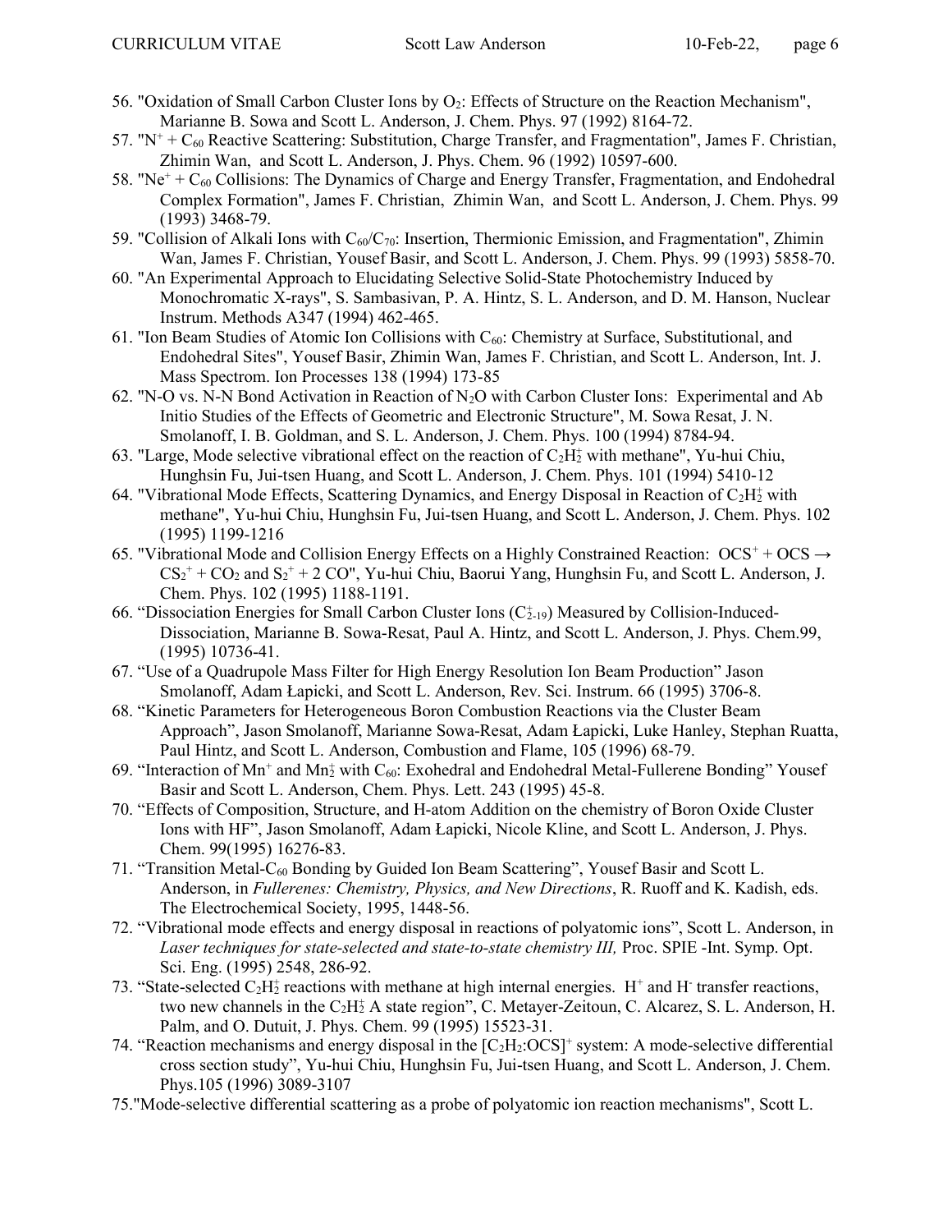56. "Oxidation of Small Carbon Cluster Ions by $O_2$: Effects of Structure on the Reaction Mechanism", Marianne B. Sowa and Scott L. Anderson, J. Chem. Phys. 97 (1992) 8164-72.
57. "$N^+$ + $C_{60}$ Reactive Scattering: Substitution, Charge Transfer, and Fragmentation", James F. Christian, Zhimin Wan, and Scott L. Anderson, J. Phys. Chem. 96 (1992) 10597-600.
58. "$Ne^+$ + $C_{60}$ Collisions: The Dynamics of Charge and Energy Transfer, Fragmentation, and Endohedral Complex Formation", James F. Christian, Zhimin Wan, and Scott L. Anderson, J. Chem. Phys. 99 (1993) 3468-79.
59. "Collision of Alkali Ions with $C_{60}$/$C_{70}$: Insertion, Thermionic Emission, and Fragmentation", Zhimin Wan, James F. Christian, Yousef Basir, and Scott L. Anderson, J. Chem. Phys. 99 (1993) 5858-70.
60. "An Experimental Approach to Elucidating Selective Solid-State Photochemistry Induced by Monochromatic X-rays", S. Sambasivan, P. A. Hintz, S. L. Anderson, and D. M. Hanson, Nuclear Instrum. Methods A347 (1994) 462-465.
61. "Ion Beam Studies of Atomic Ion Collisions with $C_{60}$: Chemistry at Surface, Substitutional, and Endohedral Sites", Yousef Basir, Zhimin Wan, James F. Christian, and Scott L. Anderson, Int. J. Mass Spectrom. Ion Processes 138 (1994) 173-85
62. "N-O vs. N-N Bond Activation in Reaction of $N_2O$ with Carbon Cluster Ions: Experimental and Ab Initio Studies of the Effects of Geometric and Electronic Structure", M. Sowa Resat, J. N. Smolanoff, I. B. Goldman, and S. L. Anderson, J. Chem. Phys. 100 (1994) 8784-94.
63. "Large, Mode selective vibrational effect on the reaction of $C_2H_2^+$ with methane", Yu-hui Chiu, Hunghsin Fu, Jui-tsen Huang, and Scott L. Anderson, J. Chem. Phys. 101 (1994) 5410-12
64. "Vibrational Mode Effects, Scattering Dynamics, and Energy Disposal in Reaction of $C_2H_2^+$ with methane", Yu-hui Chiu, Hunghsin Fu, Jui-tsen Huang, and Scott L. Anderson, J. Chem. Phys. 102 (1995) 1199-1216
65. "Vibrational Mode and Collision Energy Effects on a Highly Constrained Reaction: $OCS^+ + OCS \rightarrow CS_2^+ + CO_2$ and $S_2^+ + 2\ CO$", Yu-hui Chiu, Baorui Yang, Hunghsin Fu, and Scott L. Anderson, J. Chem. Phys. 102 (1995) 1188-1191.
66. "Dissociation Energies for Small Carbon Cluster Ions ($C_{2-19}^+$) Measured by Collision-Induced-Dissociation, Marianne B. Sowa-Resat, Paul A. Hintz, and Scott L. Anderson, J. Phys. Chem.99, (1995) 10736-41.
67. "Use of a Quadrupole Mass Filter for High Energy Resolution Ion Beam Production" Jason Smolanoff, Adam Łapicki, and Scott L. Anderson, Rev. Sci. Instrum. 66 (1995) 3706-8.
68. "Kinetic Parameters for Heterogeneous Boron Combustion Reactions via the Cluster Beam Approach", Jason Smolanoff, Marianne Sowa-Resat, Adam Łapicki, Luke Hanley, Stephan Ruatta, Paul Hintz, and Scott L. Anderson, Combustion and Flame, 105 (1996) 68-79.
69. "Interaction of $Mn^+$ and $Mn_2^+$ with $C_{60}$: Exohedral and Endohedral Metal-Fullerene Bonding" Yousef Basir and Scott L. Anderson, Chem. Phys. Lett. 243 (1995) 45-8.
70. "Effects of Composition, Structure, and H-atom Addition on the chemistry of Boron Oxide Cluster Ions with HF", Jason Smolanoff, Adam Łapicki, Nicole Kline, and Scott L. Anderson, J. Phys. Chem. 99(1995) 16276-83.
71. "Transition Metal-$C_{60}$ Bonding by Guided Ion Beam Scattering", Yousef Basir and Scott L. Anderson, in *Fullerenes: Chemistry, Physics, and New Directions*, R. Ruoff and K. Kadish, eds. The Electrochemical Society, 1995, 1448-56.
72. "Vibrational mode effects and energy disposal in reactions of polyatomic ions", Scott L. Anderson, in *Laser techniques for state-selected and state-to-state chemistry III,* Proc. SPIE -Int. Symp. Opt. Sci. Eng. (1995) 2548, 286-92.
73. "State-selected $C_2H_2^+$ reactions with methane at high internal energies. $H^+$ and $H^-$ transfer reactions, two new channels in the $C_2H_2^+$ A state region", C. Metayer-Zeitoun, C. Alcarez, S. L. Anderson, H. Palm, and O. Dutuit, J. Phys. Chem. 99 (1995) 15523-31.
74. "Reaction mechanisms and energy disposal in the $[C_2H_2{:}OCS]^+$ system: A mode-selective differential cross section study", Yu-hui Chiu, Hunghsin Fu, Jui-tsen Huang, and Scott L. Anderson, J. Chem. Phys.105 (1996) 3089-3107
75. "Mode-selective differential scattering as a probe of polyatomic ion reaction mechanisms", Scott L.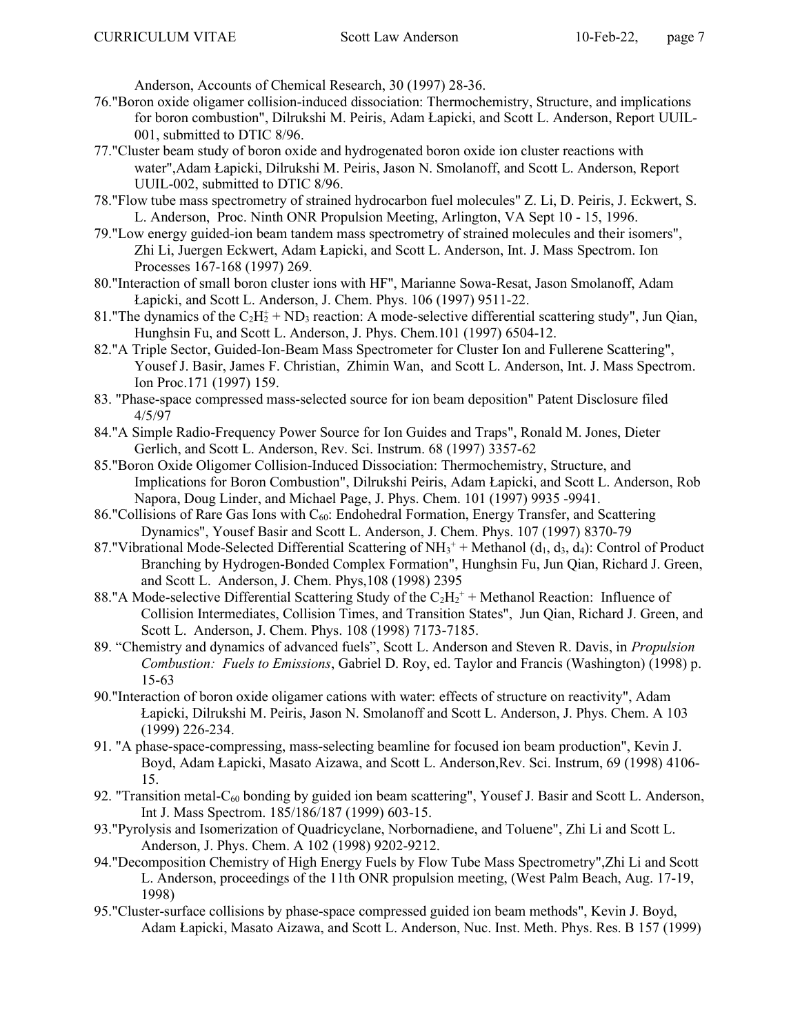Anderson, Accounts of Chemical Research, 30 (1997) 28-36.

76."Boron oxide oligamer collision-induced dissociation: Thermochemistry, Structure, and implications for boron combustion", Dilrukshi M. Peiris, Adam Łapicki, and Scott L. Anderson, Report UUIL-001, submitted to DTIC 8/96.

77."Cluster beam study of boron oxide and hydrogenated boron oxide ion cluster reactions with water",Adam Łapicki, Dilrukshi M. Peiris, Jason N. Smolanoff, and Scott L. Anderson, Report UUIL-002, submitted to DTIC 8/96.

78."Flow tube mass spectrometry of strained hydrocarbon fuel molecules" Z. Li, D. Peiris, J. Eckwert, S. L. Anderson, Proc. Ninth ONR Propulsion Meeting, Arlington, VA Sept 10 - 15, 1996.

79."Low energy guided-ion beam tandem mass spectrometry of strained molecules and their isomers", Zhi Li, Juergen Eckwert, Adam Łapicki, and Scott L. Anderson, Int. J. Mass Spectrom. Ion Processes 167-168 (1997) 269.

80."Interaction of small boron cluster ions with HF", Marianne Sowa-Resat, Jason Smolanoff, Adam Łapicki, and Scott L. Anderson, J. Chem. Phys. 106 (1997) 9511-22.

81."The dynamics of the $C_2H_2^+$ + $ND_3$ reaction: A mode-selective differential scattering study", Jun Qian, Hunghsin Fu, and Scott L. Anderson, J. Phys. Chem.101 (1997) 6504-12.

82."A Triple Sector, Guided-Ion-Beam Mass Spectrometer for Cluster Ion and Fullerene Scattering", Yousef J. Basir, James F. Christian, Zhimin Wan, and Scott L. Anderson, Int. J. Mass Spectrom. Ion Proc.171 (1997) 159.

83. "Phase-space compressed mass-selected source for ion beam deposition" Patent Disclosure filed 4/5/97

84."A Simple Radio-Frequency Power Source for Ion Guides and Traps", Ronald M. Jones, Dieter Gerlich, and Scott L. Anderson, Rev. Sci. Instrum. 68 (1997) 3357-62

85."Boron Oxide Oligomer Collision-Induced Dissociation: Thermochemistry, Structure, and Implications for Boron Combustion", Dilrukshi Peiris, Adam Łapicki, and Scott L. Anderson, Rob Napora, Doug Linder, and Michael Page, J. Phys. Chem. 101 (1997) 9935 -9941.

86."Collisions of Rare Gas Ions with $C_{60}$: Endohedral Formation, Energy Transfer, and Scattering Dynamics", Yousef Basir and Scott L. Anderson, J. Chem. Phys. 107 (1997) 8370-79

87."Vibrational Mode-Selected Differential Scattering of $NH_3^+$ + Methanol ($d_1$, $d_3$, $d_4$): Control of Product Branching by Hydrogen-Bonded Complex Formation", Hunghsin Fu, Jun Qian, Richard J. Green, and Scott L. Anderson, J. Chem. Phys,108 (1998) 2395

88."A Mode-selective Differential Scattering Study of the $C_2H_2^+$ + Methanol Reaction: Influence of Collision Intermediates, Collision Times, and Transition States", Jun Qian, Richard J. Green, and Scott L. Anderson, J. Chem. Phys. 108 (1998) 7173-7185.

89. "Chemistry and dynamics of advanced fuels", Scott L. Anderson and Steven R. Davis, in *Propulsion Combustion: Fuels to Emissions*, Gabriel D. Roy, ed. Taylor and Francis (Washington) (1998) p. 15-63

90."Interaction of boron oxide oligamer cations with water: effects of structure on reactivity", Adam Łapicki, Dilrukshi M. Peiris, Jason N. Smolanoff and Scott L. Anderson, J. Phys. Chem. A 103 (1999) 226-234.

91. "A phase-space-compressing, mass-selecting beamline for focused ion beam production", Kevin J. Boyd, Adam Łapicki, Masato Aizawa, and Scott L. Anderson,Rev. Sci. Instrum, 69 (1998) 4106-15.

92. "Transition metal-$C_{60}$ bonding by guided ion beam scattering", Yousef J. Basir and Scott L. Anderson, Int J. Mass Spectrom. 185/186/187 (1999) 603-15.

93."Pyrolysis and Isomerization of Quadricyclane, Norbornadiene, and Toluene", Zhi Li and Scott L. Anderson, J. Phys. Chem. A 102 (1998) 9202-9212.

94."Decomposition Chemistry of High Energy Fuels by Flow Tube Mass Spectrometry",Zhi Li and Scott L. Anderson, proceedings of the 11th ONR propulsion meeting, (West Palm Beach, Aug. 17-19, 1998)

95."Cluster-surface collisions by phase-space compressed guided ion beam methods", Kevin J. Boyd, Adam Łapicki, Masato Aizawa, and Scott L. Anderson, Nuc. Inst. Meth. Phys. Res. B 157 (1999)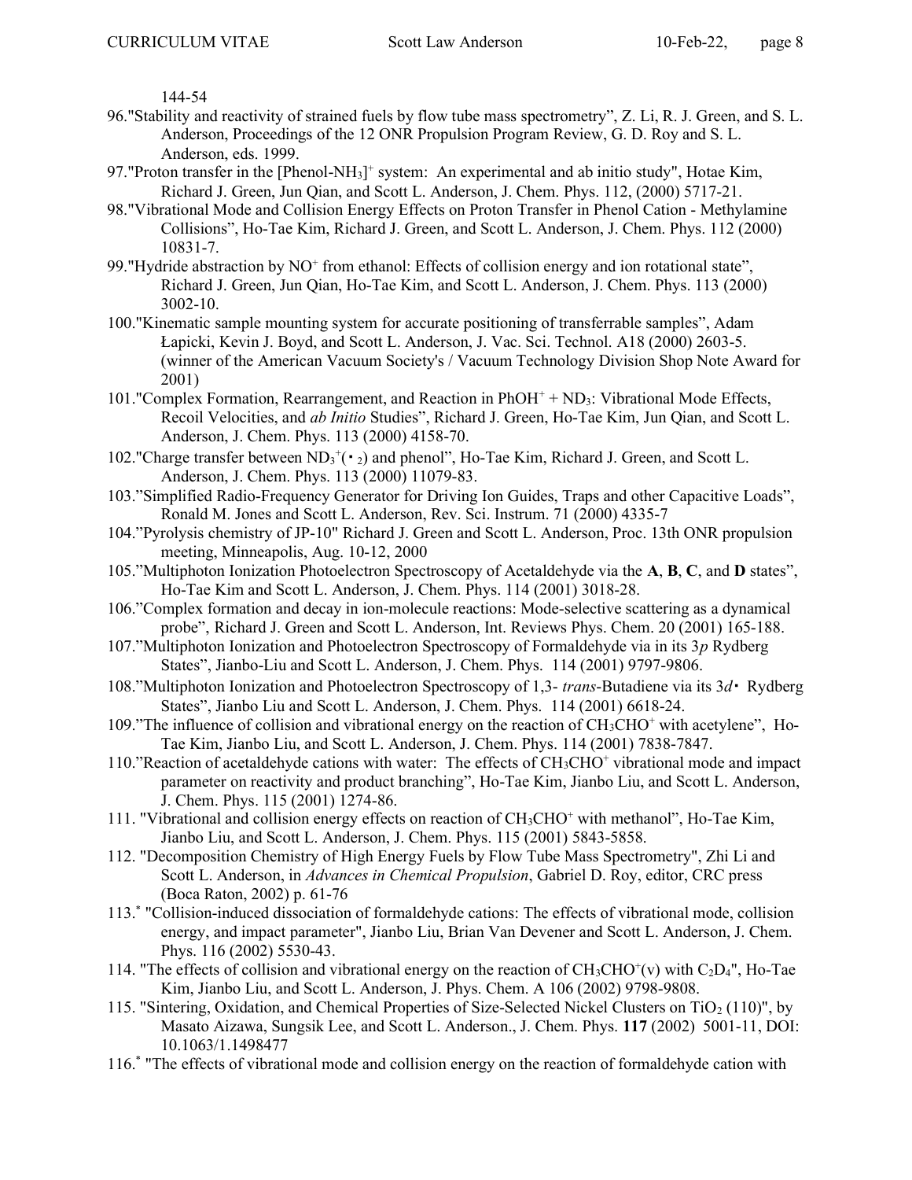144-54

96."Stability and reactivity of strained fuels by flow tube mass spectrometry", Z. Li, R. J. Green, and S. L. Anderson, Proceedings of the 12 ONR Propulsion Program Review, G. D. Roy and S. L. Anderson, eds. 1999.

97."Proton transfer in the $[Phenol\text{-}NH_3]^+$ system: An experimental and ab initio study", Hotae Kim, Richard J. Green, Jun Qian, and Scott L. Anderson, J. Chem. Phys. 112, (2000) 5717-21.

98."Vibrational Mode and Collision Energy Effects on Proton Transfer in Phenol Cation - Methylamine Collisions", Ho-Tae Kim, Richard J. Green, and Scott L. Anderson, J. Chem. Phys. 112 (2000) 10831-7.

99."Hydride abstraction by $NO^+$ from ethanol: Effects of collision energy and ion rotational state", Richard J. Green, Jun Qian, Ho-Tae Kim, and Scott L. Anderson, J. Chem. Phys. 113 (2000) 3002-10.

100."Kinematic sample mounting system for accurate positioning of transferrable samples", Adam Łapicki, Kevin J. Boyd, and Scott L. Anderson, J. Vac. Sci. Technol. A18 (2000) 2603-5. (winner of the American Vacuum Society's / Vacuum Technology Division Shop Note Award for 2001)

101."Complex Formation, Rearrangement, and Reaction in $PhOH^+ + ND_3$: Vibrational Mode Effects, Recoil Velocities, and *ab Initio* Studies", Richard J. Green, Ho-Tae Kim, Jun Qian, and Scott L. Anderson, J. Chem. Phys. 113 (2000) 4158-70.

102."Charge transfer between $ND_3^+(\cdot_2)$ and phenol", Ho-Tae Kim, Richard J. Green, and Scott L. Anderson, J. Chem. Phys. 113 (2000) 11079-83.

103."Simplified Radio-Frequency Generator for Driving Ion Guides, Traps and other Capacitive Loads", Ronald M. Jones and Scott L. Anderson, Rev. Sci. Instrum. 71 (2000) 4335-7

104."Pyrolysis chemistry of JP-10" Richard J. Green and Scott L. Anderson, Proc. 13th ONR propulsion meeting, Minneapolis, Aug. 10-12, 2000

105."Multiphoton Ionization Photoelectron Spectroscopy of Acetaldehyde via the **A**, **B**, **C**, and **D** states", Ho-Tae Kim and Scott L. Anderson, J. Chem. Phys. 114 (2001) 3018-28.

106."Complex formation and decay in ion-molecule reactions: Mode-selective scattering as a dynamical probe", Richard J. Green and Scott L. Anderson, Int. Reviews Phys. Chem. 20 (2001) 165-188.

107."Multiphoton Ionization and Photoelectron Spectroscopy of Formaldehyde via in its 3*p* Rydberg States", Jianbo-Liu and Scott L. Anderson, J. Chem. Phys. 114 (2001) 9797-9806.

108."Multiphoton Ionization and Photoelectron Spectroscopy of 1,3- *trans*-Butadiene via its 3*d*· Rydberg States", Jianbo Liu and Scott L. Anderson, J. Chem. Phys. 114 (2001) 6618-24.

109."The influence of collision and vibrational energy on the reaction of $CH_3CHO^+$ with acetylene", Ho-Tae Kim, Jianbo Liu, and Scott L. Anderson, J. Chem. Phys. 114 (2001) 7838-7847.

110."Reaction of acetaldehyde cations with water: The effects of $CH_3CHO^+$ vibrational mode and impact parameter on reactivity and product branching", Ho-Tae Kim, Jianbo Liu, and Scott L. Anderson, J. Chem. Phys. 115 (2001) 1274-86.

111. "Vibrational and collision energy effects on reaction of $CH_3CHO^+$ with methanol", Ho-Tae Kim, Jianbo Liu, and Scott L. Anderson, J. Chem. Phys. 115 (2001) 5843-5858.

112. "Decomposition Chemistry of High Energy Fuels by Flow Tube Mass Spectrometry", Zhi Li and Scott L. Anderson, in *Advances in Chemical Propulsion*, Gabriel D. Roy, editor, CRC press (Boca Raton, 2002) p. 61-76

113.* "Collision-induced dissociation of formaldehyde cations: The effects of vibrational mode, collision energy, and impact parameter", Jianbo Liu, Brian Van Devener and Scott L. Anderson, J. Chem. Phys. 116 (2002) 5530-43.

114. "The effects of collision and vibrational energy on the reaction of $CH_3CHO^+(v)$ with $C_2D_4$", Ho-Tae Kim, Jianbo Liu, and Scott L. Anderson, J. Phys. Chem. A 106 (2002) 9798-9808.

115. "Sintering, Oxidation, and Chemical Properties of Size-Selected Nickel Clusters on $TiO_2$ (110)", by Masato Aizawa, Sungsik Lee, and Scott L. Anderson., J. Chem. Phys. **117** (2002) 5001-11, DOI: 10.1063/1.1498477

116.* "The effects of vibrational mode and collision energy on the reaction of formaldehyde cation with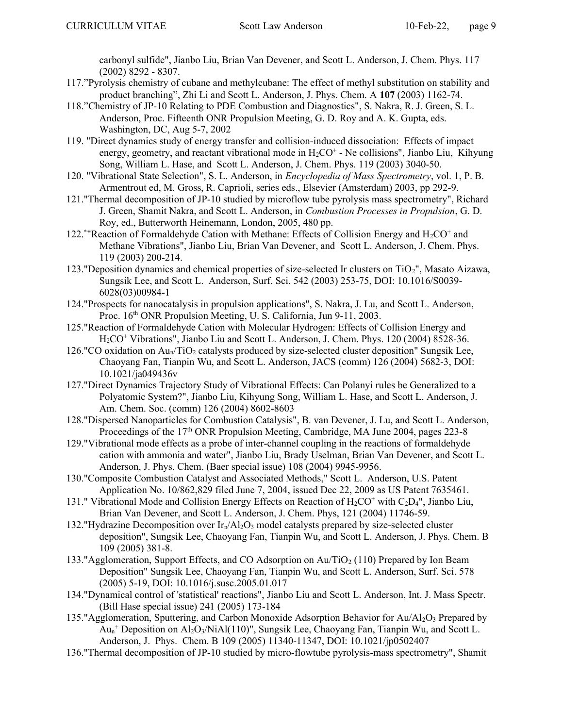carbonyl sulfide", Jianbo Liu, Brian Van Devener, and Scott L. Anderson, J. Chem. Phys. 117 (2002) 8292 - 8307.

117."Pyrolysis chemistry of cubane and methylcubane: The effect of methyl substitution on stability and product branching", Zhi Li and Scott L. Anderson, J. Phys. Chem. A **107** (2003) 1162-74.

118."Chemistry of JP-10 Relating to PDE Combustion and Diagnostics", S. Nakra, R. J. Green, S. L. Anderson, Proc. Fifteenth ONR Propulsion Meeting, G. D. Roy and A. K. Gupta, eds. Washington, DC, Aug 5-7, 2002

119. "Direct dynamics study of energy transfer and collision-induced dissociation: Effects of impact energy, geometry, and reactant vibrational mode in $H_2CO^+$ - Ne collisions", Jianbo Liu, Kihyung Song, William L. Hase, and Scott L. Anderson, J. Chem. Phys. 119 (2003) 3040-50.

120. "Vibrational State Selection", S. L. Anderson, in *Encyclopedia of Mass Spectrometry*, vol. 1, P. B. Armentrout ed, M. Gross, R. Caprioli, series eds., Elsevier (Amsterdam) 2003, pp 292-9.

121."Thermal decomposition of JP-10 studied by microflow tube pyrolysis mass spectrometry", Richard J. Green, Shamit Nakra, and Scott L. Anderson, in *Combustion Processes in Propulsion*, G. D. Roy, ed., Butterworth Heinemann, London, 2005, 480 pp.

122.*"Reaction of Formaldehyde Cation with Methane: Effects of Collision Energy and $H_2CO^+$ and Methane Vibrations", Jianbo Liu, Brian Van Devener, and Scott L. Anderson, J. Chem. Phys. 119 (2003) 200-214.

123."Deposition dynamics and chemical properties of size-selected Ir clusters on $TiO_2$", Masato Aizawa, Sungsik Lee, and Scott L. Anderson, Surf. Sci. 542 (2003) 253-75, DOI: 10.1016/S0039-6028(03)00984-1

124."Prospects for nanocatalysis in propulsion applications", S. Nakra, J. Lu, and Scott L. Anderson, Proc. 16[th] ONR Propulsion Meeting, U. S. California, Jun 9-11, 2003.

125."Reaction of Formaldehyde Cation with Molecular Hydrogen: Effects of Collision Energy and $H_2CO^+$ Vibrations", Jianbo Liu and Scott L. Anderson, J. Chem. Phys. 120 (2004) 8528-36.

126."CO oxidation on $Au_n/TiO_2$ catalysts produced by size-selected cluster deposition" Sungsik Lee, Chaoyang Fan, Tianpin Wu, and Scott L. Anderson, JACS (comm) 126 (2004) 5682-3, DOI: 10.1021/ja049436v

127."Direct Dynamics Trajectory Study of Vibrational Effects: Can Polanyi rules be Generalized to a Polyatomic System?", Jianbo Liu, Kihyung Song, William L. Hase, and Scott L. Anderson, J. Am. Chem. Soc. (comm) 126 (2004) 8602-8603

128."Dispersed Nanoparticles for Combustion Catalysis", B. van Devener, J. Lu, and Scott L. Anderson, Proceedings of the 17[th] ONR Propulsion Meeting, Cambridge, MA June 2004, pages 223-8

129."Vibrational mode effects as a probe of inter-channel coupling in the reactions of formaldehyde cation with ammonia and water", Jianbo Liu, Brady Uselman, Brian Van Devener, and Scott L. Anderson, J. Phys. Chem. (Baer special issue) 108 (2004) 9945-9956.

130."Composite Combustion Catalyst and Associated Methods," Scott L. Anderson, U.S. Patent Application No. 10/862,829 filed June 7, 2004, issued Dec 22, 2009 as US Patent 7635461.

131." Vibrational Mode and Collision Energy Effects on Reaction of $H_2CO^+$ with $C_2D_4$", Jianbo Liu, Brian Van Devener, and Scott L. Anderson, J. Chem. Phys, 121 (2004) 11746-59.

132."Hydrazine Decomposition over $Ir_n/Al_2O_3$ model catalysts prepared by size-selected cluster deposition", Sungsik Lee, Chaoyang Fan, Tianpin Wu, and Scott L. Anderson, J. Phys. Chem. B 109 (2005) 381-8.

133."Agglomeration, Support Effects, and CO Adsorption on $Au/TiO_2$ (110) Prepared by Ion Beam Deposition" Sungsik Lee, Chaoyang Fan, Tianpin Wu, and Scott L. Anderson, Surf. Sci. 578 (2005) 5-19, DOI: 10.1016/j.susc.2005.01.017

134."Dynamical control of 'statistical' reactions", Jianbo Liu and Scott L. Anderson, Int. J. Mass Spectr. (Bill Hase special issue) 241 (2005) 173-184

135."Agglomeration, Sputtering, and Carbon Monoxide Adsorption Behavior for $Au/Al_2O_3$ Prepared by $Au_n^+$ Deposition on $Al_2O_3$/NiAl(110)", Sungsik Lee, Chaoyang Fan, Tianpin Wu, and Scott L. Anderson, J. Phys. Chem. B 109 (2005) 11340-11347, DOI: 10.1021/jp0502407

136."Thermal decomposition of JP-10 studied by micro-flowtube pyrolysis-mass spectrometry", Shamit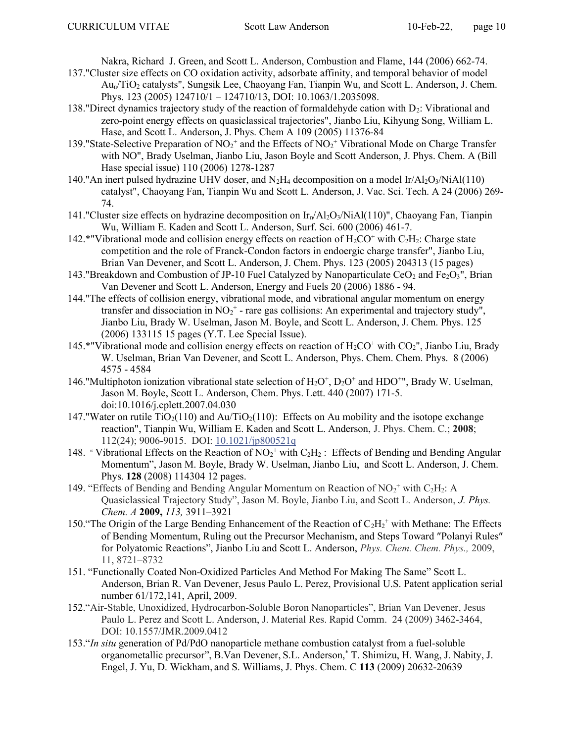Nakra, Richard J. Green, and Scott L. Anderson, Combustion and Flame, 144 (2006) 662-74.

137."Cluster size effects on CO oxidation activity, adsorbate affinity, and temporal behavior of model $Au_n/TiO_2$ catalysts", Sungsik Lee, Chaoyang Fan, Tianpin Wu, and Scott L. Anderson, J. Chem. Phys. 123 (2005) 124710/1 – 124710/13, DOI: 10.1063/1.2035098.

138."Direct dynamics trajectory study of the reaction of formaldehyde cation with $D_2$: Vibrational and zero-point energy effects on quasiclassical trajectories", Jianbo Liu, Kihyung Song, William L. Hase, and Scott L. Anderson, J. Phys. Chem A 109 (2005) 11376-84

139."State-Selective Preparation of $NO_2^+$ and the Effects of $NO_2^+$ Vibrational Mode on Charge Transfer with NO", Brady Uselman, Jianbo Liu, Jason Boyle and Scott Anderson, J. Phys. Chem. A (Bill Hase special issue) 110 (2006) 1278-1287

140."An inert pulsed hydrazine UHV doser, and $N_2H_4$ decomposition on a model $Ir/Al_2O_3/NiAl(110)$ catalyst", Chaoyang Fan, Tianpin Wu and Scott L. Anderson, J. Vac. Sci. Tech. A 24 (2006) 269-74.

141."Cluster size effects on hydrazine decomposition on $Ir_n/Al_2O_3/NiAl(110)$", Chaoyang Fan, Tianpin Wu, William E. Kaden and Scott L. Anderson, Surf. Sci. 600 (2006) 461-7.

142.*"Vibrational mode and collision energy effects on reaction of $H_2CO^+$ with $C_2H_2$: Charge state competition and the role of Franck-Condon factors in endoergic charge transfer", Jianbo Liu, Brian Van Devener, and Scott L. Anderson, J. Chem. Phys. 123 (2005) 204313 (15 pages)

143."Breakdown and Combustion of JP-10 Fuel Catalyzed by Nanoparticulate $CeO_2$ and $Fe_2O_3$", Brian Van Devener and Scott L. Anderson, Energy and Fuels 20 (2006) 1886 - 94.

144."The effects of collision energy, vibrational mode, and vibrational angular momentum on energy transfer and dissociation in $NO_2^+$ - rare gas collisions: An experimental and trajectory study", Jianbo Liu, Brady W. Uselman, Jason M. Boyle, and Scott L. Anderson, J. Chem. Phys. 125 (2006) 133115 15 pages (Y.T. Lee Special Issue).

145.*"Vibrational mode and collision energy effects on reaction of $H_2CO^+$ with $CO_2$", Jianbo Liu, Brady W. Uselman, Brian Van Devener, and Scott L. Anderson, Phys. Chem. Chem. Phys. 8 (2006) 4575 - 4584

146."Multiphoton ionization vibrational state selection of $H_2O^+$, $D_2O^+$ and $HDO^+$", Brady W. Uselman, Jason M. Boyle, Scott L. Anderson, Chem. Phys. Lett. 440 (2007) 171-5. doi:10.1016/j.cplett.2007.04.030

147."Water on rutile $TiO_2(110)$ and $Au/TiO_2(110)$: Effects on Au mobility and the isotope exchange reaction", Tianpin Wu, William E. Kaden and Scott L. Anderson, J. Phys. Chem. C.; **2008**; 112(24); 9006-9015. DOI: 10.1021/jp800521q

148. " Vibrational Effects on the Reaction of $NO_2^+$ with $C_2H_2$ : Effects of Bending and Bending Angular Momentum", Jason M. Boyle, Brady W. Uselman, Jianbo Liu, and Scott L. Anderson, J. Chem. Phys. **128** (2008) 114304 12 pages.

149. "Effects of Bending and Bending Angular Momentum on Reaction of $NO_2^+$ with $C_2H_2$: A Quasiclassical Trajectory Study", Jason M. Boyle, Jianbo Liu, and Scott L. Anderson, *J. Phys. Chem. A* **2009,** *113,* 3911–3921

150."The Origin of the Large Bending Enhancement of the Reaction of $C_2H_2^+$ with Methane: The Effects of Bending Momentum, Ruling out the Precursor Mechanism, and Steps Toward "Polanyi Rules" for Polyatomic Reactions", Jianbo Liu and Scott L. Anderson, *Phys. Chem. Chem. Phys.,* 2009, 11, 8721–8732

151. "Functionally Coated Non-Oxidized Particles And Method For Making The Same" Scott L. Anderson, Brian R. Van Devener, Jesus Paulo L. Perez, Provisional U.S. Patent application serial number 61/172,141, April, 2009.

152."Air-Stable, Unoxidized, Hydrocarbon-Soluble Boron Nanoparticles", Brian Van Devener, Jesus Paulo L. Perez and Scott L. Anderson, J. Material Res. Rapid Comm. 24 (2009) 3462-3464, DOI: 10.1557/JMR.2009.0412

153."*In situ* generation of Pd/PdO nanoparticle methane combustion catalyst from a fuel-soluble organometallic precursor", B.Van Devener, S.L. Anderson,* T. Shimizu, H. Wang, J. Nabity, J. Engel, J. Yu, D. Wickham, and S. Williams, J. Phys. Chem. C **113** (2009) 20632-20639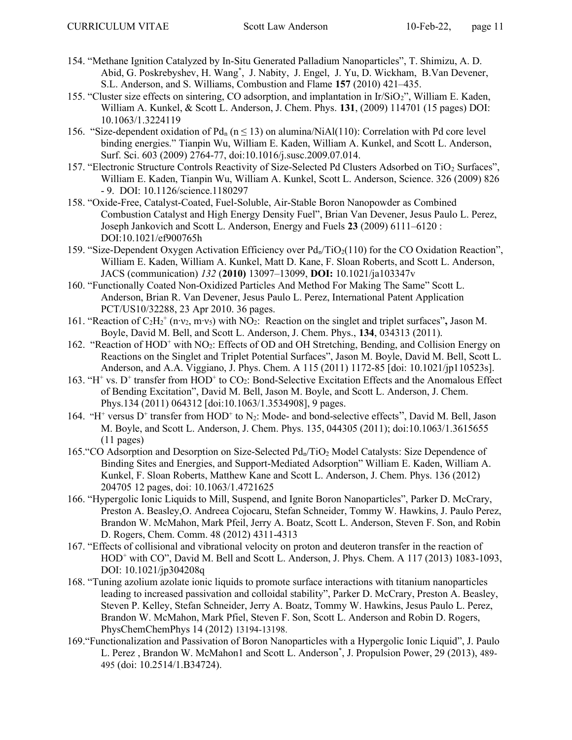154. "Methane Ignition Catalyzed by In-Situ Generated Palladium Nanoparticles", T. Shimizu, A. D. Abid, G. Poskrebyshev, H. Wang*, J. Nabity, J. Engel, J. Yu, D. Wickham, B.Van Devener, S.L. Anderson, and S. Williams, Combustion and Flame **157** (2010) 421–435.

155. "Cluster size effects on sintering, CO adsorption, and implantation in $Ir/SiO_2$", William E. Kaden, William A. Kunkel, & Scott L. Anderson, J. Chem. Phys. **131**, (2009) 114701 (15 pages) DOI: 10.1063/1.3224119

156. "Size-dependent oxidation of $Pd_n$ ($n \leq 13$) on alumina/NiAl(110): Correlation with Pd core level binding energies." Tianpin Wu, William E. Kaden, William A. Kunkel, and Scott L. Anderson, Surf. Sci. 603 (2009) 2764-77, doi:10.1016/j.susc.2009.07.014.

157. "Electronic Structure Controls Reactivity of Size-Selected Pd Clusters Adsorbed on $TiO_2$ Surfaces", William E. Kaden, Tianpin Wu, William A. Kunkel, Scott L. Anderson, Science. 326 (2009) 826 - 9. DOI: 10.1126/science.1180297

158. "Oxide-Free, Catalyst-Coated, Fuel-Soluble, Air-Stable Boron Nanopowder as Combined Combustion Catalyst and High Energy Density Fuel", Brian Van Devener, Jesus Paulo L. Perez, Joseph Jankovich and Scott L. Anderson, Energy and Fuels **23** (2009) 6111–6120 : DOI:10.1021/ef900765h

159. "Size-Dependent Oxygen Activation Efficiency over $Pd_n/TiO_2(110)$ for the CO Oxidation Reaction", William E. Kaden, William A. Kunkel, Matt D. Kane, F. Sloan Roberts, and Scott L. Anderson, JACS (communication) *132* (**2010**) 13097–13099, **DOI:** 10.1021/ja103347v

160. "Functionally Coated Non-Oxidized Particles And Method For Making The Same" Scott L. Anderson, Brian R. Van Devener, Jesus Paulo L. Perez, International Patent Application PCT/US10/32288, 23 Apr 2010. 36 pages.

161. "Reaction of $C_2H_2^+$ ($n\cdot\nu_2$, $m\cdot\nu_5$) with $NO_2$: Reaction on the singlet and triplet surfaces"**,** Jason M. Boyle, David M. Bell, and Scott L. Anderson, J. Chem. Phys., **134**, 034313 (2011).

162. "Reaction of $HOD^+$ with $NO_2$: Effects of OD and OH Stretching, Bending, and Collision Energy on Reactions on the Singlet and Triplet Potential Surfaces", Jason M. Boyle, David M. Bell, Scott L. Anderson, and A.A. Viggiano, J. Phys. Chem. A 115 (2011) 1172-85 [doi: 10.1021/jp110523s].

163. "$H^+$ vs. $D^+$ transfer from $HOD^+$ to $CO_2$: Bond-Selective Excitation Effects and the Anomalous Effect of Bending Excitation", David M. Bell, Jason M. Boyle, and Scott L. Anderson, J. Chem. Phys.134 (2011) 064312 [doi:10.1063/1.3534908], 9 pages.

164. "$H^+$ versus $D^+$ transfer from $HOD^+$ to $N_2$: Mode- and bond-selective effects", David M. Bell, Jason M. Boyle, and Scott L. Anderson, J. Chem. Phys. 135, 044305 (2011); doi:10.1063/1.3615655 (11 pages)

165. "CO Adsorption and Desorption on Size-Selected $Pd_n/TiO_2$ Model Catalysts: Size Dependence of Binding Sites and Energies, and Support-Mediated Adsorption" William E. Kaden, William A. Kunkel, F. Sloan Roberts, Matthew Kane and Scott L. Anderson, J. Chem. Phys. 136 (2012) 204705 12 pages, doi: 10.1063/1.4721625

166. "Hypergolic Ionic Liquids to Mill, Suspend, and Ignite Boron Nanoparticles", Parker D. McCrary, Preston A. Beasley,O. Andreea Cojocaru, Stefan Schneider, Tommy W. Hawkins, J. Paulo Perez, Brandon W. McMahon, Mark Pfeil, Jerry A. Boatz, Scott L. Anderson, Steven F. Son, and Robin D. Rogers, Chem. Comm. 48 (2012) 4311-4313

167. "Effects of collisional and vibrational velocity on proton and deuteron transfer in the reaction of $HOD^+$ with CO", David M. Bell and Scott L. Anderson, J. Phys. Chem. A 117 (2013) 1083-1093, DOI: 10.1021/jp304208q

168. "Tuning azolium azolate ionic liquids to promote surface interactions with titanium nanoparticles leading to increased passivation and colloidal stability", Parker D. McCrary, Preston A. Beasley, Steven P. Kelley, Stefan Schneider, Jerry A. Boatz, Tommy W. Hawkins, Jesus Paulo L. Perez, Brandon W. McMahon, Mark Pfiel, Steven F. Son, Scott L. Anderson and Robin D. Rogers, PhysChemChemPhys 14 (2012) 13194-13198.

169. "Functionalization and Passivation of Boron Nanoparticles with a Hypergolic Ionic Liquid", J. Paulo L. Perez , Brandon W. McMahon1 and Scott L. Anderson*, J. Propulsion Power, 29 (2013), 489-495 (doi: 10.2514/1.B34724).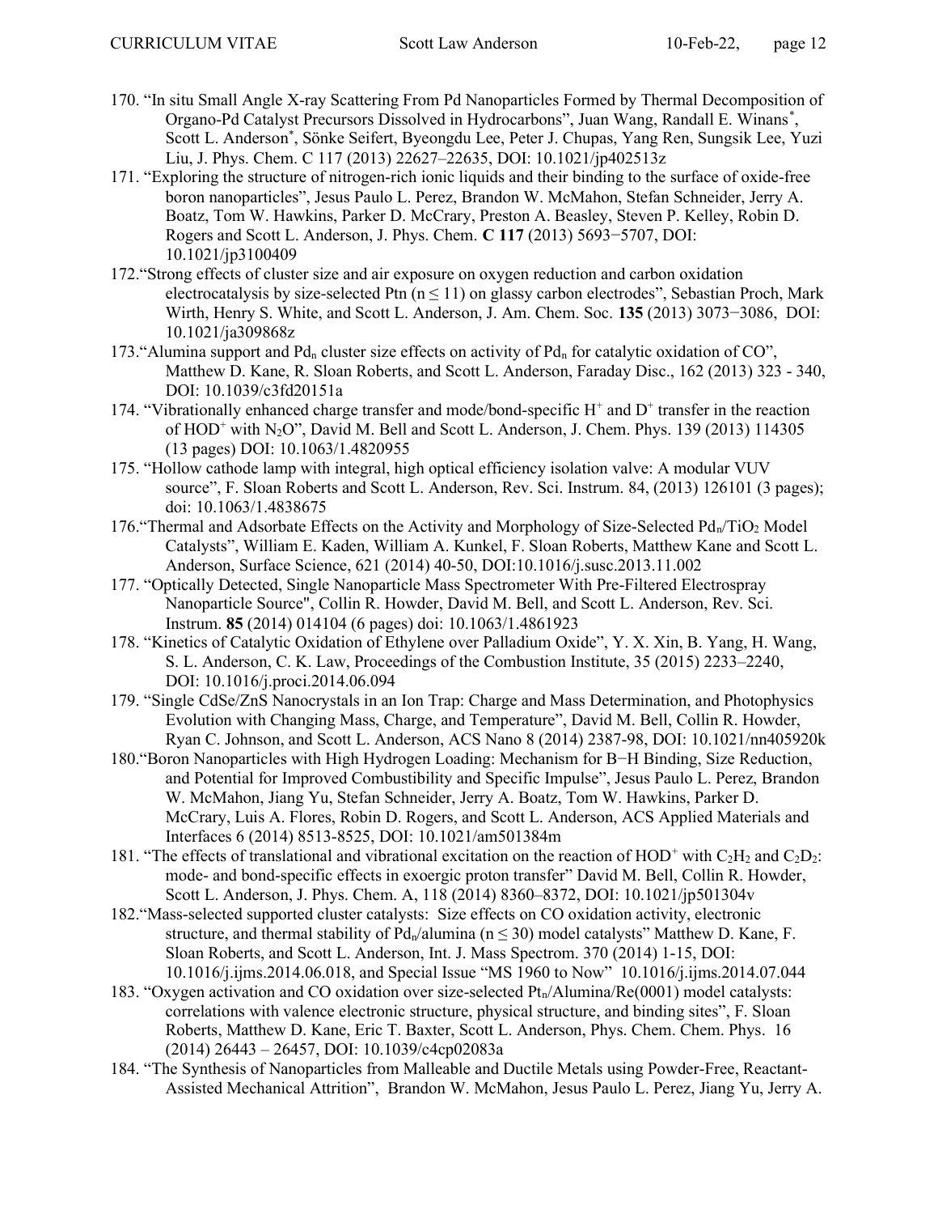170. "In situ Small Angle X-ray Scattering From Pd Nanoparticles Formed by Thermal Decomposition of Organo-Pd Catalyst Precursors Dissolved in Hydrocarbons", Juan Wang, Randall E. Winans*, Scott L. Anderson*, Sönke Seifert, Byeongdu Lee, Peter J. Chupas, Yang Ren, Sungsik Lee, Yuzi Liu, J. Phys. Chem. C 117 (2013) 22627–22635, DOI: 10.1021/jp402513z
171. "Exploring the structure of nitrogen-rich ionic liquids and their binding to the surface of oxide-free boron nanoparticles", Jesus Paulo L. Perez, Brandon W. McMahon, Stefan Schneider, Jerry A. Boatz, Tom W. Hawkins, Parker D. McCrary, Preston A. Beasley, Steven P. Kelley, Robin D. Rogers and Scott L. Anderson, J. Phys. Chem. **C 117** (2013) 5693−5707, DOI: 10.1021/jp3100409
172. "Strong effects of cluster size and air exposure on oxygen reduction and carbon oxidation electrocatalysis by size-selected Ptn ($n \leq 11$) on glassy carbon electrodes", Sebastian Proch, Mark Wirth, Henry S. White, and Scott L. Anderson, J. Am. Chem. Soc. **135** (2013) 3073−3086, DOI: 10.1021/ja309868z
173. "Alumina support and $Pd_n$ cluster size effects on activity of $Pd_n$ for catalytic oxidation of CO", Matthew D. Kane, R. Sloan Roberts, and Scott L. Anderson, Faraday Disc., 162 (2013) 323 - 340, DOI: 10.1039/c3fd20151a
174. "Vibrationally enhanced charge transfer and mode/bond-specific $H^+$ and $D^+$ transfer in the reaction of $HOD^+$ with $N_2O$", David M. Bell and Scott L. Anderson, J. Chem. Phys. 139 (2013) 114305 (13 pages) DOI: 10.1063/1.4820955
175. "Hollow cathode lamp with integral, high optical efficiency isolation valve: A modular VUV source", F. Sloan Roberts and Scott L. Anderson, Rev. Sci. Instrum. 84, (2013) 126101 (3 pages); doi: 10.1063/1.4838675
176. "Thermal and Adsorbate Effects on the Activity and Morphology of Size-Selected $Pd_n/TiO_2$ Model Catalysts", William E. Kaden, William A. Kunkel, F. Sloan Roberts, Matthew Kane and Scott L. Anderson, Surface Science, 621 (2014) 40-50, DOI:10.1016/j.susc.2013.11.002
177. "Optically Detected, Single Nanoparticle Mass Spectrometer With Pre-Filtered Electrospray Nanoparticle Source", Collin R. Howder, David M. Bell, and Scott L. Anderson, Rev. Sci. Instrum. **85** (2014) 014104 (6 pages) doi: 10.1063/1.4861923
178. "Kinetics of Catalytic Oxidation of Ethylene over Palladium Oxide", Y. X. Xin, B. Yang, H. Wang, S. L. Anderson, C. K. Law, Proceedings of the Combustion Institute, 35 (2015) 2233–2240, DOI: 10.1016/j.proci.2014.06.094
179. "Single CdSe/ZnS Nanocrystals in an Ion Trap: Charge and Mass Determination, and Photophysics Evolution with Changing Mass, Charge, and Temperature", David M. Bell, Collin R. Howder, Ryan C. Johnson, and Scott L. Anderson, ACS Nano 8 (2014) 2387-98, DOI: 10.1021/nn405920k
180. "Boron Nanoparticles with High Hydrogen Loading: Mechanism for B−H Binding, Size Reduction, and Potential for Improved Combustibility and Specific Impulse", Jesus Paulo L. Perez, Brandon W. McMahon, Jiang Yu, Stefan Schneider, Jerry A. Boatz, Tom W. Hawkins, Parker D. McCrary, Luis A. Flores, Robin D. Rogers, and Scott L. Anderson, ACS Applied Materials and Interfaces 6 (2014) 8513-8525, DOI: 10.1021/am501384m
181. "The effects of translational and vibrational excitation on the reaction of $HOD^+$ with $C_2H_2$ and $C_2D_2$: mode- and bond-specific effects in exoergic proton transfer" David M. Bell, Collin R. Howder, Scott L. Anderson, J. Phys. Chem. A, 118 (2014) 8360–8372, DOI: 10.1021/jp501304v
182. "Mass-selected supported cluster catalysts: Size effects on CO oxidation activity, electronic structure, and thermal stability of $Pd_n$/alumina ($n \leq 30$) model catalysts" Matthew D. Kane, F. Sloan Roberts, and Scott L. Anderson, Int. J. Mass Spectrom. 370 (2014) 1-15, DOI: 10.1016/j.ijms.2014.06.018, and Special Issue "MS 1960 to Now" 10.1016/j.ijms.2014.07.044
183. "Oxygen activation and CO oxidation over size-selected $Pt_n$/Alumina/Re(0001) model catalysts: correlations with valence electronic structure, physical structure, and binding sites", F. Sloan Roberts, Matthew D. Kane, Eric T. Baxter, Scott L. Anderson, Phys. Chem. Chem. Phys. 16 (2014) 26443 – 26457, DOI: 10.1039/c4cp02083a
184. "The Synthesis of Nanoparticles from Malleable and Ductile Metals using Powder-Free, Reactant-Assisted Mechanical Attrition", Brandon W. McMahon, Jesus Paulo L. Perez, Jiang Yu, Jerry A.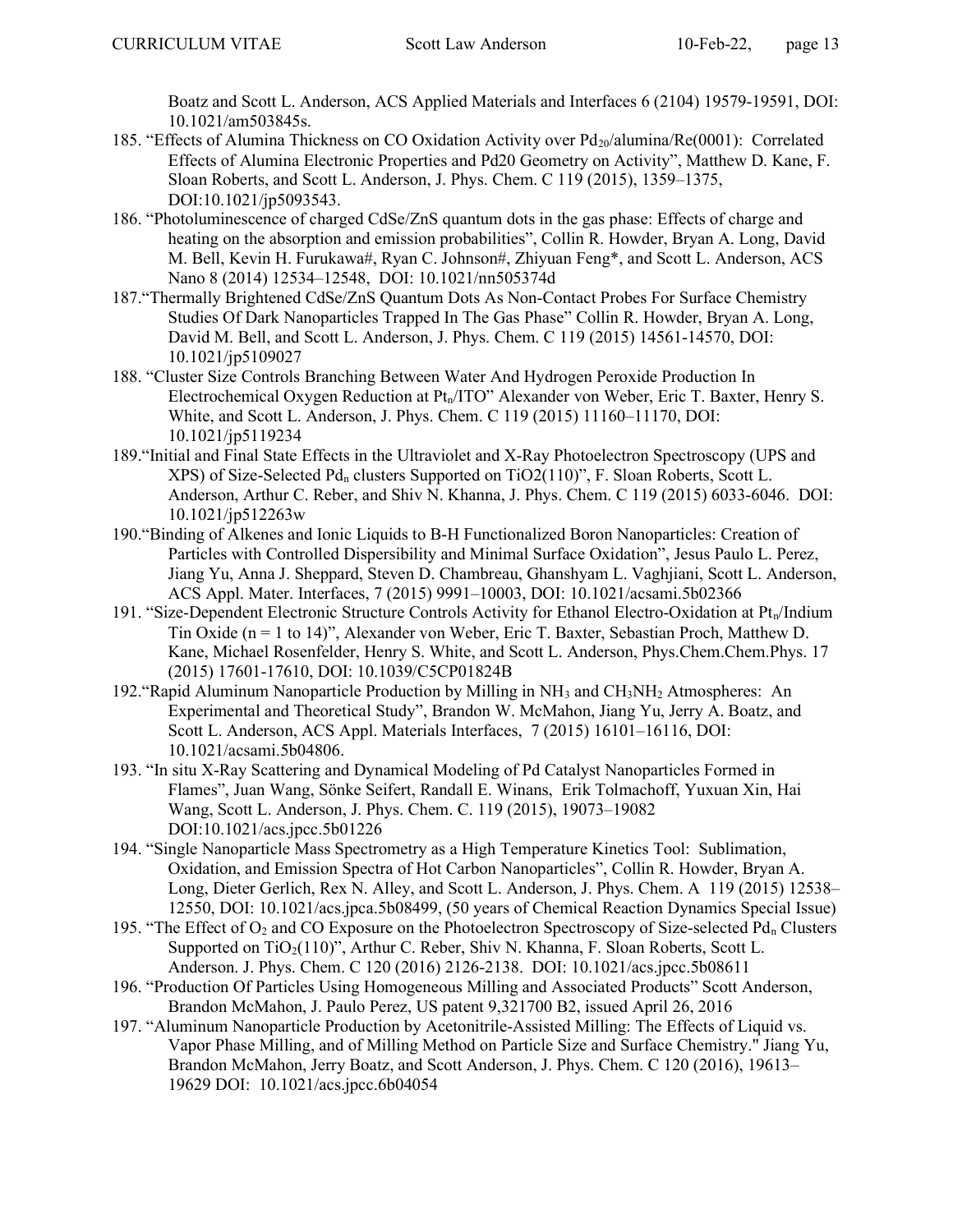Boatz and Scott L. Anderson, ACS Applied Materials and Interfaces 6 (2104) 19579-19591, DOI: 10.1021/am503845s.

185. "Effects of Alumina Thickness on CO Oxidation Activity over $Pd_{20}$/alumina/Re(0001): Correlated Effects of Alumina Electronic Properties and Pd20 Geometry on Activity", Matthew D. Kane, F. Sloan Roberts, and Scott L. Anderson, J. Phys. Chem. C 119 (2015), 1359–1375, DOI:10.1021/jp5093543.
186. "Photoluminescence of charged CdSe/ZnS quantum dots in the gas phase: Effects of charge and heating on the absorption and emission probabilities", Collin R. Howder, Bryan A. Long, David M. Bell, Kevin H. Furukawa#, Ryan C. Johnson#, Zhiyuan Feng*, and Scott L. Anderson, ACS Nano 8 (2014) 12534–12548, DOI: 10.1021/nn505374d
187. "Thermally Brightened CdSe/ZnS Quantum Dots As Non-Contact Probes For Surface Chemistry Studies Of Dark Nanoparticles Trapped In The Gas Phase" Collin R. Howder, Bryan A. Long, David M. Bell, and Scott L. Anderson, J. Phys. Chem. C 119 (2015) 14561-14570, DOI: 10.1021/jp5109027
188. "Cluster Size Controls Branching Between Water And Hydrogen Peroxide Production In Electrochemical Oxygen Reduction at $Pt_n$/ITO" Alexander von Weber, Eric T. Baxter, Henry S. White, and Scott L. Anderson, J. Phys. Chem. C 119 (2015) 11160–11170, DOI: 10.1021/jp5119234
189. "Initial and Final State Effects in the Ultraviolet and X-Ray Photoelectron Spectroscopy (UPS and XPS) of Size-Selected $Pd_n$ clusters Supported on TiO2(110)", F. Sloan Roberts, Scott L. Anderson, Arthur C. Reber, and Shiv N. Khanna, J. Phys. Chem. C 119 (2015) 6033-6046. DOI: 10.1021/jp512263w
190. "Binding of Alkenes and Ionic Liquids to B-H Functionalized Boron Nanoparticles: Creation of Particles with Controlled Dispersibility and Minimal Surface Oxidation", Jesus Paulo L. Perez, Jiang Yu, Anna J. Sheppard, Steven D. Chambreau, Ghanshyam L. Vaghjiani, Scott L. Anderson, ACS Appl. Mater. Interfaces, 7 (2015) 9991–10003, DOI: 10.1021/acsami.5b02366
191. "Size-Dependent Electronic Structure Controls Activity for Ethanol Electro-Oxidation at $Pt_n$/Indium Tin Oxide (n = 1 to 14)", Alexander von Weber, Eric T. Baxter, Sebastian Proch, Matthew D. Kane, Michael Rosenfelder, Henry S. White, and Scott L. Anderson, Phys.Chem.Chem.Phys. 17 (2015) 17601-17610, DOI: 10.1039/C5CP01824B
192. "Rapid Aluminum Nanoparticle Production by Milling in $NH_3$ and $CH_3NH_2$ Atmospheres: An Experimental and Theoretical Study", Brandon W. McMahon, Jiang Yu, Jerry A. Boatz, and Scott L. Anderson, ACS Appl. Materials Interfaces, 7 (2015) 16101–16116, DOI: 10.1021/acsami.5b04806.
193. "In situ X-Ray Scattering and Dynamical Modeling of Pd Catalyst Nanoparticles Formed in Flames", Juan Wang, Sönke Seifert, Randall E. Winans, Erik Tolmachoff, Yuxuan Xin, Hai Wang, Scott L. Anderson, J. Phys. Chem. C. 119 (2015), 19073–19082 DOI:10.1021/acs.jpcc.5b01226
194. "Single Nanoparticle Mass Spectrometry as a High Temperature Kinetics Tool: Sublimation, Oxidation, and Emission Spectra of Hot Carbon Nanoparticles", Collin R. Howder, Bryan A. Long, Dieter Gerlich, Rex N. Alley, and Scott L. Anderson, J. Phys. Chem. A 119 (2015) 12538–12550, DOI: 10.1021/acs.jpca.5b08499, (50 years of Chemical Reaction Dynamics Special Issue)
195. "The Effect of $O_2$ and CO Exposure on the Photoelectron Spectroscopy of Size-selected $Pd_n$ Clusters Supported on $TiO_2$(110)", Arthur C. Reber, Shiv N. Khanna, F. Sloan Roberts, Scott L. Anderson. J. Phys. Chem. C 120 (2016) 2126-2138. DOI: 10.1021/acs.jpcc.5b08611
196. "Production Of Particles Using Homogeneous Milling and Associated Products" Scott Anderson, Brandon McMahon, J. Paulo Perez, US patent 9,321700 B2, issued April 26, 2016
197. "Aluminum Nanoparticle Production by Acetonitrile-Assisted Milling: The Effects of Liquid vs. Vapor Phase Milling, and of Milling Method on Particle Size and Surface Chemistry." Jiang Yu, Brandon McMahon, Jerry Boatz, and Scott Anderson, J. Phys. Chem. C 120 (2016), 19613–19629 DOI: 10.1021/acs.jpcc.6b04054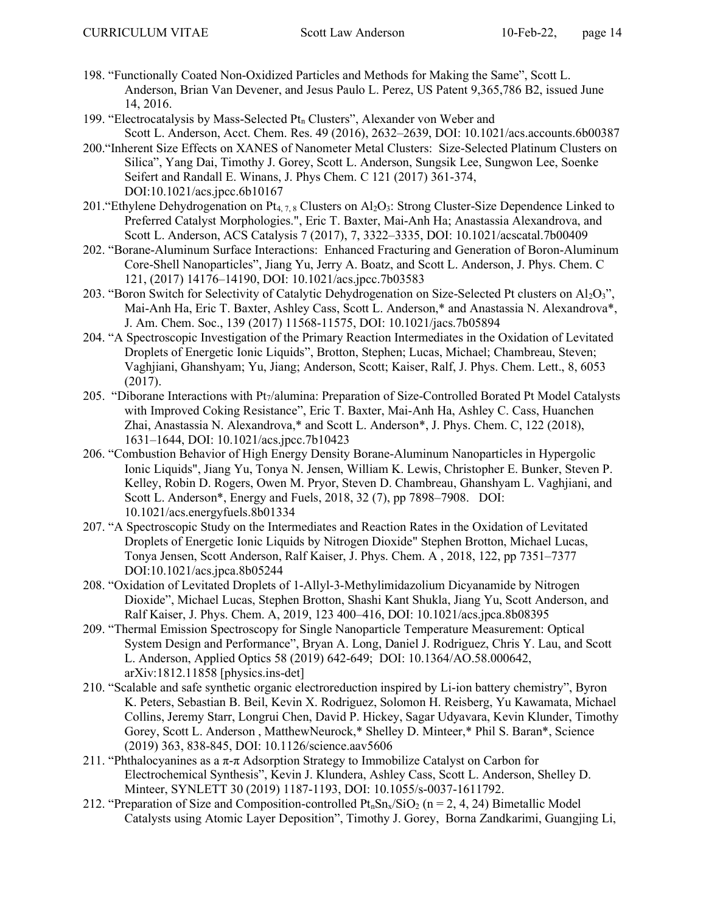198. “Functionally Coated Non-Oxidized Particles and Methods for Making the Same”, Scott L. Anderson, Brian Van Devener, and Jesus Paulo L. Perez, US Patent 9,365,786 B2, issued June 14, 2016.
199. “Electrocatalysis by Mass-Selected $Pt_n$ Clusters”, Alexander von Weber and Scott L. Anderson, Acct. Chem. Res. 49 (2016), 2632–2639, DOI: 10.1021/acs.accounts.6b00387
200. “Inherent Size Effects on XANES of Nanometer Metal Clusters: Size-Selected Platinum Clusters on Silica”, Yang Dai, Timothy J. Gorey, Scott L. Anderson, Sungsik Lee, Sungwon Lee, Soenke Seifert and Randall E. Winans, J. Phys Chem. C 121 (2017) 361-374, DOI:10.1021/acs.jpcc.6b10167
201. “Ethylene Dehydrogenation on $Pt_{4,7,8}$ Clusters on $Al_2O_3$: Strong Cluster-Size Dependence Linked to Preferred Catalyst Morphologies.", Eric T. Baxter, Mai-Anh Ha; Anastassia Alexandrova, and Scott L. Anderson, ACS Catalysis 7 (2017), 7, 3322–3335, DOI: 10.1021/acscatal.7b00409
202. “Borane-Aluminum Surface Interactions: Enhanced Fracturing and Generation of Boron-Aluminum Core-Shell Nanoparticles”, Jiang Yu, Jerry A. Boatz, and Scott L. Anderson, J. Phys. Chem. C 121, (2017) 14176–14190, DOI: 10.1021/acs.jpcc.7b03583
203. “Boron Switch for Selectivity of Catalytic Dehydrogenation on Size-Selected Pt clusters on $Al_2O_3$”, Mai-Anh Ha, Eric T. Baxter, Ashley Cass, Scott L. Anderson,* and Anastassia N. Alexandrova*, J. Am. Chem. Soc., 139 (2017) 11568-11575, DOI: 10.1021/jacs.7b05894
204. “A Spectroscopic Investigation of the Primary Reaction Intermediates in the Oxidation of Levitated Droplets of Energetic Ionic Liquids”, Brotton, Stephen; Lucas, Michael; Chambreau, Steven; Vaghjiani, Ghanshyam; Yu, Jiang; Anderson, Scott; Kaiser, Ralf, J. Phys. Chem. Lett., 8, 6053 (2017).
205. “Diborane Interactions with $Pt_7$/alumina: Preparation of Size-Controlled Borated Pt Model Catalysts with Improved Coking Resistance”, Eric T. Baxter, Mai-Anh Ha, Ashley C. Cass, Huanchen Zhai, Anastassia N. Alexandrova,* and Scott L. Anderson*, J. Phys. Chem. C, 122 (2018), 1631–1644, DOI: 10.1021/acs.jpcc.7b10423
206. “Combustion Behavior of High Energy Density Borane-Aluminum Nanoparticles in Hypergolic Ionic Liquids", Jiang Yu, Tonya N. Jensen, William K. Lewis, Christopher E. Bunker, Steven P. Kelley, Robin D. Rogers, Owen M. Pryor, Steven D. Chambreau, Ghanshyam L. Vaghjiani, and Scott L. Anderson*, Energy and Fuels, 2018, 32 (7), pp 7898–7908. DOI: 10.1021/acs.energyfuels.8b01334
207. “A Spectroscopic Study on the Intermediates and Reaction Rates in the Oxidation of Levitated Droplets of Energetic Ionic Liquids by Nitrogen Dioxide" Stephen Brotton, Michael Lucas, Tonya Jensen, Scott Anderson, Ralf Kaiser, J. Phys. Chem. A , 2018, 122, pp 7351–7377 DOI:10.1021/acs.jpca.8b05244
208. “Oxidation of Levitated Droplets of 1-Allyl-3-Methylimidazolium Dicyanamide by Nitrogen Dioxide”, Michael Lucas, Stephen Brotton, Shashi Kant Shukla, Jiang Yu, Scott Anderson, and Ralf Kaiser, J. Phys. Chem. A, 2019, 123 400–416, DOI: 10.1021/acs.jpca.8b08395
209. “Thermal Emission Spectroscopy for Single Nanoparticle Temperature Measurement: Optical System Design and Performance”, Bryan A. Long, Daniel J. Rodriguez, Chris Y. Lau, and Scott L. Anderson, Applied Optics 58 (2019) 642-649; DOI: 10.1364/AO.58.000642, arXiv:1812.11858 [physics.ins-det]
210. “Scalable and safe synthetic organic electroreduction inspired by Li-ion battery chemistry”, Byron K. Peters, Sebastian B. Beil, Kevin X. Rodriguez, Solomon H. Reisberg, Yu Kawamata, Michael Collins, Jeremy Starr, Longrui Chen, David P. Hickey, Sagar Udyavara, Kevin Klunder, Timothy Gorey, Scott L. Anderson , MatthewNeurock,* Shelley D. Minteer,* Phil S. Baran*, Science (2019) 363, 838-845, DOI: 10.1126/science.aav5606
211. “Phthalocyanines as a $\pi$-$\pi$ Adsorption Strategy to Immobilize Catalyst on Carbon for Electrochemical Synthesis”, Kevin J. Klundera, Ashley Cass, Scott L. Anderson, Shelley D. Minteer, SYNLETT 30 (2019) 1187-1193, DOI: 10.1055/s-0037-1611792.
212. “Preparation of Size and Composition-controlled $Pt_nSn_x/SiO_2$ (n = 2, 4, 24) Bimetallic Model Catalysts using Atomic Layer Deposition”, Timothy J. Gorey, Borna Zandkarimi, Guangjing Li,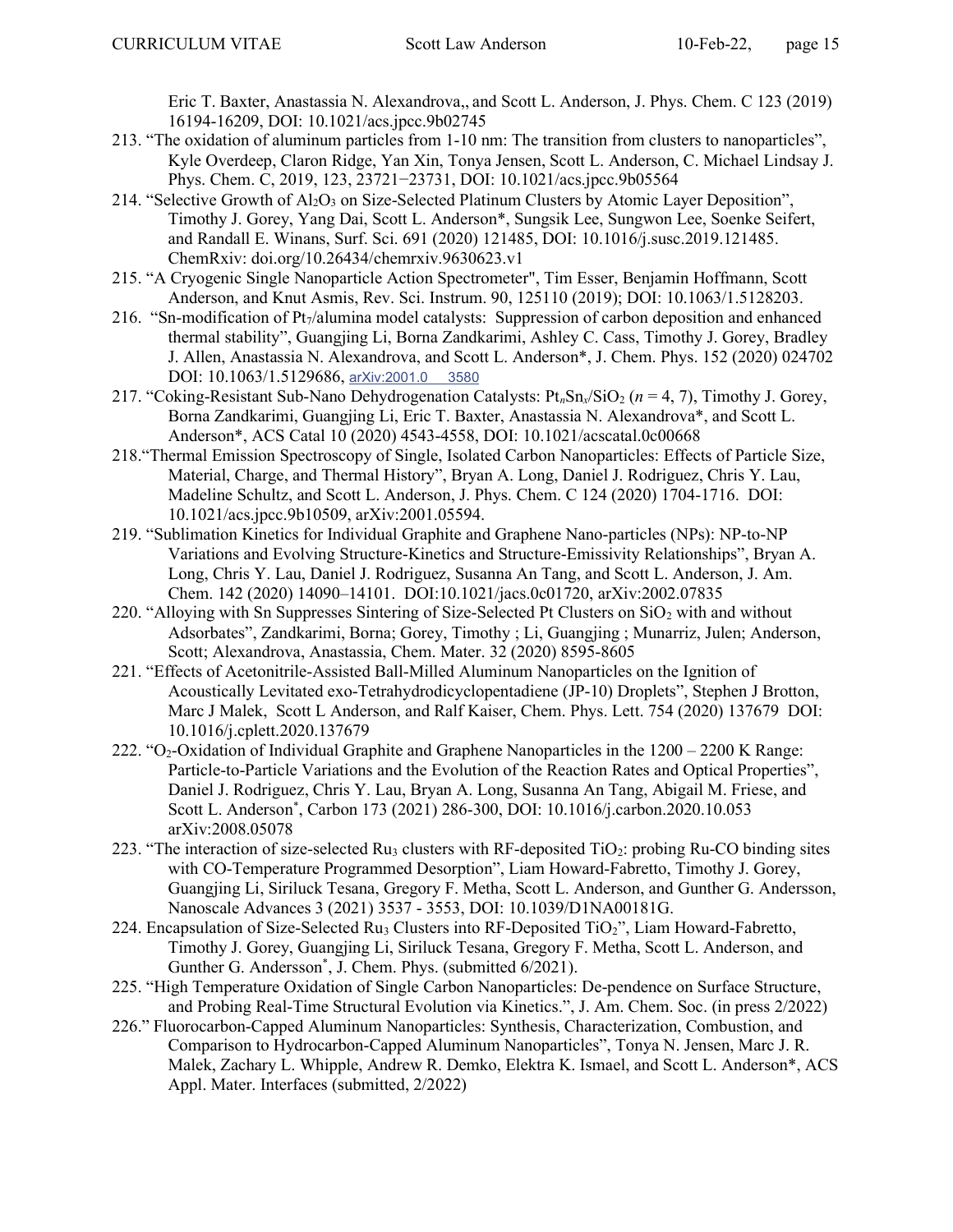Eric T. Baxter, Anastassia N. Alexandrova,, and Scott L. Anderson, J. Phys. Chem. C 123 (2019) 16194-16209, DOI: 10.1021/acs.jpcc.9b02745

213. "The oxidation of aluminum particles from 1-10 nm: The transition from clusters to nanoparticles", Kyle Overdeep, Claron Ridge, Yan Xin, Tonya Jensen, Scott L. Anderson, C. Michael Lindsay J. Phys. Chem. C, 2019, 123, 23721−23731, DOI: 10.1021/acs.jpcc.9b05564
214. "Selective Growth of $Al_2O_3$ on Size-Selected Platinum Clusters by Atomic Layer Deposition", Timothy J. Gorey, Yang Dai, Scott L. Anderson*, Sungsik Lee, Sungwon Lee, Soenke Seifert, and Randall E. Winans, Surf. Sci. 691 (2020) 121485, DOI: 10.1016/j.susc.2019.121485. ChemRxiv: doi.org/10.26434/chemrxiv.9630623.v1
215. "A Cryogenic Single Nanoparticle Action Spectrometer", Tim Esser, Benjamin Hoffmann, Scott Anderson, and Knut Asmis, Rev. Sci. Instrum. 90, 125110 (2019); DOI: 10.1063/1.5128203.
216. "Sn-modification of $Pt_7$/alumina model catalysts: Suppression of carbon deposition and enhanced thermal stability", Guangjing Li, Borna Zandkarimi, Ashley C. Cass, Timothy J. Gorey, Bradley J. Allen, Anastassia N. Alexandrova, and Scott L. Anderson*, J. Chem. Phys. 152 (2020) 024702 DOI: 10.1063/1.5129686, arXiv:2001.0 3580
217. "Coking-Resistant Sub-Nano Dehydrogenation Catalysts: $Pt_nSn_x/SiO_2$ ($n$ = 4, 7), Timothy J. Gorey, Borna Zandkarimi, Guangjing Li, Eric T. Baxter, Anastassia N. Alexandrova*, and Scott L. Anderson*, ACS Catal 10 (2020) 4543-4558, DOI: 10.1021/acscatal.0c00668
218. "Thermal Emission Spectroscopy of Single, Isolated Carbon Nanoparticles: Effects of Particle Size, Material, Charge, and Thermal History", Bryan A. Long, Daniel J. Rodriguez, Chris Y. Lau, Madeline Schultz, and Scott L. Anderson, J. Phys. Chem. C 124 (2020) 1704-1716. DOI: 10.1021/acs.jpcc.9b10509, arXiv:2001.05594.
219. "Sublimation Kinetics for Individual Graphite and Graphene Nano-particles (NPs): NP-to-NP Variations and Evolving Structure-Kinetics and Structure-Emissivity Relationships", Bryan A. Long, Chris Y. Lau, Daniel J. Rodriguez, Susanna An Tang, and Scott L. Anderson, J. Am. Chem. 142 (2020) 14090–14101. DOI:10.1021/jacs.0c01720, arXiv:2002.07835
220. "Alloying with Sn Suppresses Sintering of Size-Selected Pt Clusters on $SiO_2$ with and without Adsorbates", Zandkarimi, Borna; Gorey, Timothy ; Li, Guangjing ; Munarriz, Julen; Anderson, Scott; Alexandrova, Anastassia, Chem. Mater. 32 (2020) 8595-8605
221. "Effects of Acetonitrile-Assisted Ball-Milled Aluminum Nanoparticles on the Ignition of Acoustically Levitated exo-Tetrahydrodicyclopentadiene (JP-10) Droplets", Stephen J Brotton, Marc J Malek, Scott L Anderson, and Ralf Kaiser, Chem. Phys. Lett. 754 (2020) 137679 DOI: 10.1016/j.cplett.2020.137679
222. "$O_2$-Oxidation of Individual Graphite and Graphene Nanoparticles in the 1200 – 2200 K Range: Particle-to-Particle Variations and the Evolution of the Reaction Rates and Optical Properties", Daniel J. Rodriguez, Chris Y. Lau, Bryan A. Long, Susanna An Tang, Abigail M. Friese, and Scott L. Anderson*, Carbon 173 (2021) 286-300, DOI: 10.1016/j.carbon.2020.10.053 arXiv:2008.05078
223. "The interaction of size-selected $Ru_3$ clusters with RF-deposited $TiO_2$: probing Ru-CO binding sites with CO-Temperature Programmed Desorption", Liam Howard-Fabretto, Timothy J. Gorey, Guangjing Li, Siriluck Tesana, Gregory F. Metha, Scott L. Anderson, and Gunther G. Andersson, Nanoscale Advances 3 (2021) 3537 - 3553, DOI: 10.1039/D1NA00181G.
224. Encapsulation of Size-Selected $Ru_3$ Clusters into RF-Deposited $TiO_2$", Liam Howard-Fabretto, Timothy J. Gorey, Guangjing Li, Siriluck Tesana, Gregory F. Metha, Scott L. Anderson, and Gunther G. Andersson*, J. Chem. Phys. (submitted 6/2021).
225. "High Temperature Oxidation of Single Carbon Nanoparticles: De-pendence on Surface Structure, and Probing Real-Time Structural Evolution via Kinetics.", J. Am. Chem. Soc. (in press 2/2022)
226." Fluorocarbon-Capped Aluminum Nanoparticles: Synthesis, Characterization, Combustion, and Comparison to Hydrocarbon-Capped Aluminum Nanoparticles", Tonya N. Jensen, Marc J. R. Malek, Zachary L. Whipple, Andrew R. Demko, Elektra K. Ismael, and Scott L. Anderson*, ACS Appl. Mater. Interfaces (submitted, 2/2022)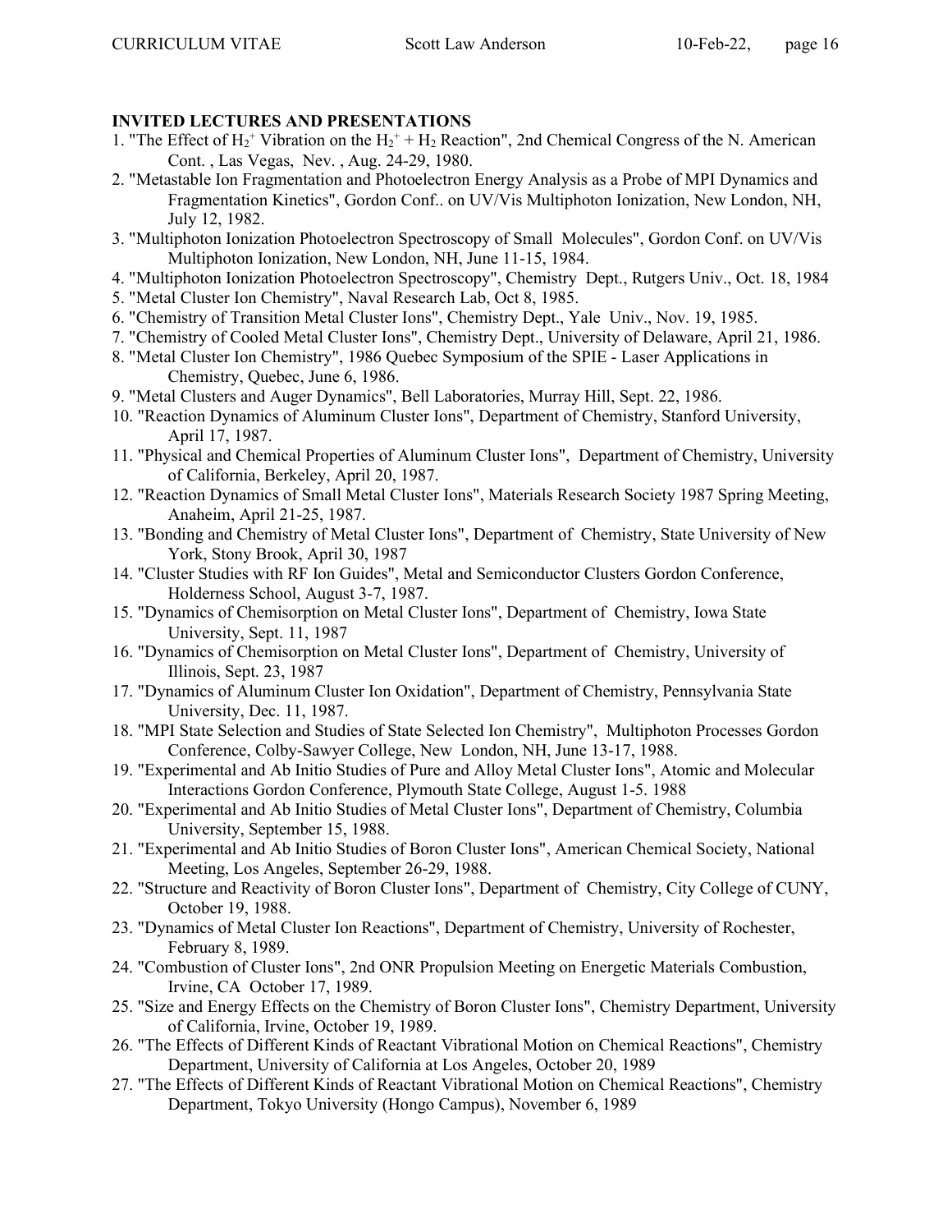**INVITED LECTURES AND PRESENTATIONS**

1. "The Effect of $H_2^+$ Vibration on the $H_2^+ + H_2$ Reaction", 2nd Chemical Congress of the N. American Cont. , Las Vegas, Nev. , Aug. 24-29, 1980.
2. "Metastable Ion Fragmentation and Photoelectron Energy Analysis as a Probe of MPI Dynamics and Fragmentation Kinetics", Gordon Conf.. on UV/Vis Multiphoton Ionization, New London, NH, July 12, 1982.
3. "Multiphoton Ionization Photoelectron Spectroscopy of Small Molecules", Gordon Conf. on UV/Vis Multiphoton Ionization, New London, NH, June 11-15, 1984.
4. "Multiphoton Ionization Photoelectron Spectroscopy", Chemistry Dept., Rutgers Univ., Oct. 18, 1984
5. "Metal Cluster Ion Chemistry", Naval Research Lab, Oct 8, 1985.
6. "Chemistry of Transition Metal Cluster Ions", Chemistry Dept., Yale Univ., Nov. 19, 1985.
7. "Chemistry of Cooled Metal Cluster Ions", Chemistry Dept., University of Delaware, April 21, 1986.
8. "Metal Cluster Ion Chemistry", 1986 Quebec Symposium of the SPIE - Laser Applications in Chemistry, Quebec, June 6, 1986.
9. "Metal Clusters and Auger Dynamics", Bell Laboratories, Murray Hill, Sept. 22, 1986.
10. "Reaction Dynamics of Aluminum Cluster Ions", Department of Chemistry, Stanford University, April 17, 1987.
11. "Physical and Chemical Properties of Aluminum Cluster Ions", Department of Chemistry, University of California, Berkeley, April 20, 1987.
12. "Reaction Dynamics of Small Metal Cluster Ions", Materials Research Society 1987 Spring Meeting, Anaheim, April 21-25, 1987.
13. "Bonding and Chemistry of Metal Cluster Ions", Department of Chemistry, State University of New York, Stony Brook, April 30, 1987
14. "Cluster Studies with RF Ion Guides", Metal and Semiconductor Clusters Gordon Conference, Holderness School, August 3-7, 1987.
15. "Dynamics of Chemisorption on Metal Cluster Ions", Department of Chemistry, Iowa State University, Sept. 11, 1987
16. "Dynamics of Chemisorption on Metal Cluster Ions", Department of Chemistry, University of Illinois, Sept. 23, 1987
17. "Dynamics of Aluminum Cluster Ion Oxidation", Department of Chemistry, Pennsylvania State University, Dec. 11, 1987.
18. "MPI State Selection and Studies of State Selected Ion Chemistry", Multiphoton Processes Gordon Conference, Colby-Sawyer College, New London, NH, June 13-17, 1988.
19. "Experimental and Ab Initio Studies of Pure and Alloy Metal Cluster Ions", Atomic and Molecular Interactions Gordon Conference, Plymouth State College, August 1-5. 1988
20. "Experimental and Ab Initio Studies of Metal Cluster Ions", Department of Chemistry, Columbia University, September 15, 1988.
21. "Experimental and Ab Initio Studies of Boron Cluster Ions", American Chemical Society, National Meeting, Los Angeles, September 26-29, 1988.
22. "Structure and Reactivity of Boron Cluster Ions", Department of Chemistry, City College of CUNY, October 19, 1988.
23. "Dynamics of Metal Cluster Ion Reactions", Department of Chemistry, University of Rochester, February 8, 1989.
24. "Combustion of Cluster Ions", 2nd ONR Propulsion Meeting on Energetic Materials Combustion, Irvine, CA October 17, 1989.
25. "Size and Energy Effects on the Chemistry of Boron Cluster Ions", Chemistry Department, University of California, Irvine, October 19, 1989.
26. "The Effects of Different Kinds of Reactant Vibrational Motion on Chemical Reactions", Chemistry Department, University of California at Los Angeles, October 20, 1989
27. "The Effects of Different Kinds of Reactant Vibrational Motion on Chemical Reactions", Chemistry Department, Tokyo University (Hongo Campus), November 6, 1989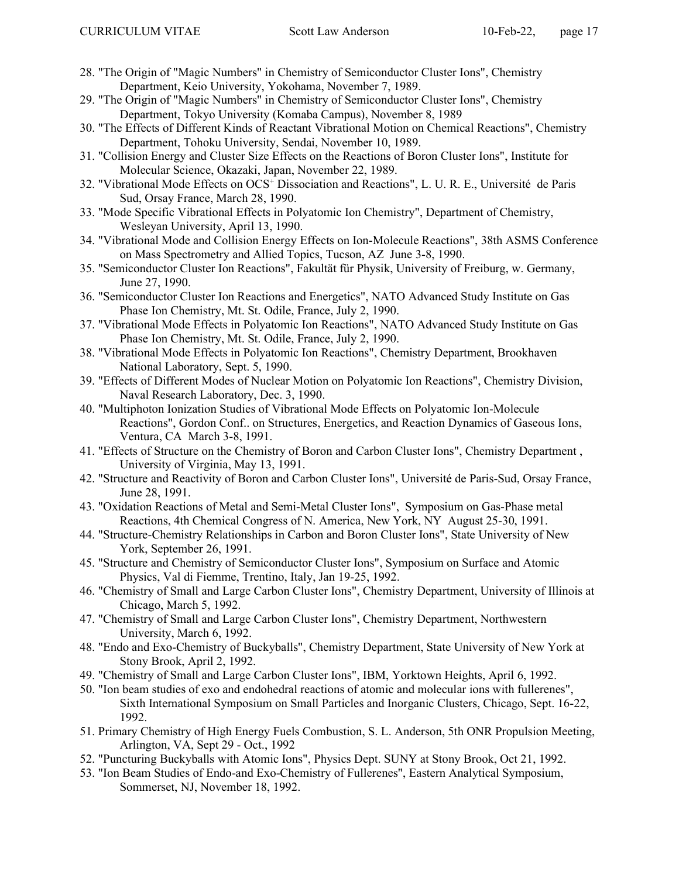28. "The Origin of "Magic Numbers" in Chemistry of Semiconductor Cluster Ions", Chemistry Department, Keio University, Yokohama, November 7, 1989.
29. "The Origin of "Magic Numbers" in Chemistry of Semiconductor Cluster Ions", Chemistry Department, Tokyo University (Komaba Campus), November 8, 1989
30. "The Effects of Different Kinds of Reactant Vibrational Motion on Chemical Reactions", Chemistry Department, Tohoku University, Sendai, November 10, 1989.
31. "Collision Energy and Cluster Size Effects on the Reactions of Boron Cluster Ions", Institute for Molecular Science, Okazaki, Japan, November 22, 1989.
32. "Vibrational Mode Effects on $OCS^+$ Dissociation and Reactions", L. U. R. E., Université de Paris Sud, Orsay France, March 28, 1990.
33. "Mode Specific Vibrational Effects in Polyatomic Ion Chemistry", Department of Chemistry, Wesleyan University, April 13, 1990.
34. "Vibrational Mode and Collision Energy Effects on Ion-Molecule Reactions", 38th ASMS Conference on Mass Spectrometry and Allied Topics, Tucson, AZ June 3-8, 1990.
35. "Semiconductor Cluster Ion Reactions", Fakultät für Physik, University of Freiburg, w. Germany, June 27, 1990.
36. "Semiconductor Cluster Ion Reactions and Energetics", NATO Advanced Study Institute on Gas Phase Ion Chemistry, Mt. St. Odile, France, July 2, 1990.
37. "Vibrational Mode Effects in Polyatomic Ion Reactions", NATO Advanced Study Institute on Gas Phase Ion Chemistry, Mt. St. Odile, France, July 2, 1990.
38. "Vibrational Mode Effects in Polyatomic Ion Reactions", Chemistry Department, Brookhaven National Laboratory, Sept. 5, 1990.
39. "Effects of Different Modes of Nuclear Motion on Polyatomic Ion Reactions", Chemistry Division, Naval Research Laboratory, Dec. 3, 1990.
40. "Multiphoton Ionization Studies of Vibrational Mode Effects on Polyatomic Ion-Molecule Reactions", Gordon Conf.. on Structures, Energetics, and Reaction Dynamics of Gaseous Ions, Ventura, CA March 3-8, 1991.
41. "Effects of Structure on the Chemistry of Boron and Carbon Cluster Ions", Chemistry Department , University of Virginia, May 13, 1991.
42. "Structure and Reactivity of Boron and Carbon Cluster Ions", Université de Paris-Sud, Orsay France, June 28, 1991.
43. "Oxidation Reactions of Metal and Semi-Metal Cluster Ions", Symposium on Gas-Phase metal Reactions, 4th Chemical Congress of N. America, New York, NY August 25-30, 1991.
44. "Structure-Chemistry Relationships in Carbon and Boron Cluster Ions", State University of New York, September 26, 1991.
45. "Structure and Chemistry of Semiconductor Cluster Ions", Symposium on Surface and Atomic Physics, Val di Fiemme, Trentino, Italy, Jan 19-25, 1992.
46. "Chemistry of Small and Large Carbon Cluster Ions", Chemistry Department, University of Illinois at Chicago, March 5, 1992.
47. "Chemistry of Small and Large Carbon Cluster Ions", Chemistry Department, Northwestern University, March 6, 1992.
48. "Endo and Exo-Chemistry of Buckyballs", Chemistry Department, State University of New York at Stony Brook, April 2, 1992.
49. "Chemistry of Small and Large Carbon Cluster Ions", IBM, Yorktown Heights, April 6, 1992.
50. "Ion beam studies of exo and endohedral reactions of atomic and molecular ions with fullerenes", Sixth International Symposium on Small Particles and Inorganic Clusters, Chicago, Sept. 16-22, 1992.
51. Primary Chemistry of High Energy Fuels Combustion, S. L. Anderson, 5th ONR Propulsion Meeting, Arlington, VA, Sept 29 - Oct., 1992
52. "Puncturing Buckyballs with Atomic Ions", Physics Dept. SUNY at Stony Brook, Oct 21, 1992.
53. "Ion Beam Studies of Endo-and Exo-Chemistry of Fullerenes", Eastern Analytical Symposium, Sommerset, NJ, November 18, 1992.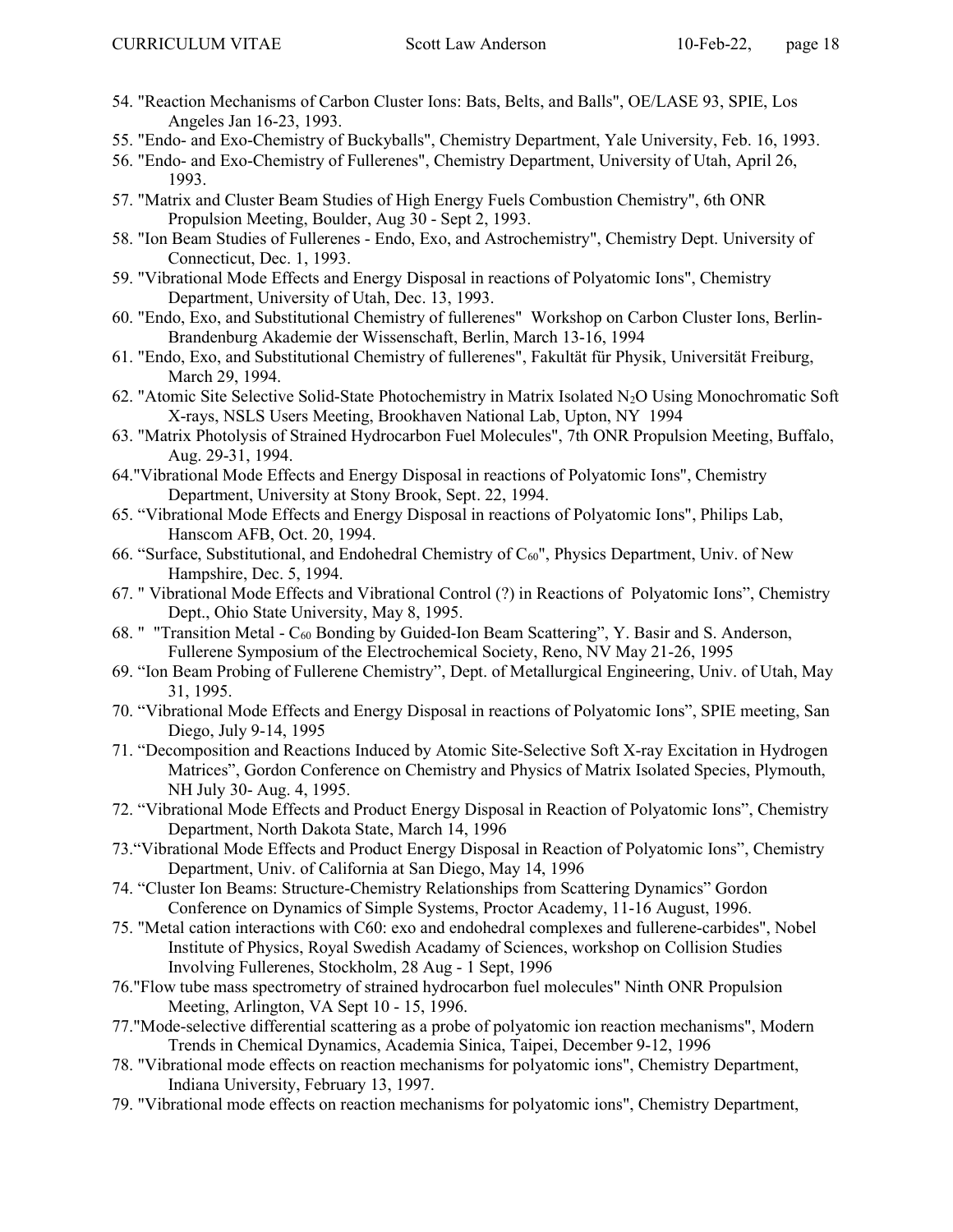54. "Reaction Mechanisms of Carbon Cluster Ions: Bats, Belts, and Balls", OE/LASE 93, SPIE, Los Angeles Jan 16-23, 1993.
55. "Endo- and Exo-Chemistry of Buckyballs", Chemistry Department, Yale University, Feb. 16, 1993.
56. "Endo- and Exo-Chemistry of Fullerenes", Chemistry Department, University of Utah, April 26, 1993.
57. "Matrix and Cluster Beam Studies of High Energy Fuels Combustion Chemistry", 6th ONR Propulsion Meeting, Boulder, Aug 30 - Sept 2, 1993.
58. "Ion Beam Studies of Fullerenes - Endo, Exo, and Astrochemistry", Chemistry Dept. University of Connecticut, Dec. 1, 1993.
59. "Vibrational Mode Effects and Energy Disposal in reactions of Polyatomic Ions", Chemistry Department, University of Utah, Dec. 13, 1993.
60. "Endo, Exo, and Substitutional Chemistry of fullerenes" Workshop on Carbon Cluster Ions, Berlin-Brandenburg Akademie der Wissenschaft, Berlin, March 13-16, 1994
61. "Endo, Exo, and Substitutional Chemistry of fullerenes", Fakultät für Physik, Universität Freiburg, March 29, 1994.
62. "Atomic Site Selective Solid-State Photochemistry in Matrix Isolated $N_2O$ Using Monochromatic Soft X-rays, NSLS Users Meeting, Brookhaven National Lab, Upton, NY 1994
63. "Matrix Photolysis of Strained Hydrocarbon Fuel Molecules", 7th ONR Propulsion Meeting, Buffalo, Aug. 29-31, 1994.
64. "Vibrational Mode Effects and Energy Disposal in reactions of Polyatomic Ions", Chemistry Department, University at Stony Brook, Sept. 22, 1994.
65. "Vibrational Mode Effects and Energy Disposal in reactions of Polyatomic Ions", Philips Lab, Hanscom AFB, Oct. 20, 1994.
66. "Surface, Substitutional, and Endohedral Chemistry of $C_{60}$", Physics Department, Univ. of New Hampshire, Dec. 5, 1994.
67. " Vibrational Mode Effects and Vibrational Control (?) in Reactions of Polyatomic Ions", Chemistry Dept., Ohio State University, May 8, 1995.
68. " "Transition Metal - $C_{60}$ Bonding by Guided-Ion Beam Scattering", Y. Basir and S. Anderson, Fullerene Symposium of the Electrochemical Society, Reno, NV May 21-26, 1995
69. "Ion Beam Probing of Fullerene Chemistry", Dept. of Metallurgical Engineering, Univ. of Utah, May 31, 1995.
70. "Vibrational Mode Effects and Energy Disposal in reactions of Polyatomic Ions", SPIE meeting, San Diego, July 9-14, 1995
71. "Decomposition and Reactions Induced by Atomic Site-Selective Soft X-ray Excitation in Hydrogen Matrices", Gordon Conference on Chemistry and Physics of Matrix Isolated Species, Plymouth, NH July 30- Aug. 4, 1995.
72. "Vibrational Mode Effects and Product Energy Disposal in Reaction of Polyatomic Ions", Chemistry Department, North Dakota State, March 14, 1996
73. "Vibrational Mode Effects and Product Energy Disposal in Reaction of Polyatomic Ions", Chemistry Department, Univ. of California at San Diego, May 14, 1996
74. "Cluster Ion Beams: Structure-Chemistry Relationships from Scattering Dynamics" Gordon Conference on Dynamics of Simple Systems, Proctor Academy, 11-16 August, 1996.
75. "Metal cation interactions with C60: exo and endohedral complexes and fullerene-carbides", Nobel Institute of Physics, Royal Swedish Acadamy of Sciences, workshop on Collision Studies Involving Fullerenes, Stockholm, 28 Aug - 1 Sept, 1996
76. "Flow tube mass spectrometry of strained hydrocarbon fuel molecules" Ninth ONR Propulsion Meeting, Arlington, VA Sept 10 - 15, 1996.
77. "Mode-selective differential scattering as a probe of polyatomic ion reaction mechanisms", Modern Trends in Chemical Dynamics, Academia Sinica, Taipei, December 9-12, 1996
78. "Vibrational mode effects on reaction mechanisms for polyatomic ions", Chemistry Department, Indiana University, February 13, 1997.
79. "Vibrational mode effects on reaction mechanisms for polyatomic ions", Chemistry Department,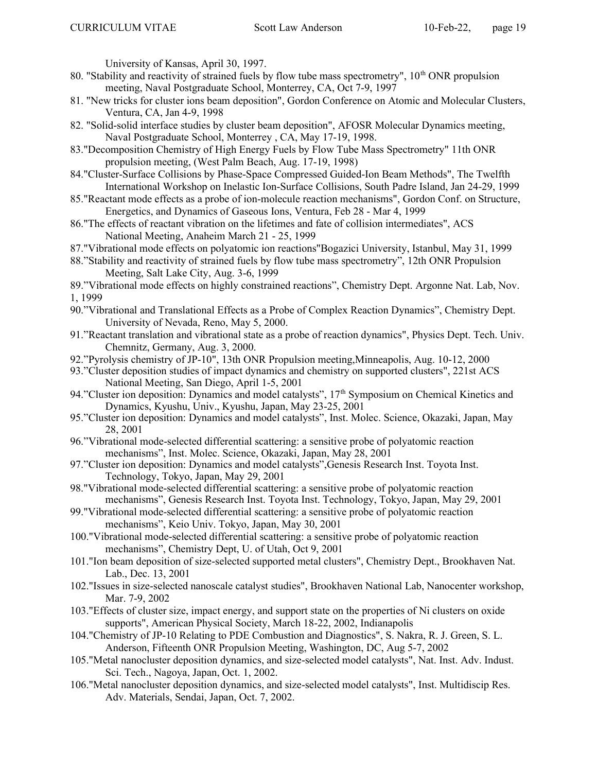University of Kansas, April 30, 1997.

80. "Stability and reactivity of strained fuels by flow tube mass spectrometry", 10th ONR propulsion meeting, Naval Postgraduate School, Monterrey, CA, Oct 7-9, 1997
81. "New tricks for cluster ions beam deposition", Gordon Conference on Atomic and Molecular Clusters, Ventura, CA, Jan 4-9, 1998
82. "Solid-solid interface studies by cluster beam deposition", AFOSR Molecular Dynamics meeting, Naval Postgraduate School, Monterrey , CA, May 17-19, 1998.
83. "Decomposition Chemistry of High Energy Fuels by Flow Tube Mass Spectrometry" 11th ONR propulsion meeting, (West Palm Beach, Aug. 17-19, 1998)
84. "Cluster-Surface Collisions by Phase-Space Compressed Guided-Ion Beam Methods", The Twelfth International Workshop on Inelastic Ion-Surface Collisions, South Padre Island, Jan 24-29, 1999
85. "Reactant mode effects as a probe of ion-molecule reaction mechanisms", Gordon Conf. on Structure, Energetics, and Dynamics of Gaseous Ions, Ventura, Feb 28 - Mar 4, 1999
86. "The effects of reactant vibration on the lifetimes and fate of collision intermediates", ACS National Meeting, Anaheim March 21 - 25, 1999
87. "Vibrational mode effects on polyatomic ion reactions"Bogazici University, Istanbul, May 31, 1999
88. "Stability and reactivity of strained fuels by flow tube mass spectrometry", 12th ONR Propulsion Meeting, Salt Lake City, Aug. 3-6, 1999
89. "Vibrational mode effects on highly constrained reactions", Chemistry Dept. Argonne Nat. Lab, Nov. 1, 1999
90. "Vibrational and Translational Effects as a Probe of Complex Reaction Dynamics", Chemistry Dept. University of Nevada, Reno, May 5, 2000.
91. "Reactant translation and vibrational state as a probe of reaction dynamics", Physics Dept. Tech. Univ. Chemnitz, Germany, Aug. 3, 2000.
92. "Pyrolysis chemistry of JP-10", 13th ONR Propulsion meeting,Minneapolis, Aug. 10-12, 2000
93. "Cluster deposition studies of impact dynamics and chemistry on supported clusters", 221st ACS National Meeting, San Diego, April 1-5, 2001
94. "Cluster ion deposition: Dynamics and model catalysts", 17th Symposium on Chemical Kinetics and Dynamics, Kyushu, Univ., Kyushu, Japan, May 23-25, 2001
95. "Cluster ion deposition: Dynamics and model catalysts", Inst. Molec. Science, Okazaki, Japan, May 28, 2001
96. "Vibrational mode-selected differential scattering: a sensitive probe of polyatomic reaction mechanisms", Inst. Molec. Science, Okazaki, Japan, May 28, 2001
97. "Cluster ion deposition: Dynamics and model catalysts",Genesis Research Inst. Toyota Inst. Technology, Tokyo, Japan, May 29, 2001
98. "Vibrational mode-selected differential scattering: a sensitive probe of polyatomic reaction mechanisms", Genesis Research Inst. Toyota Inst. Technology, Tokyo, Japan, May 29, 2001
99. "Vibrational mode-selected differential scattering: a sensitive probe of polyatomic reaction mechanisms", Keio Univ. Tokyo, Japan, May 30, 2001
100. "Vibrational mode-selected differential scattering: a sensitive probe of polyatomic reaction mechanisms", Chemistry Dept, U. of Utah, Oct 9, 2001
101. "Ion beam deposition of size-selected supported metal clusters", Chemistry Dept., Brookhaven Nat. Lab., Dec. 13, 2001
102. "Issues in size-selected nanoscale catalyst studies", Brookhaven National Lab, Nanocenter workshop, Mar. 7-9, 2002
103. "Effects of cluster size, impact energy, and support state on the properties of Ni clusters on oxide supports", American Physical Society, March 18-22, 2002, Indianapolis
104. "Chemistry of JP-10 Relating to PDE Combustion and Diagnostics", S. Nakra, R. J. Green, S. L. Anderson, Fifteenth ONR Propulsion Meeting, Washington, DC, Aug 5-7, 2002
105. "Metal nanocluster deposition dynamics, and size-selected model catalysts", Nat. Inst. Adv. Indust. Sci. Tech., Nagoya, Japan, Oct. 1, 2002.
106. "Metal nanocluster deposition dynamics, and size-selected model catalysts", Inst. Multidiscip Res. Adv. Materials, Sendai, Japan, Oct. 7, 2002.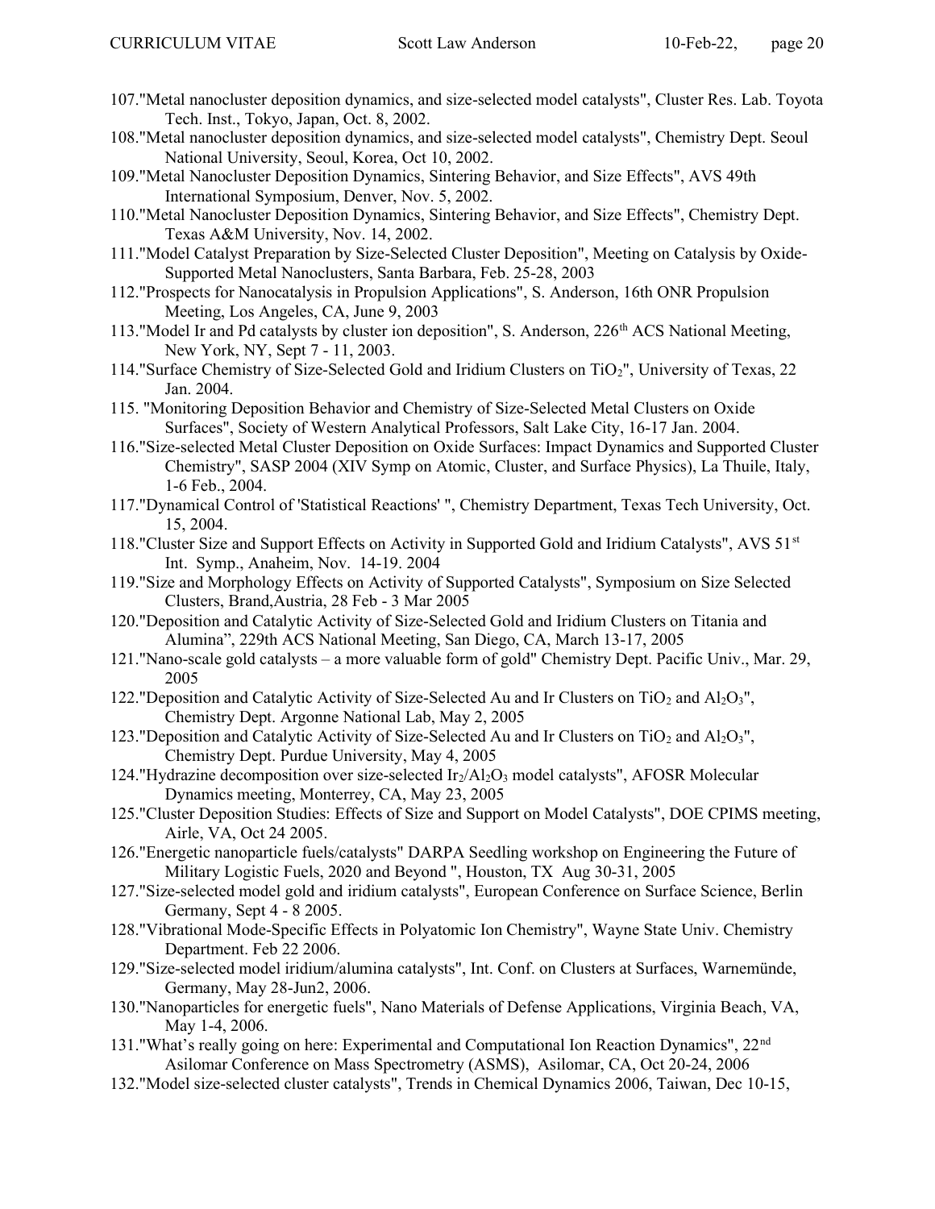107."Metal nanocluster deposition dynamics, and size-selected model catalysts", Cluster Res. Lab. Toyota Tech. Inst., Tokyo, Japan, Oct. 8, 2002.

108."Metal nanocluster deposition dynamics, and size-selected model catalysts", Chemistry Dept. Seoul National University, Seoul, Korea, Oct 10, 2002.

109."Metal Nanocluster Deposition Dynamics, Sintering Behavior, and Size Effects", AVS 49th International Symposium, Denver, Nov. 5, 2002.

110."Metal Nanocluster Deposition Dynamics, Sintering Behavior, and Size Effects", Chemistry Dept. Texas A&M University, Nov. 14, 2002.

111."Model Catalyst Preparation by Size-Selected Cluster Deposition", Meeting on Catalysis by Oxide-Supported Metal Nanoclusters, Santa Barbara, Feb. 25-28, 2003

112."Prospects for Nanocatalysis in Propulsion Applications", S. Anderson, 16th ONR Propulsion Meeting, Los Angeles, CA, June 9, 2003

113."Model Ir and Pd catalysts by cluster ion deposition", S. Anderson, 226th ACS National Meeting, New York, NY, Sept 7 - 11, 2003.

114."Surface Chemistry of Size-Selected Gold and Iridium Clusters on $TiO_2$", University of Texas, 22 Jan. 2004.

115. "Monitoring Deposition Behavior and Chemistry of Size-Selected Metal Clusters on Oxide Surfaces", Society of Western Analytical Professors, Salt Lake City, 16-17 Jan. 2004.

116."Size-selected Metal Cluster Deposition on Oxide Surfaces: Impact Dynamics and Supported Cluster Chemistry", SASP 2004 (XIV Symp on Atomic, Cluster, and Surface Physics), La Thuile, Italy, 1-6 Feb., 2004.

117."Dynamical Control of 'Statistical Reactions' ", Chemistry Department, Texas Tech University, Oct. 15, 2004.

118."Cluster Size and Support Effects on Activity in Supported Gold and Iridium Catalysts", AVS 51st Int. Symp., Anaheim, Nov. 14-19. 2004

119."Size and Morphology Effects on Activity of Supported Catalysts", Symposium on Size Selected Clusters, Brand,Austria, 28 Feb - 3 Mar 2005

120."Deposition and Catalytic Activity of Size-Selected Gold and Iridium Clusters on Titania and Alumina", 229th ACS National Meeting, San Diego, CA, March 13-17, 2005

121."Nano-scale gold catalysts – a more valuable form of gold" Chemistry Dept. Pacific Univ., Mar. 29, 2005

122."Deposition and Catalytic Activity of Size-Selected Au and Ir Clusters on $TiO_2$ and $Al_2O_3$", Chemistry Dept. Argonne National Lab, May 2, 2005

123."Deposition and Catalytic Activity of Size-Selected Au and Ir Clusters on $TiO_2$ and $Al_2O_3$", Chemistry Dept. Purdue University, May 4, 2005

124."Hydrazine decomposition over size-selected $Ir_2/Al_2O_3$ model catalysts", AFOSR Molecular Dynamics meeting, Monterrey, CA, May 23, 2005

125."Cluster Deposition Studies: Effects of Size and Support on Model Catalysts", DOE CPIMS meeting, Airle, VA, Oct 24 2005.

126."Energetic nanoparticle fuels/catalysts" DARPA Seedling workshop on Engineering the Future of Military Logistic Fuels, 2020 and Beyond ", Houston, TX Aug 30-31, 2005

127."Size-selected model gold and iridium catalysts", European Conference on Surface Science, Berlin Germany, Sept 4 - 8 2005.

128."Vibrational Mode-Specific Effects in Polyatomic Ion Chemistry", Wayne State Univ. Chemistry Department. Feb 22 2006.

129."Size-selected model iridium/alumina catalysts", Int. Conf. on Clusters at Surfaces, Warnemünde, Germany, May 28-Jun2, 2006.

130."Nanoparticles for energetic fuels", Nano Materials of Defense Applications, Virginia Beach, VA, May 1-4, 2006.

131."What's really going on here: Experimental and Computational Ion Reaction Dynamics", 22nd Asilomar Conference on Mass Spectrometry (ASMS), Asilomar, CA, Oct 20-24, 2006

132."Model size-selected cluster catalysts", Trends in Chemical Dynamics 2006, Taiwan, Dec 10-15,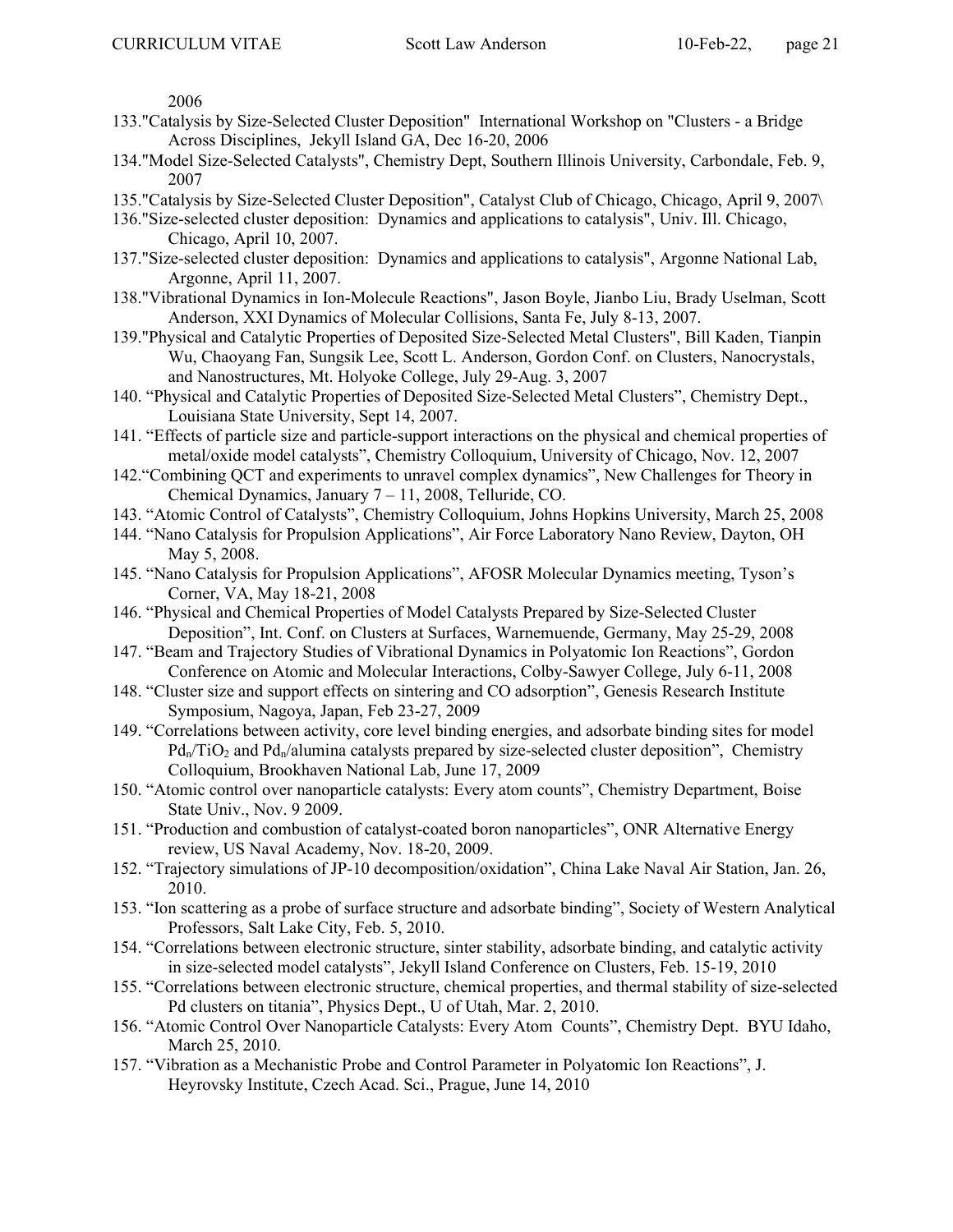2006

133."Catalysis by Size-Selected Cluster Deposition" International Workshop on "Clusters - a Bridge Across Disciplines, Jekyll Island GA, Dec 16-20, 2006

134."Model Size-Selected Catalysts", Chemistry Dept, Southern Illinois University, Carbondale, Feb. 9, 2007

135."Catalysis by Size-Selected Cluster Deposition", Catalyst Club of Chicago, Chicago, April 9, 2007\

136."Size-selected cluster deposition: Dynamics and applications to catalysis", Univ. Ill. Chicago, Chicago, April 10, 2007.

137."Size-selected cluster deposition: Dynamics and applications to catalysis", Argonne National Lab, Argonne, April 11, 2007.

138."Vibrational Dynamics in Ion-Molecule Reactions", Jason Boyle, Jianbo Liu, Brady Uselman, Scott Anderson, XXI Dynamics of Molecular Collisions, Santa Fe, July 8-13, 2007.

139."Physical and Catalytic Properties of Deposited Size-Selected Metal Clusters", Bill Kaden, Tianpin Wu, Chaoyang Fan, Sungsik Lee, Scott L. Anderson, Gordon Conf. on Clusters, Nanocrystals, and Nanostructures, Mt. Holyoke College, July 29-Aug. 3, 2007

140. "Physical and Catalytic Properties of Deposited Size-Selected Metal Clusters", Chemistry Dept., Louisiana State University, Sept 14, 2007.

141. "Effects of particle size and particle-support interactions on the physical and chemical properties of metal/oxide model catalysts", Chemistry Colloquium, University of Chicago, Nov. 12, 2007

142."Combining QCT and experiments to unravel complex dynamics", New Challenges for Theory in Chemical Dynamics, January 7 – 11, 2008, Telluride, CO.

143. "Atomic Control of Catalysts", Chemistry Colloquium, Johns Hopkins University, March 25, 2008

144. "Nano Catalysis for Propulsion Applications", Air Force Laboratory Nano Review, Dayton, OH May 5, 2008.

145. "Nano Catalysis for Propulsion Applications", AFOSR Molecular Dynamics meeting, Tyson's Corner, VA, May 18-21, 2008

146. "Physical and Chemical Properties of Model Catalysts Prepared by Size-Selected Cluster Deposition", Int. Conf. on Clusters at Surfaces, Warnemuende, Germany, May 25-29, 2008

147. "Beam and Trajectory Studies of Vibrational Dynamics in Polyatomic Ion Reactions", Gordon Conference on Atomic and Molecular Interactions, Colby-Sawyer College, July 6-11, 2008

148. "Cluster size and support effects on sintering and CO adsorption", Genesis Research Institute Symposium, Nagoya, Japan, Feb 23-27, 2009

149. "Correlations between activity, core level binding energies, and adsorbate binding sites for model $Pd_n/TiO_2$ and $Pd_n$/alumina catalysts prepared by size-selected cluster deposition", Chemistry Colloquium, Brookhaven National Lab, June 17, 2009

150. "Atomic control over nanoparticle catalysts: Every atom counts", Chemistry Department, Boise State Univ., Nov. 9 2009.

151. "Production and combustion of catalyst-coated boron nanoparticles", ONR Alternative Energy review, US Naval Academy, Nov. 18-20, 2009.

152. "Trajectory simulations of JP-10 decomposition/oxidation", China Lake Naval Air Station, Jan. 26, 2010.

153. "Ion scattering as a probe of surface structure and adsorbate binding", Society of Western Analytical Professors, Salt Lake City, Feb. 5, 2010.

154. "Correlations between electronic structure, sinter stability, adsorbate binding, and catalytic activity in size-selected model catalysts", Jekyll Island Conference on Clusters, Feb. 15-19, 2010

155. "Correlations between electronic structure, chemical properties, and thermal stability of size-selected Pd clusters on titania", Physics Dept., U of Utah, Mar. 2, 2010.

156. "Atomic Control Over Nanoparticle Catalysts: Every Atom Counts", Chemistry Dept. BYU Idaho, March 25, 2010.

157. "Vibration as a Mechanistic Probe and Control Parameter in Polyatomic Ion Reactions", J. Heyrovsky Institute, Czech Acad. Sci., Prague, June 14, 2010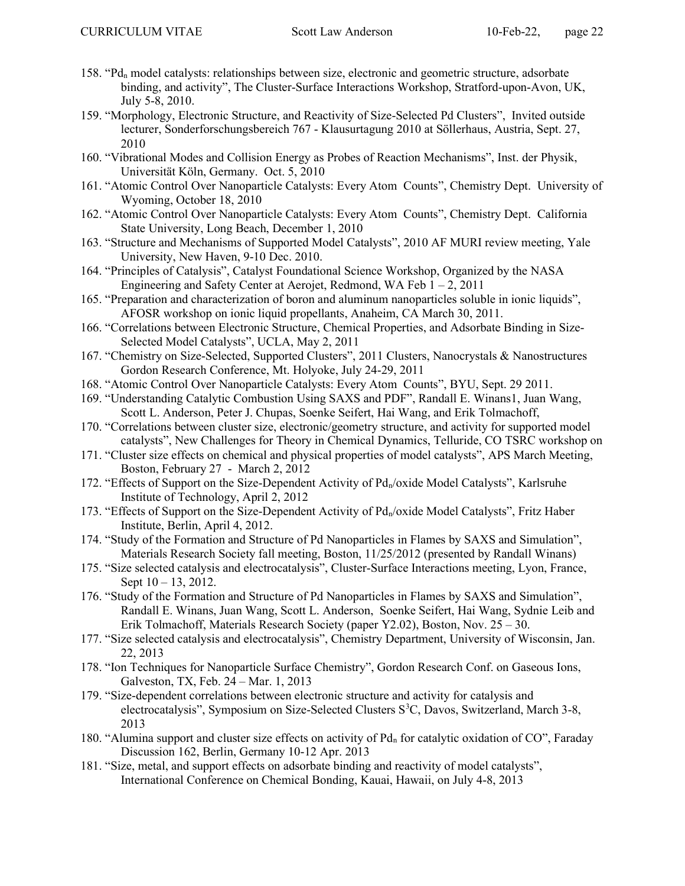158. "$Pd_n$ model catalysts: relationships between size, electronic and geometric structure, adsorbate binding, and activity", The Cluster-Surface Interactions Workshop, Stratford-upon-Avon, UK, July 5-8, 2010.
159. "Morphology, Electronic Structure, and Reactivity of Size-Selected Pd Clusters", Invited outside lecturer, Sonderforschungsbereich 767 - Klausurtagung 2010 at Söllerhaus, Austria, Sept. 27, 2010
160. "Vibrational Modes and Collision Energy as Probes of Reaction Mechanisms", Inst. der Physik, Universität Köln, Germany. Oct. 5, 2010
161. "Atomic Control Over Nanoparticle Catalysts: Every Atom Counts", Chemistry Dept. University of Wyoming, October 18, 2010
162. "Atomic Control Over Nanoparticle Catalysts: Every Atom Counts", Chemistry Dept. California State University, Long Beach, December 1, 2010
163. "Structure and Mechanisms of Supported Model Catalysts", 2010 AF MURI review meeting, Yale University, New Haven, 9-10 Dec. 2010.
164. "Principles of Catalysis", Catalyst Foundational Science Workshop, Organized by the NASA Engineering and Safety Center at Aerojet, Redmond, WA Feb 1 – 2, 2011
165. "Preparation and characterization of boron and aluminum nanoparticles soluble in ionic liquids", AFOSR workshop on ionic liquid propellants, Anaheim, CA March 30, 2011.
166. "Correlations between Electronic Structure, Chemical Properties, and Adsorbate Binding in Size-Selected Model Catalysts", UCLA, May 2, 2011
167. "Chemistry on Size-Selected, Supported Clusters", 2011 Clusters, Nanocrystals & Nanostructures Gordon Research Conference, Mt. Holyoke, July 24-29, 2011
168. "Atomic Control Over Nanoparticle Catalysts: Every Atom Counts", BYU, Sept. 29 2011.
169. "Understanding Catalytic Combustion Using SAXS and PDF", Randall E. Winans1, Juan Wang, Scott L. Anderson, Peter J. Chupas, Soenke Seifert, Hai Wang, and Erik Tolmachoff,
170. "Correlations between cluster size, electronic/geometry structure, and activity for supported model catalysts", New Challenges for Theory in Chemical Dynamics, Telluride, CO TSRC workshop on
171. "Cluster size effects on chemical and physical properties of model catalysts", APS March Meeting, Boston, February 27 - March 2, 2012
172. "Effects of Support on the Size-Dependent Activity of $Pd_n$/oxide Model Catalysts", Karlsruhe Institute of Technology, April 2, 2012
173. "Effects of Support on the Size-Dependent Activity of $Pd_n$/oxide Model Catalysts", Fritz Haber Institute, Berlin, April 4, 2012.
174. "Study of the Formation and Structure of Pd Nanoparticles in Flames by SAXS and Simulation", Materials Research Society fall meeting, Boston, 11/25/2012 (presented by Randall Winans)
175. "Size selected catalysis and electrocatalysis", Cluster-Surface Interactions meeting, Lyon, France, Sept 10 – 13, 2012.
176. "Study of the Formation and Structure of Pd Nanoparticles in Flames by SAXS and Simulation", Randall E. Winans, Juan Wang, Scott L. Anderson, Soenke Seifert, Hai Wang, Sydnie Leib and Erik Tolmachoff, Materials Research Society (paper Y2.02), Boston, Nov. 25 – 30.
177. "Size selected catalysis and electrocatalysis", Chemistry Department, University of Wisconsin, Jan. 22, 2013
178. "Ion Techniques for Nanoparticle Surface Chemistry", Gordon Research Conf. on Gaseous Ions, Galveston, TX, Feb. 24 – Mar. 1, 2013
179. "Size-dependent correlations between electronic structure and activity for catalysis and electrocatalysis", Symposium on Size-Selected Clusters $S^3C$, Davos, Switzerland, March 3-8, 2013
180. "Alumina support and cluster size effects on activity of $Pd_n$ for catalytic oxidation of CO", Faraday Discussion 162, Berlin, Germany 10-12 Apr. 2013
181. "Size, metal, and support effects on adsorbate binding and reactivity of model catalysts", International Conference on Chemical Bonding, Kauai, Hawaii, on July 4-8, 2013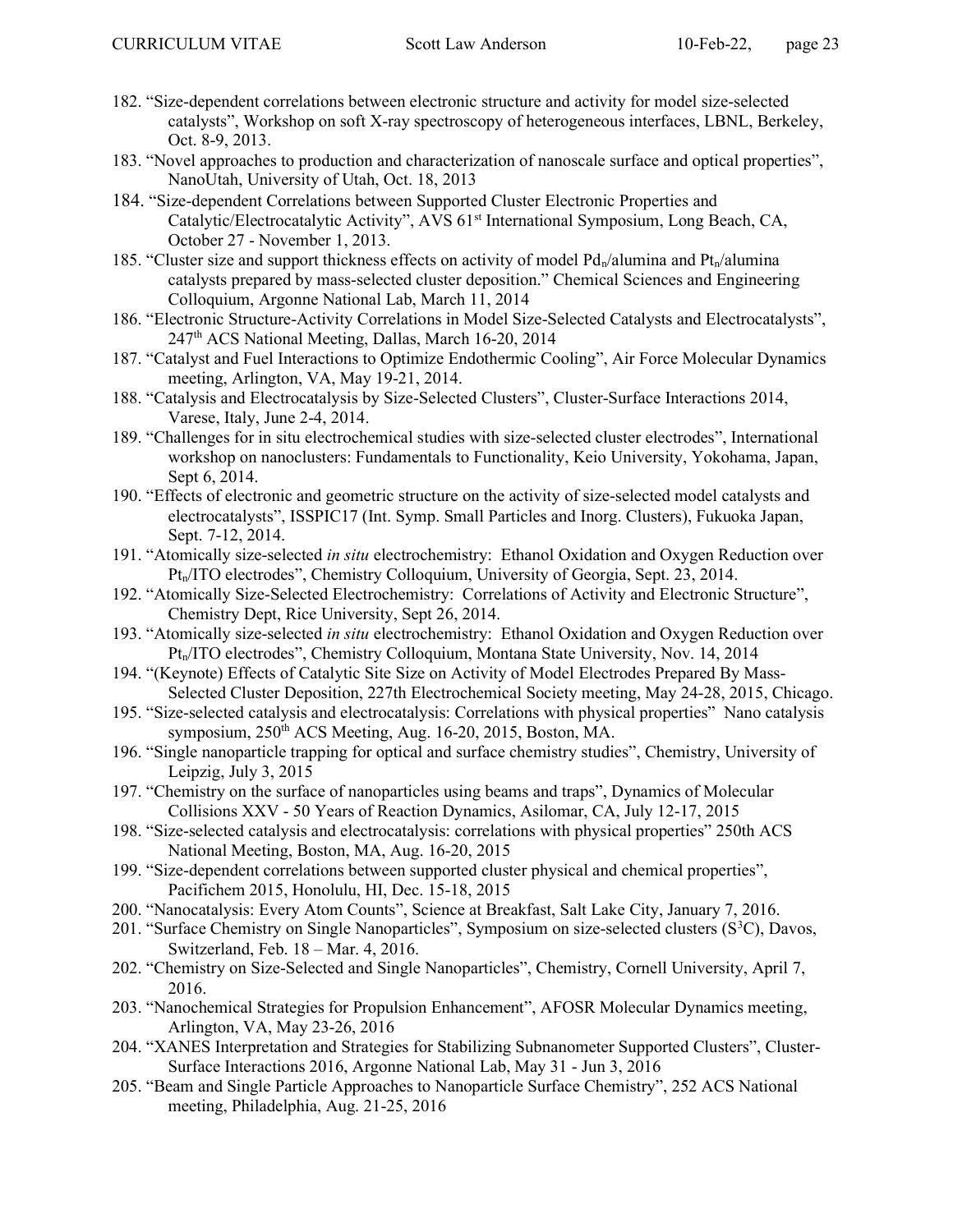182. "Size-dependent correlations between electronic structure and activity for model size-selected catalysts", Workshop on soft X-ray spectroscopy of heterogeneous interfaces, LBNL, Berkeley, Oct. 8-9, 2013.
183. "Novel approaches to production and characterization of nanoscale surface and optical properties", NanoUtah, University of Utah, Oct. 18, 2013
184. "Size-dependent Correlations between Supported Cluster Electronic Properties and Catalytic/Electrocatalytic Activity", AVS 61st International Symposium, Long Beach, CA, October 27 - November 1, 2013.
185. "Cluster size and support thickness effects on activity of model $Pd_n$/alumina and $Pt_n$/alumina catalysts prepared by mass-selected cluster deposition." Chemical Sciences and Engineering Colloquium, Argonne National Lab, March 11, 2014
186. "Electronic Structure-Activity Correlations in Model Size-Selected Catalysts and Electrocatalysts", 247th ACS National Meeting, Dallas, March 16-20, 2014
187. "Catalyst and Fuel Interactions to Optimize Endothermic Cooling", Air Force Molecular Dynamics meeting, Arlington, VA, May 19-21, 2014.
188. "Catalysis and Electrocatalysis by Size-Selected Clusters", Cluster-Surface Interactions 2014, Varese, Italy, June 2-4, 2014.
189. "Challenges for in situ electrochemical studies with size-selected cluster electrodes", International workshop on nanoclusters: Fundamentals to Functionality, Keio University, Yokohama, Japan, Sept 6, 2014.
190. "Effects of electronic and geometric structure on the activity of size-selected model catalysts and electrocatalysts", ISSPIC17 (Int. Symp. Small Particles and Inorg. Clusters), Fukuoka Japan, Sept. 7-12, 2014.
191. "Atomically size-selected *in situ* electrochemistry: Ethanol Oxidation and Oxygen Reduction over $Pt_n$/ITO electrodes", Chemistry Colloquium, University of Georgia, Sept. 23, 2014.
192. "Atomically Size-Selected Electrochemistry: Correlations of Activity and Electronic Structure", Chemistry Dept, Rice University, Sept 26, 2014.
193. "Atomically size-selected *in situ* electrochemistry: Ethanol Oxidation and Oxygen Reduction over $Pt_n$/ITO electrodes", Chemistry Colloquium, Montana State University, Nov. 14, 2014
194. "(Keynote) Effects of Catalytic Site Size on Activity of Model Electrodes Prepared By Mass-Selected Cluster Deposition, 227th Electrochemical Society meeting, May 24-28, 2015, Chicago.
195. "Size-selected catalysis and electrocatalysis: Correlations with physical properties" Nano catalysis symposium, 250th ACS Meeting, Aug. 16-20, 2015, Boston, MA.
196. "Single nanoparticle trapping for optical and surface chemistry studies", Chemistry, University of Leipzig, July 3, 2015
197. "Chemistry on the surface of nanoparticles using beams and traps", Dynamics of Molecular Collisions XXV - 50 Years of Reaction Dynamics, Asilomar, CA, July 12-17, 2015
198. "Size-selected catalysis and electrocatalysis: correlations with physical properties" 250th ACS National Meeting, Boston, MA, Aug. 16-20, 2015
199. "Size-dependent correlations between supported cluster physical and chemical properties", Pacifichem 2015, Honolulu, HI, Dec. 15-18, 2015
200. "Nanocatalysis: Every Atom Counts", Science at Breakfast, Salt Lake City, January 7, 2016.
201. "Surface Chemistry on Single Nanoparticles", Symposium on size-selected clusters ($S^3C$), Davos, Switzerland, Feb. 18 – Mar. 4, 2016.
202. "Chemistry on Size-Selected and Single Nanoparticles", Chemistry, Cornell University, April 7, 2016.
203. "Nanochemical Strategies for Propulsion Enhancement", AFOSR Molecular Dynamics meeting, Arlington, VA, May 23-26, 2016
204. "XANES Interpretation and Strategies for Stabilizing Subnanometer Supported Clusters", Cluster-Surface Interactions 2016, Argonne National Lab, May 31 - Jun 3, 2016
205. "Beam and Single Particle Approaches to Nanoparticle Surface Chemistry", 252 ACS National meeting, Philadelphia, Aug. 21-25, 2016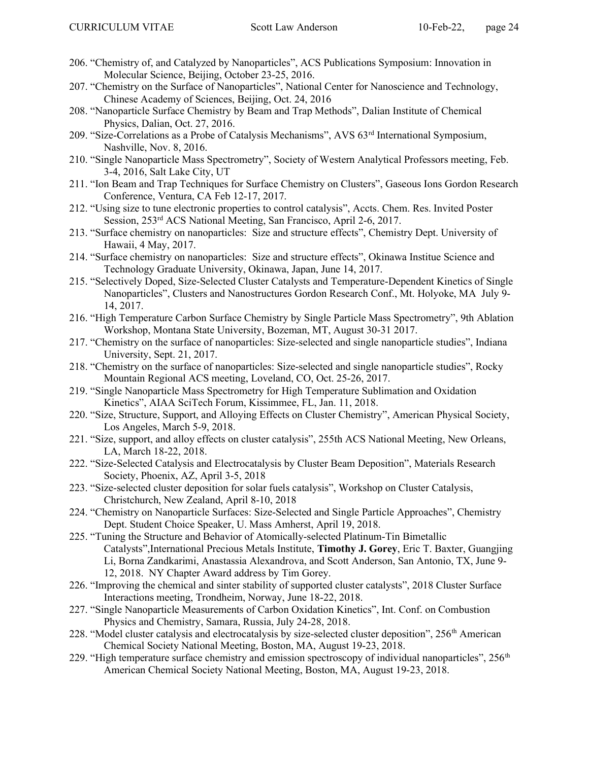206. "Chemistry of, and Catalyzed by Nanoparticles", ACS Publications Symposium: Innovation in Molecular Science, Beijing, October 23-25, 2016.
207. "Chemistry on the Surface of Nanoparticles", National Center for Nanoscience and Technology, Chinese Academy of Sciences, Beijing, Oct. 24, 2016
208. "Nanoparticle Surface Chemistry by Beam and Trap Methods", Dalian Institute of Chemical Physics, Dalian, Oct. 27, 2016.
209. "Size-Correlations as a Probe of Catalysis Mechanisms", AVS 63rd International Symposium, Nashville, Nov. 8, 2016.
210. "Single Nanoparticle Mass Spectrometry", Society of Western Analytical Professors meeting, Feb. 3-4, 2016, Salt Lake City, UT
211. "Ion Beam and Trap Techniques for Surface Chemistry on Clusters", Gaseous Ions Gordon Research Conference, Ventura, CA Feb 12-17, 2017.
212. "Using size to tune electronic properties to control catalysis", Accts. Chem. Res. Invited Poster Session, 253rd ACS National Meeting, San Francisco, April 2-6, 2017.
213. "Surface chemistry on nanoparticles: Size and structure effects", Chemistry Dept. University of Hawaii, 4 May, 2017.
214. "Surface chemistry on nanoparticles: Size and structure effects", Okinawa Institue Science and Technology Graduate University, Okinawa, Japan, June 14, 2017.
215. "Selectively Doped, Size-Selected Cluster Catalysts and Temperature-Dependent Kinetics of Single Nanoparticles", Clusters and Nanostructures Gordon Research Conf., Mt. Holyoke, MA July 9-14, 2017.
216. "High Temperature Carbon Surface Chemistry by Single Particle Mass Spectrometry", 9th Ablation Workshop, Montana State University, Bozeman, MT, August 30-31 2017.
217. "Chemistry on the surface of nanoparticles: Size-selected and single nanoparticle studies", Indiana University, Sept. 21, 2017.
218. "Chemistry on the surface of nanoparticles: Size-selected and single nanoparticle studies", Rocky Mountain Regional ACS meeting, Loveland, CO, Oct. 25-26, 2017.
219. "Single Nanoparticle Mass Spectrometry for High Temperature Sublimation and Oxidation Kinetics", AIAA SciTech Forum, Kissimmee, FL, Jan. 11, 2018.
220. "Size, Structure, Support, and Alloying Effects on Cluster Chemistry", American Physical Society, Los Angeles, March 5-9, 2018.
221. "Size, support, and alloy effects on cluster catalysis", 255th ACS National Meeting, New Orleans, LA, March 18-22, 2018.
222. "Size-Selected Catalysis and Electrocatalysis by Cluster Beam Deposition", Materials Research Society, Phoenix, AZ, April 3-5, 2018
223. "Size-selected cluster deposition for solar fuels catalysis", Workshop on Cluster Catalysis, Christchurch, New Zealand, April 8-10, 2018
224. "Chemistry on Nanoparticle Surfaces: Size-Selected and Single Particle Approaches", Chemistry Dept. Student Choice Speaker, U. Mass Amherst, April 19, 2018.
225. "Tuning the Structure and Behavior of Atomically-selected Platinum-Tin Bimetallic Catalysts",International Precious Metals Institute, **Timothy J. Gorey**, Eric T. Baxter, Guangjing Li, Borna Zandkarimi, Anastassia Alexandrova, and Scott Anderson, San Antonio, TX, June 9-12, 2018. NY Chapter Award address by Tim Gorey.
226. "Improving the chemical and sinter stability of supported cluster catalysts", 2018 Cluster Surface Interactions meeting, Trondheim, Norway, June 18-22, 2018.
227. "Single Nanoparticle Measurements of Carbon Oxidation Kinetics", Int. Conf. on Combustion Physics and Chemistry, Samara, Russia, July 24-28, 2018.
228. "Model cluster catalysis and electrocatalysis by size-selected cluster deposition", 256th American Chemical Society National Meeting, Boston, MA, August 19-23, 2018.
229. "High temperature surface chemistry and emission spectroscopy of individual nanoparticles", 256th American Chemical Society National Meeting, Boston, MA, August 19-23, 2018.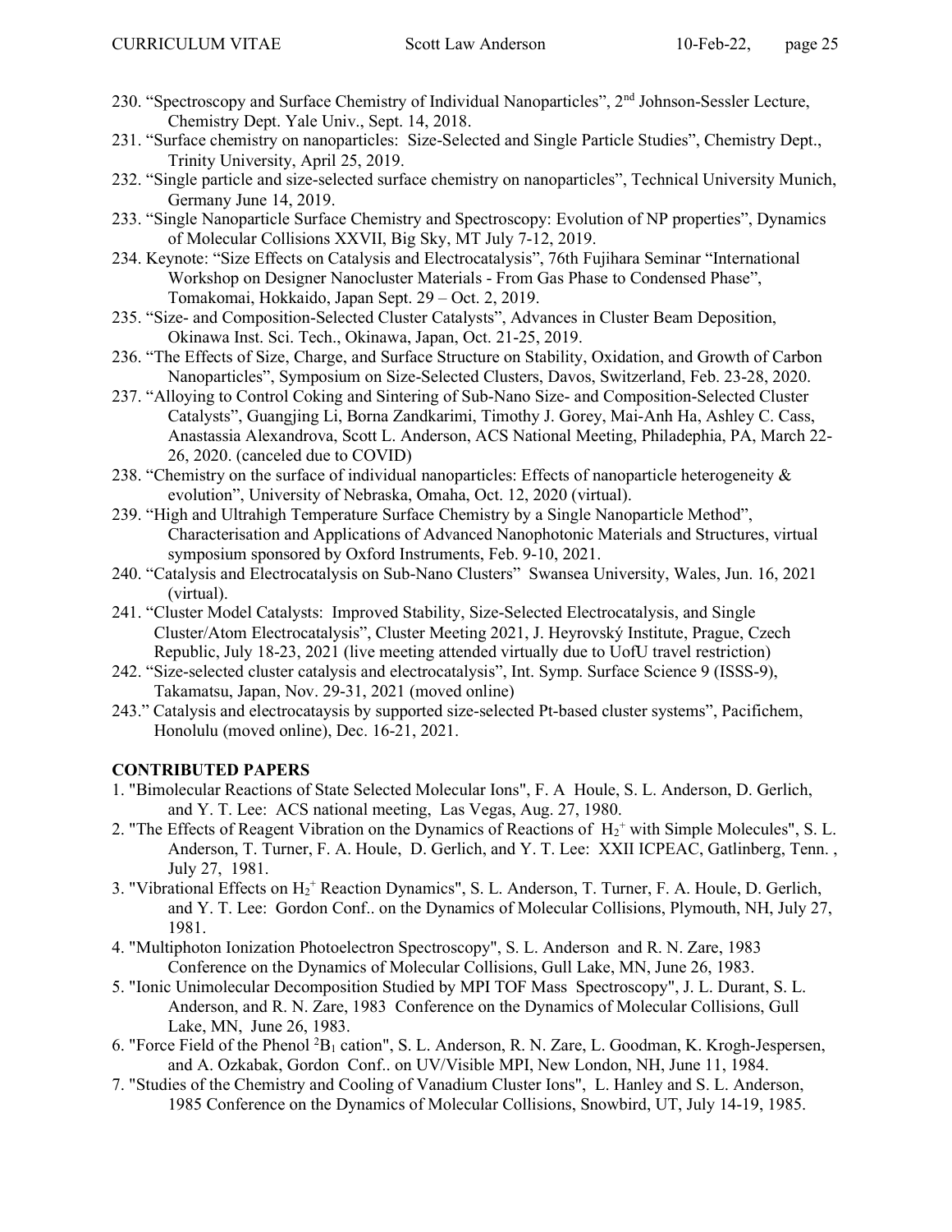230. “Spectroscopy and Surface Chemistry of Individual Nanoparticles”, 2nd Johnson-Sessler Lecture, Chemistry Dept. Yale Univ., Sept. 14, 2018.
231. “Surface chemistry on nanoparticles: Size-Selected and Single Particle Studies”, Chemistry Dept., Trinity University, April 25, 2019.
232. “Single particle and size-selected surface chemistry on nanoparticles”, Technical University Munich, Germany June 14, 2019.
233. “Single Nanoparticle Surface Chemistry and Spectroscopy: Evolution of NP properties”, Dynamics of Molecular Collisions XXVII, Big Sky, MT July 7-12, 2019.
234. Keynote: “Size Effects on Catalysis and Electrocatalysis”, 76th Fujihara Seminar “International Workshop on Designer Nanocluster Materials - From Gas Phase to Condensed Phase”, Tomakomai, Hokkaido, Japan Sept. 29 – Oct. 2, 2019.
235. “Size- and Composition-Selected Cluster Catalysts”, Advances in Cluster Beam Deposition, Okinawa Inst. Sci. Tech., Okinawa, Japan, Oct. 21-25, 2019.
236. “The Effects of Size, Charge, and Surface Structure on Stability, Oxidation, and Growth of Carbon Nanoparticles”, Symposium on Size-Selected Clusters, Davos, Switzerland, Feb. 23-28, 2020.
237. “Alloying to Control Coking and Sintering of Sub-Nano Size- and Composition-Selected Cluster Catalysts”, Guangjing Li, Borna Zandkarimi, Timothy J. Gorey, Mai-Anh Ha, Ashley C. Cass, Anastassia Alexandrova, Scott L. Anderson, ACS National Meeting, Philadephia, PA, March 22-26, 2020. (canceled due to COVID)
238. “Chemistry on the surface of individual nanoparticles: Effects of nanoparticle heterogeneity & evolution”, University of Nebraska, Omaha, Oct. 12, 2020 (virtual).
239. “High and Ultrahigh Temperature Surface Chemistry by a Single Nanoparticle Method”, Characterisation and Applications of Advanced Nanophotonic Materials and Structures, virtual symposium sponsored by Oxford Instruments, Feb. 9-10, 2021.
240. “Catalysis and Electrocatalysis on Sub-Nano Clusters” Swansea University, Wales, Jun. 16, 2021 (virtual).
241. “Cluster Model Catalysts: Improved Stability, Size-Selected Electrocatalysis, and Single Cluster/Atom Electrocatalysis”, Cluster Meeting 2021, J. Heyrovský Institute, Prague, Czech Republic, July 18-23, 2021 (live meeting attended virtually due to UofU travel restriction)
242. “Size-selected cluster catalysis and electrocatalysis”, Int. Symp. Surface Science 9 (ISSS-9), Takamatsu, Japan, Nov. 29-31, 2021 (moved online)
243.” Catalysis and electrocataysis by supported size-selected Pt-based cluster systems”, Pacifichem, Honolulu (moved online), Dec. 16-21, 2021.

**CONTRIBUTED PAPERS**

1. "Bimolecular Reactions of State Selected Molecular Ions", F. A Houle, S. L. Anderson, D. Gerlich, and Y. T. Lee: ACS national meeting, Las Vegas, Aug. 27, 1980.
2. "The Effects of Reagent Vibration on the Dynamics of Reactions of $H_2^+$ with Simple Molecules", S. L. Anderson, T. Turner, F. A. Houle, D. Gerlich, and Y. T. Lee: XXII ICPEAC, Gatlinberg, Tenn. , July 27, 1981.
3. "Vibrational Effects on $H_2^+$ Reaction Dynamics", S. L. Anderson, T. Turner, F. A. Houle, D. Gerlich, and Y. T. Lee: Gordon Conf.. on the Dynamics of Molecular Collisions, Plymouth, NH, July 27, 1981.
4. "Multiphoton Ionization Photoelectron Spectroscopy", S. L. Anderson and R. N. Zare, 1983 Conference on the Dynamics of Molecular Collisions, Gull Lake, MN, June 26, 1983.
5. "Ionic Unimolecular Decomposition Studied by MPI TOF Mass Spectroscopy", J. L. Durant, S. L. Anderson, and R. N. Zare, 1983 Conference on the Dynamics of Molecular Collisions, Gull Lake, MN, June 26, 1983.
6. "Force Field of the Phenol $^2B_1$ cation", S. L. Anderson, R. N. Zare, L. Goodman, K. Krogh-Jespersen, and A. Ozkabak, Gordon Conf.. on UV/Visible MPI, New London, NH, June 11, 1984.
7. "Studies of the Chemistry and Cooling of Vanadium Cluster Ions", L. Hanley and S. L. Anderson, 1985 Conference on the Dynamics of Molecular Collisions, Snowbird, UT, July 14-19, 1985.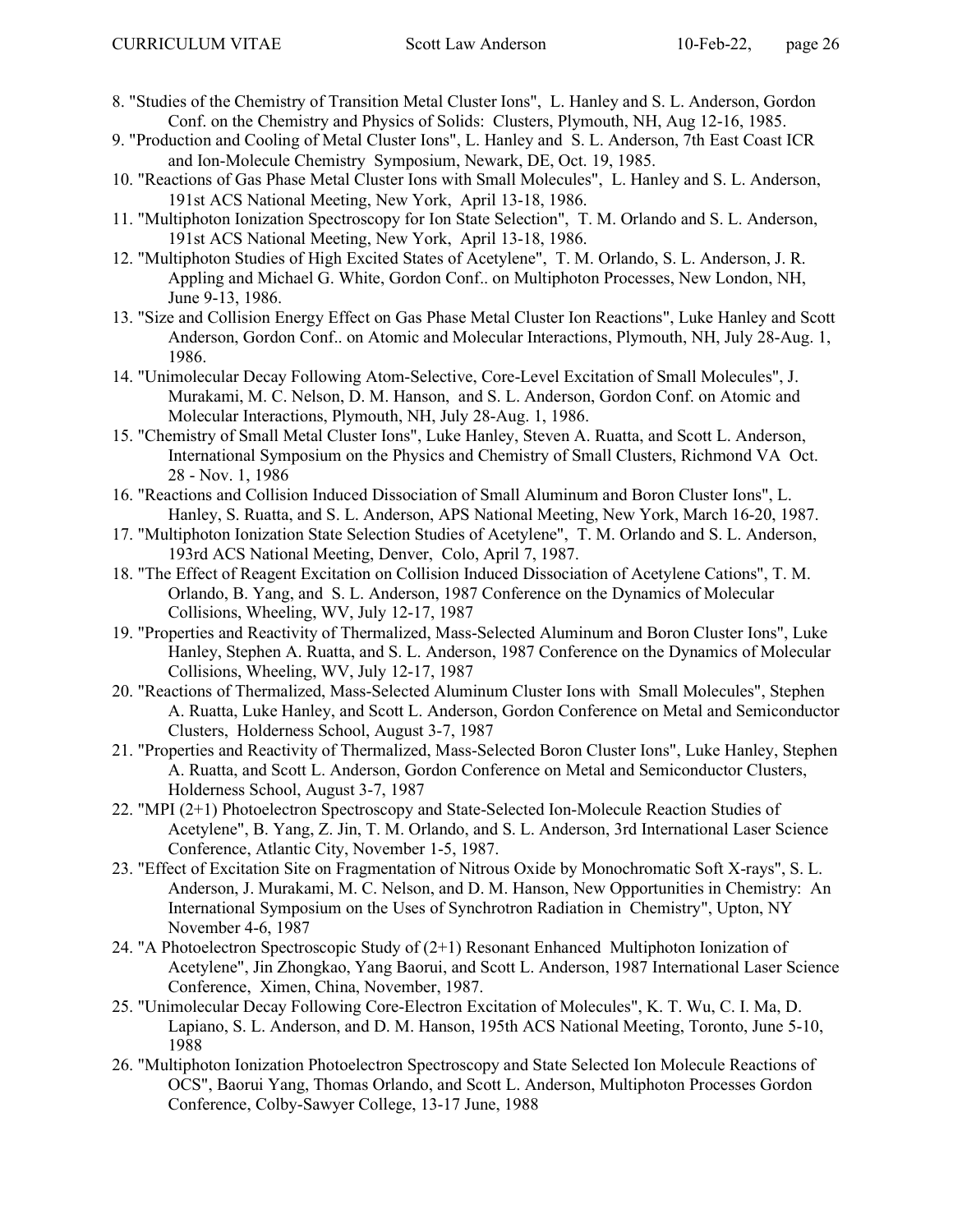8. "Studies of the Chemistry of Transition Metal Cluster Ions", L. Hanley and S. L. Anderson, Gordon Conf. on the Chemistry and Physics of Solids: Clusters, Plymouth, NH, Aug 12-16, 1985.
9. "Production and Cooling of Metal Cluster Ions", L. Hanley and S. L. Anderson, 7th East Coast ICR and Ion-Molecule Chemistry Symposium, Newark, DE, Oct. 19, 1985.
10. "Reactions of Gas Phase Metal Cluster Ions with Small Molecules", L. Hanley and S. L. Anderson, 191st ACS National Meeting, New York, April 13-18, 1986.
11. "Multiphoton Ionization Spectroscopy for Ion State Selection", T. M. Orlando and S. L. Anderson, 191st ACS National Meeting, New York, April 13-18, 1986.
12. "Multiphoton Studies of High Excited States of Acetylene", T. M. Orlando, S. L. Anderson, J. R. Appling and Michael G. White, Gordon Conf.. on Multiphoton Processes, New London, NH, June 9-13, 1986.
13. "Size and Collision Energy Effect on Gas Phase Metal Cluster Ion Reactions", Luke Hanley and Scott Anderson, Gordon Conf.. on Atomic and Molecular Interactions, Plymouth, NH, July 28-Aug. 1, 1986.
14. "Unimolecular Decay Following Atom-Selective, Core-Level Excitation of Small Molecules", J. Murakami, M. C. Nelson, D. M. Hanson, and S. L. Anderson, Gordon Conf. on Atomic and Molecular Interactions, Plymouth, NH, July 28-Aug. 1, 1986.
15. "Chemistry of Small Metal Cluster Ions", Luke Hanley, Steven A. Ruatta, and Scott L. Anderson, International Symposium on the Physics and Chemistry of Small Clusters, Richmond VA Oct. 28 - Nov. 1, 1986
16. "Reactions and Collision Induced Dissociation of Small Aluminum and Boron Cluster Ions", L. Hanley, S. Ruatta, and S. L. Anderson, APS National Meeting, New York, March 16-20, 1987.
17. "Multiphoton Ionization State Selection Studies of Acetylene", T. M. Orlando and S. L. Anderson, 193rd ACS National Meeting, Denver, Colo, April 7, 1987.
18. "The Effect of Reagent Excitation on Collision Induced Dissociation of Acetylene Cations", T. M. Orlando, B. Yang, and S. L. Anderson, 1987 Conference on the Dynamics of Molecular Collisions, Wheeling, WV, July 12-17, 1987
19. "Properties and Reactivity of Thermalized, Mass-Selected Aluminum and Boron Cluster Ions", Luke Hanley, Stephen A. Ruatta, and S. L. Anderson, 1987 Conference on the Dynamics of Molecular Collisions, Wheeling, WV, July 12-17, 1987
20. "Reactions of Thermalized, Mass-Selected Aluminum Cluster Ions with Small Molecules", Stephen A. Ruatta, Luke Hanley, and Scott L. Anderson, Gordon Conference on Metal and Semiconductor Clusters, Holderness School, August 3-7, 1987
21. "Properties and Reactivity of Thermalized, Mass-Selected Boron Cluster Ions", Luke Hanley, Stephen A. Ruatta, and Scott L. Anderson, Gordon Conference on Metal and Semiconductor Clusters, Holderness School, August 3-7, 1987
22. "MPI (2+1) Photoelectron Spectroscopy and State-Selected Ion-Molecule Reaction Studies of Acetylene", B. Yang, Z. Jin, T. M. Orlando, and S. L. Anderson, 3rd International Laser Science Conference, Atlantic City, November 1-5, 1987.
23. "Effect of Excitation Site on Fragmentation of Nitrous Oxide by Monochromatic Soft X-rays", S. L. Anderson, J. Murakami, M. C. Nelson, and D. M. Hanson, New Opportunities in Chemistry: An International Symposium on the Uses of Synchrotron Radiation in Chemistry", Upton, NY November 4-6, 1987
24. "A Photoelectron Spectroscopic Study of (2+1) Resonant Enhanced Multiphoton Ionization of Acetylene", Jin Zhongkao, Yang Baorui, and Scott L. Anderson, 1987 International Laser Science Conference, Ximen, China, November, 1987.
25. "Unimolecular Decay Following Core-Electron Excitation of Molecules", K. T. Wu, C. I. Ma, D. Lapiano, S. L. Anderson, and D. M. Hanson, 195th ACS National Meeting, Toronto, June 5-10, 1988
26. "Multiphoton Ionization Photoelectron Spectroscopy and State Selected Ion Molecule Reactions of OCS", Baorui Yang, Thomas Orlando, and Scott L. Anderson, Multiphoton Processes Gordon Conference, Colby-Sawyer College, 13-17 June, 1988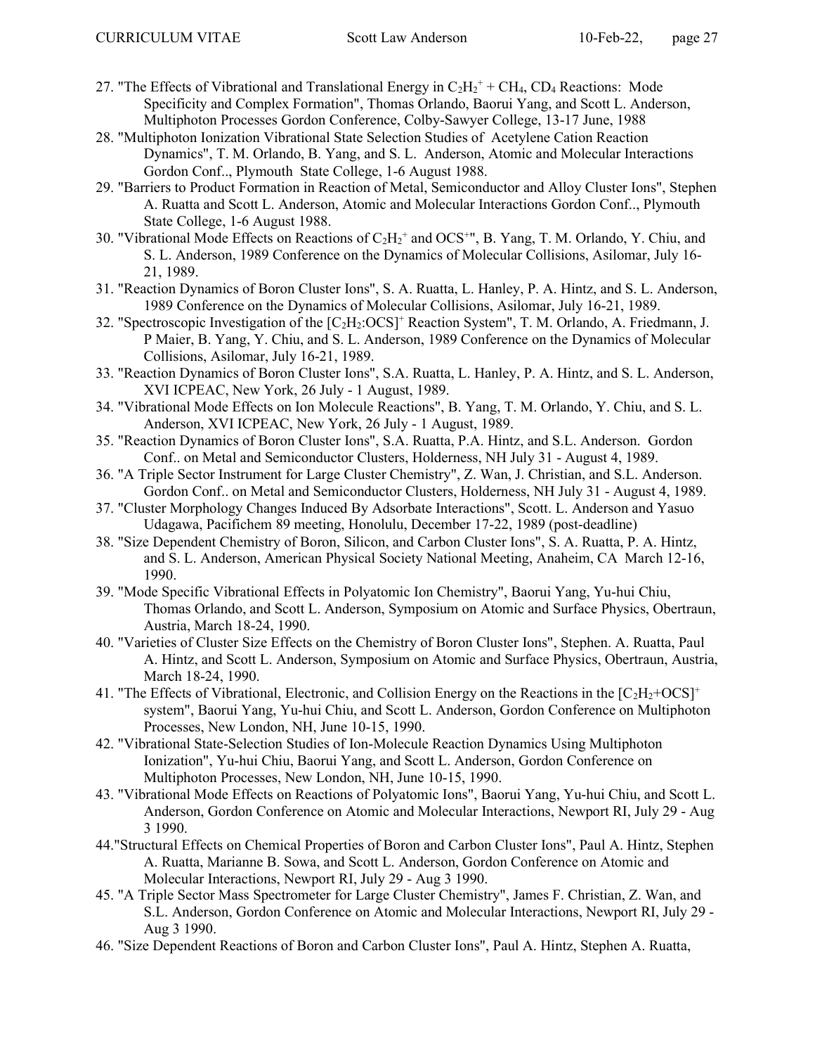27. "The Effects of Vibrational and Translational Energy in $C_2H_2^+$ + $CH_4$, $CD_4$ Reactions: Mode Specificity and Complex Formation", Thomas Orlando, Baorui Yang, and Scott L. Anderson, Multiphoton Processes Gordon Conference, Colby-Sawyer College, 13-17 June, 1988
28. "Multiphoton Ionization Vibrational State Selection Studies of Acetylene Cation Reaction Dynamics", T. M. Orlando, B. Yang, and S. L. Anderson, Atomic and Molecular Interactions Gordon Conf.., Plymouth State College, 1-6 August 1988.
29. "Barriers to Product Formation in Reaction of Metal, Semiconductor and Alloy Cluster Ions", Stephen A. Ruatta and Scott L. Anderson, Atomic and Molecular Interactions Gordon Conf.., Plymouth State College, 1-6 August 1988.
30. "Vibrational Mode Effects on Reactions of $C_2H_2^+$ and $OCS^{+}$", B. Yang, T. M. Orlando, Y. Chiu, and S. L. Anderson, 1989 Conference on the Dynamics of Molecular Collisions, Asilomar, July 16-21, 1989.
31. "Reaction Dynamics of Boron Cluster Ions", S. A. Ruatta, L. Hanley, P. A. Hintz, and S. L. Anderson, 1989 Conference on the Dynamics of Molecular Collisions, Asilomar, July 16-21, 1989.
32. "Spectroscopic Investigation of the $[C_2H_2{:}OCS]^+$ Reaction System", T. M. Orlando, A. Friedmann, J. P Maier, B. Yang, Y. Chiu, and S. L. Anderson, 1989 Conference on the Dynamics of Molecular Collisions, Asilomar, July 16-21, 1989.
33. "Reaction Dynamics of Boron Cluster Ions", S.A. Ruatta, L. Hanley, P. A. Hintz, and S. L. Anderson, XVI ICPEAC, New York, 26 July - 1 August, 1989.
34. "Vibrational Mode Effects on Ion Molecule Reactions", B. Yang, T. M. Orlando, Y. Chiu, and S. L. Anderson, XVI ICPEAC, New York, 26 July - 1 August, 1989.
35. "Reaction Dynamics of Boron Cluster Ions", S.A. Ruatta, P.A. Hintz, and S.L. Anderson. Gordon Conf.. on Metal and Semiconductor Clusters, Holderness, NH July 31 - August 4, 1989.
36. "A Triple Sector Instrument for Large Cluster Chemistry", Z. Wan, J. Christian, and S.L. Anderson. Gordon Conf.. on Metal and Semiconductor Clusters, Holderness, NH July 31 - August 4, 1989.
37. "Cluster Morphology Changes Induced By Adsorbate Interactions", Scott. L. Anderson and Yasuo Udagawa, Pacifichem 89 meeting, Honolulu, December 17-22, 1989 (post-deadline)
38. "Size Dependent Chemistry of Boron, Silicon, and Carbon Cluster Ions", S. A. Ruatta, P. A. Hintz, and S. L. Anderson, American Physical Society National Meeting, Anaheim, CA March 12-16, 1990.
39. "Mode Specific Vibrational Effects in Polyatomic Ion Chemistry", Baorui Yang, Yu-hui Chiu, Thomas Orlando, and Scott L. Anderson, Symposium on Atomic and Surface Physics, Obertraun, Austria, March 18-24, 1990.
40. "Varieties of Cluster Size Effects on the Chemistry of Boron Cluster Ions", Stephen. A. Ruatta, Paul A. Hintz, and Scott L. Anderson, Symposium on Atomic and Surface Physics, Obertraun, Austria, March 18-24, 1990.
41. "The Effects of Vibrational, Electronic, and Collision Energy on the Reactions in the $[C_2H_2{+}OCS]^+$ system", Baorui Yang, Yu-hui Chiu, and Scott L. Anderson, Gordon Conference on Multiphoton Processes, New London, NH, June 10-15, 1990.
42. "Vibrational State-Selection Studies of Ion-Molecule Reaction Dynamics Using Multiphoton Ionization", Yu-hui Chiu, Baorui Yang, and Scott L. Anderson, Gordon Conference on Multiphoton Processes, New London, NH, June 10-15, 1990.
43. "Vibrational Mode Effects on Reactions of Polyatomic Ions", Baorui Yang, Yu-hui Chiu, and Scott L. Anderson, Gordon Conference on Atomic and Molecular Interactions, Newport RI, July 29 - Aug 3 1990.
44. "Structural Effects on Chemical Properties of Boron and Carbon Cluster Ions", Paul A. Hintz, Stephen A. Ruatta, Marianne B. Sowa, and Scott L. Anderson, Gordon Conference on Atomic and Molecular Interactions, Newport RI, July 29 - Aug 3 1990.
45. "A Triple Sector Mass Spectrometer for Large Cluster Chemistry", James F. Christian, Z. Wan, and S.L. Anderson, Gordon Conference on Atomic and Molecular Interactions, Newport RI, July 29 - Aug 3 1990.
46. "Size Dependent Reactions of Boron and Carbon Cluster Ions", Paul A. Hintz, Stephen A. Ruatta,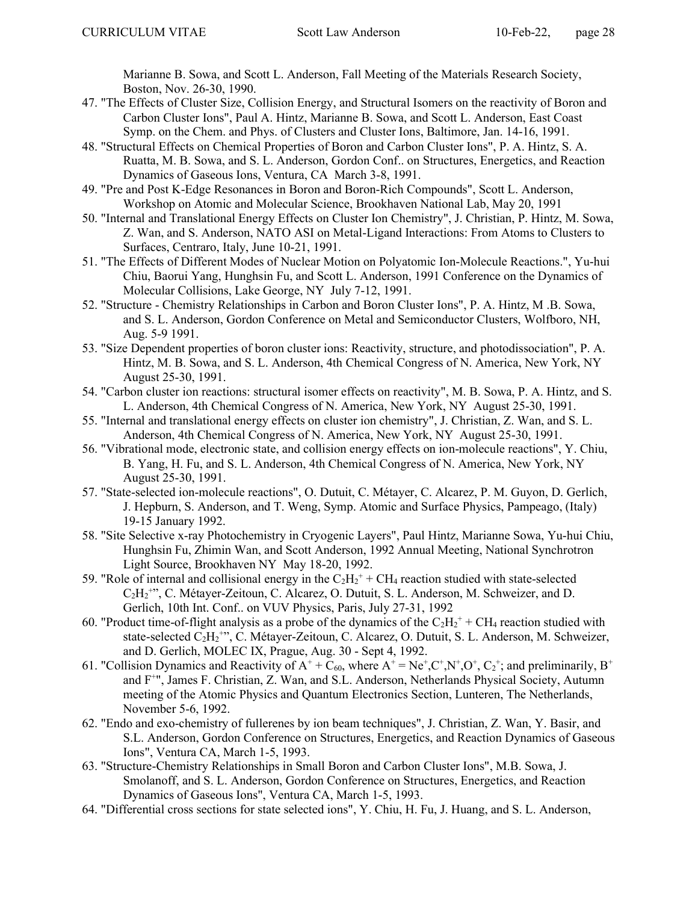Marianne B. Sowa, and Scott L. Anderson, Fall Meeting of the Materials Research Society, Boston, Nov. 26-30, 1990.

47. "The Effects of Cluster Size, Collision Energy, and Structural Isomers on the reactivity of Boron and Carbon Cluster Ions", Paul A. Hintz, Marianne B. Sowa, and Scott L. Anderson, East Coast Symp. on the Chem. and Phys. of Clusters and Cluster Ions, Baltimore, Jan. 14-16, 1991.
48. "Structural Effects on Chemical Properties of Boron and Carbon Cluster Ions", P. A. Hintz, S. A. Ruatta, M. B. Sowa, and S. L. Anderson, Gordon Conf.. on Structures, Energetics, and Reaction Dynamics of Gaseous Ions, Ventura, CA March 3-8, 1991.
49. "Pre and Post K-Edge Resonances in Boron and Boron-Rich Compounds", Scott L. Anderson, Workshop on Atomic and Molecular Science, Brookhaven National Lab, May 20, 1991
50. "Internal and Translational Energy Effects on Cluster Ion Chemistry", J. Christian, P. Hintz, M. Sowa, Z. Wan, and S. Anderson, NATO ASI on Metal-Ligand Interactions: From Atoms to Clusters to Surfaces, Centraro, Italy, June 10-21, 1991.
51. "The Effects of Different Modes of Nuclear Motion on Polyatomic Ion-Molecule Reactions.", Yu-hui Chiu, Baorui Yang, Hunghsin Fu, and Scott L. Anderson, 1991 Conference on the Dynamics of Molecular Collisions, Lake George, NY July 7-12, 1991.
52. "Structure - Chemistry Relationships in Carbon and Boron Cluster Ions", P. A. Hintz, M .B. Sowa, and S. L. Anderson, Gordon Conference on Metal and Semiconductor Clusters, Wolfboro, NH, Aug. 5-9 1991.
53. "Size Dependent properties of boron cluster ions: Reactivity, structure, and photodissociation", P. A. Hintz, M. B. Sowa, and S. L. Anderson, 4th Chemical Congress of N. America, New York, NY August 25-30, 1991.
54. "Carbon cluster ion reactions: structural isomer effects on reactivity", M. B. Sowa, P. A. Hintz, and S. L. Anderson, 4th Chemical Congress of N. America, New York, NY August 25-30, 1991.
55. "Internal and translational energy effects on cluster ion chemistry", J. Christian, Z. Wan, and S. L. Anderson, 4th Chemical Congress of N. America, New York, NY August 25-30, 1991.
56. "Vibrational mode, electronic state, and collision energy effects on ion-molecule reactions", Y. Chiu, B. Yang, H. Fu, and S. L. Anderson, 4th Chemical Congress of N. America, New York, NY August 25-30, 1991.
57. "State-selected ion-molecule reactions", O. Dutuit, C. Métayer, C. Alcarez, P. M. Guyon, D. Gerlich, J. Hepburn, S. Anderson, and T. Weng, Symp. Atomic and Surface Physics, Pampeago, (Italy) 19-15 January 1992.
58. "Site Selective x-ray Photochemistry in Cryogenic Layers", Paul Hintz, Marianne Sowa, Yu-hui Chiu, Hunghsin Fu, Zhimin Wan, and Scott Anderson, 1992 Annual Meeting, National Synchrotron Light Source, Brookhaven NY May 18-20, 1992.
59. "Role of internal and collisional energy in the $C_2H_2^+ + CH_4$ reaction studied with state-selected $C_2H_2^+$", C. Métayer-Zeitoun, C. Alcarez, O. Dutuit, S. L. Anderson, M. Schweizer, and D. Gerlich, 10th Int. Conf.. on VUV Physics, Paris, July 27-31, 1992
60. "Product time-of-flight analysis as a probe of the dynamics of the $C_2H_2^+ + CH_4$ reaction studied with state-selected $C_2H_2^+$", C. Métayer-Zeitoun, C. Alcarez, O. Dutuit, S. L. Anderson, M. Schweizer, and D. Gerlich, MOLEC IX, Prague, Aug. 30 - Sept 4, 1992.
61. "Collision Dynamics and Reactivity of $A^+ + C_{60}$, where $A^+ = Ne^+, C^+, N^+, O^+, C_2^+$; and preliminarily, $B^+$ and $F^+$", James F. Christian, Z. Wan, and S.L. Anderson, Netherlands Physical Society, Autumn meeting of the Atomic Physics and Quantum Electronics Section, Lunteren, The Netherlands, November 5-6, 1992.
62. "Endo and exo-chemistry of fullerenes by ion beam techniques", J. Christian, Z. Wan, Y. Basir, and S.L. Anderson, Gordon Conference on Structures, Energetics, and Reaction Dynamics of Gaseous Ions", Ventura CA, March 1-5, 1993.
63. "Structure-Chemistry Relationships in Small Boron and Carbon Cluster Ions", M.B. Sowa, J. Smolanoff, and S. L. Anderson, Gordon Conference on Structures, Energetics, and Reaction Dynamics of Gaseous Ions", Ventura CA, March 1-5, 1993.
64. "Differential cross sections for state selected ions", Y. Chiu, H. Fu, J. Huang, and S. L. Anderson,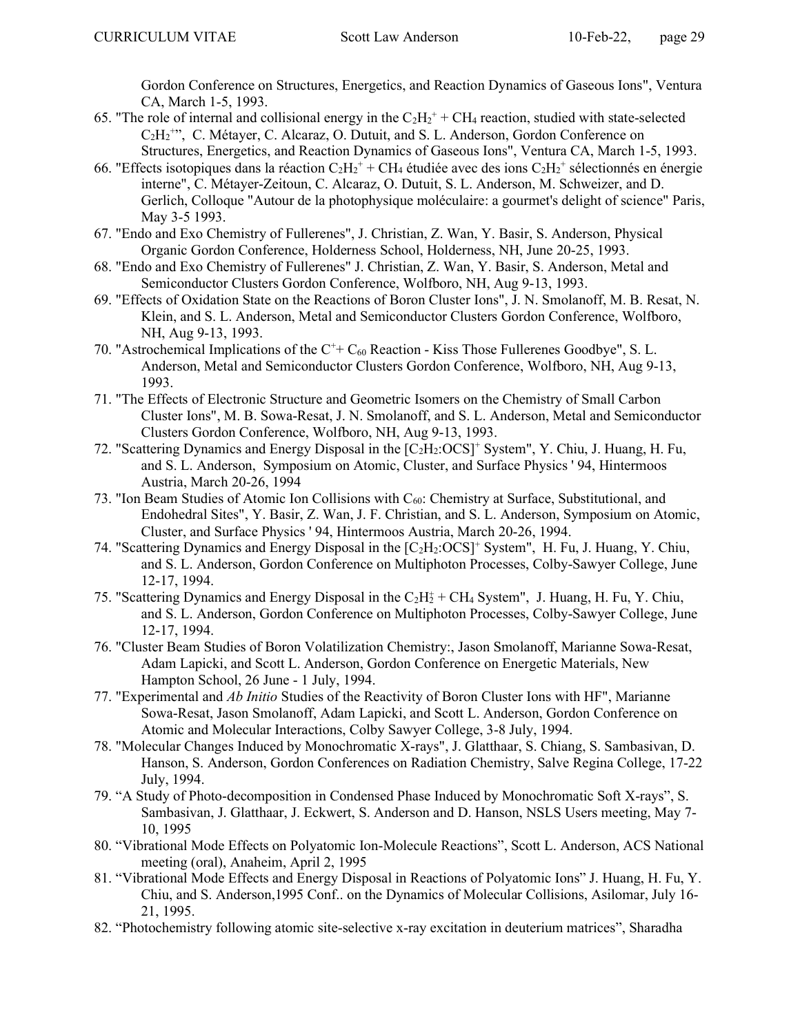Gordon Conference on Structures, Energetics, and Reaction Dynamics of Gaseous Ions", Ventura CA, March 1-5, 1993.

65. "The role of internal and collisional energy in the $C_2H_2^+$ + $CH_4$ reaction, studied with state-selected $C_2H_2^{+}$", C. Métayer, C. Alcaraz, O. Dutuit, and S. L. Anderson, Gordon Conference on Structures, Energetics, and Reaction Dynamics of Gaseous Ions", Ventura CA, March 1-5, 1993.
66. "Effects isotopiques dans la réaction $C_2H_2^+$ + $CH_4$ étudiée avec des ions $C_2H_2^+$ sélectionnés en énergie interne", C. Métayer-Zeitoun, C. Alcaraz, O. Dutuit, S. L. Anderson, M. Schweizer, and D. Gerlich, Colloque "Autour de la photophysique moléculaire: a gourmet's delight of science" Paris, May 3-5 1993.
67. "Endo and Exo Chemistry of Fullerenes", J. Christian, Z. Wan, Y. Basir, S. Anderson, Physical Organic Gordon Conference, Holderness School, Holderness, NH, June 20-25, 1993.
68. "Endo and Exo Chemistry of Fullerenes" J. Christian, Z. Wan, Y. Basir, S. Anderson, Metal and Semiconductor Clusters Gordon Conference, Wolfboro, NH, Aug 9-13, 1993.
69. "Effects of Oxidation State on the Reactions of Boron Cluster Ions", J. N. Smolanoff, M. B. Resat, N. Klein, and S. L. Anderson, Metal and Semiconductor Clusters Gordon Conference, Wolfboro, NH, Aug 9-13, 1993.
70. "Astrochemical Implications of the $C^+$+ $C_{60}$ Reaction - Kiss Those Fullerenes Goodbye", S. L. Anderson, Metal and Semiconductor Clusters Gordon Conference, Wolfboro, NH, Aug 9-13, 1993.
71. "The Effects of Electronic Structure and Geometric Isomers on the Chemistry of Small Carbon Cluster Ions", M. B. Sowa-Resat, J. N. Smolanoff, and S. L. Anderson, Metal and Semiconductor Clusters Gordon Conference, Wolfboro, NH, Aug 9-13, 1993.
72. "Scattering Dynamics and Energy Disposal in the $[C_2H_2{:}OCS]^+$ System", Y. Chiu, J. Huang, H. Fu, and S. L. Anderson, Symposium on Atomic, Cluster, and Surface Physics ' 94, Hintermoos Austria, March 20-26, 1994
73. "Ion Beam Studies of Atomic Ion Collisions with $C_{60}$: Chemistry at Surface, Substitutional, and Endohedral Sites", Y. Basir, Z. Wan, J. F. Christian, and S. L. Anderson, Symposium on Atomic, Cluster, and Surface Physics ' 94, Hintermoos Austria, March 20-26, 1994.
74. "Scattering Dynamics and Energy Disposal in the $[C_2H_2{:}OCS]^+$ System", H. Fu, J. Huang, Y. Chiu, and S. L. Anderson, Gordon Conference on Multiphoton Processes, Colby-Sawyer College, June 12-17, 1994.
75. "Scattering Dynamics and Energy Disposal in the $C_2H_2^+$ + $CH_4$ System", J. Huang, H. Fu, Y. Chiu, and S. L. Anderson, Gordon Conference on Multiphoton Processes, Colby-Sawyer College, June 12-17, 1994.
76. "Cluster Beam Studies of Boron Volatilization Chemistry:, Jason Smolanoff, Marianne Sowa-Resat, Adam Lapicki, and Scott L. Anderson, Gordon Conference on Energetic Materials, New Hampton School, 26 June - 1 July, 1994.
77. "Experimental and *Ab Initio* Studies of the Reactivity of Boron Cluster Ions with HF", Marianne Sowa-Resat, Jason Smolanoff, Adam Lapicki, and Scott L. Anderson, Gordon Conference on Atomic and Molecular Interactions, Colby Sawyer College, 3-8 July, 1994.
78. "Molecular Changes Induced by Monochromatic X-rays", J. Glatthaar, S. Chiang, S. Sambasivan, D. Hanson, S. Anderson, Gordon Conferences on Radiation Chemistry, Salve Regina College, 17-22 July, 1994.
79. "A Study of Photo-decomposition in Condensed Phase Induced by Monochromatic Soft X-rays", S. Sambasivan, J. Glatthaar, J. Eckwert, S. Anderson and D. Hanson, NSLS Users meeting, May 7-10, 1995
80. "Vibrational Mode Effects on Polyatomic Ion-Molecule Reactions", Scott L. Anderson, ACS National meeting (oral), Anaheim, April 2, 1995
81. "Vibrational Mode Effects and Energy Disposal in Reactions of Polyatomic Ions" J. Huang, H. Fu, Y. Chiu, and S. Anderson,1995 Conf.. on the Dynamics of Molecular Collisions, Asilomar, July 16-21, 1995.
82. "Photochemistry following atomic site-selective x-ray excitation in deuterium matrices", Sharadha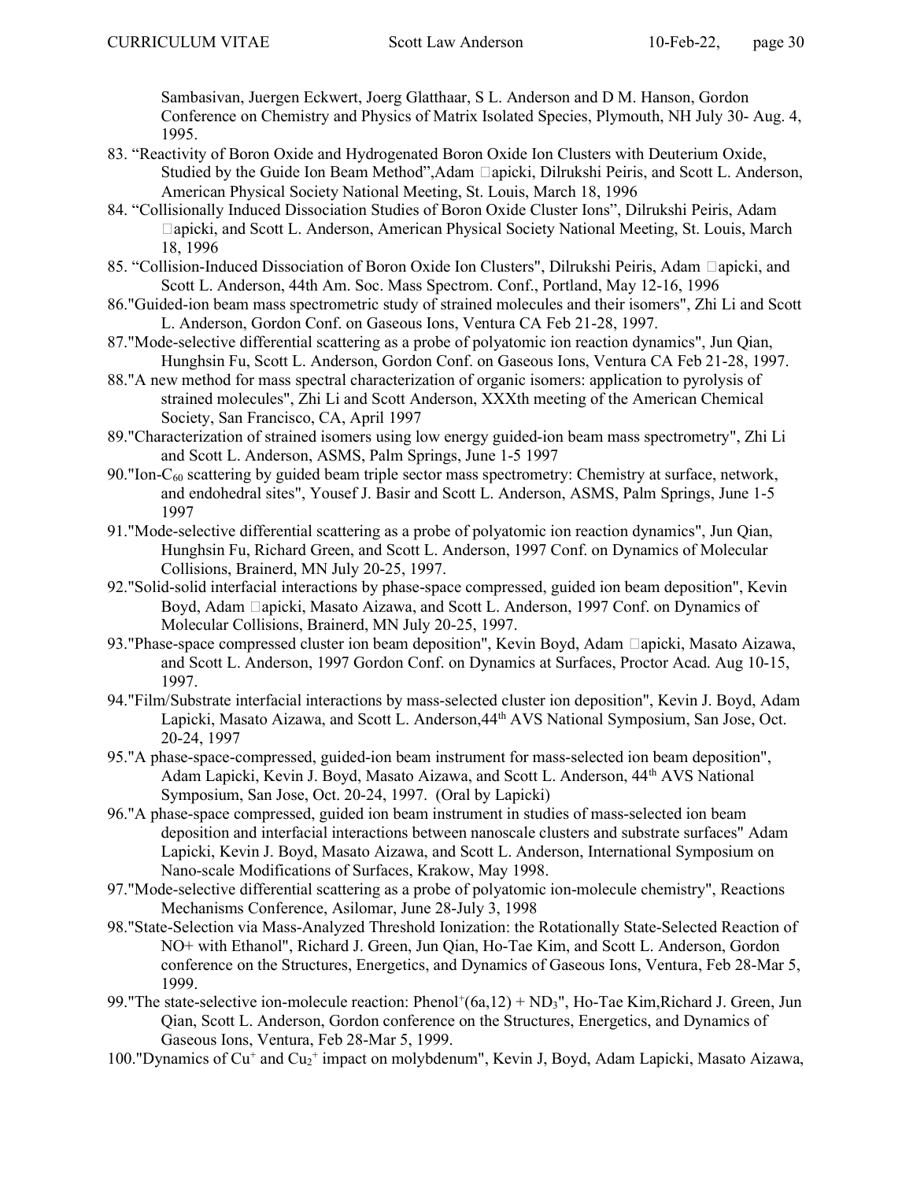Sambasivan, Juergen Eckwert, Joerg Glatthaar, S L. Anderson and D M. Hanson, Gordon Conference on Chemistry and Physics of Matrix Isolated Species, Plymouth, NH July 30- Aug. 4, 1995.

83. “Reactivity of Boron Oxide and Hydrogenated Boron Oxide Ion Clusters with Deuterium Oxide, Studied by the Guide Ion Beam Method”,Adam □apicki, Dilrukshi Peiris, and Scott L. Anderson, American Physical Society National Meeting, St. Louis, March 18, 1996
84. “Collisionally Induced Dissociation Studies of Boron Oxide Cluster Ions”, Dilrukshi Peiris, Adam □apicki, and Scott L. Anderson, American Physical Society National Meeting, St. Louis, March 18, 1996
85. “Collision-Induced Dissociation of Boron Oxide Ion Clusters", Dilrukshi Peiris, Adam □apicki, and Scott L. Anderson, 44th Am. Soc. Mass Spectrom. Conf., Portland, May 12-16, 1996
86. "Guided-ion beam mass spectrometric study of strained molecules and their isomers", Zhi Li and Scott L. Anderson, Gordon Conf. on Gaseous Ions, Ventura CA Feb 21-28, 1997.
87. "Mode-selective differential scattering as a probe of polyatomic ion reaction dynamics", Jun Qian, Hunghsin Fu, Scott L. Anderson, Gordon Conf. on Gaseous Ions, Ventura CA Feb 21-28, 1997.
88. "A new method for mass spectral characterization of organic isomers: application to pyrolysis of strained molecules", Zhi Li and Scott Anderson, XXXth meeting of the American Chemical Society, San Francisco, CA, April 1997
89. "Characterization of strained isomers using low energy guided-ion beam mass spectrometry", Zhi Li and Scott L. Anderson, ASMS, Palm Springs, June 1-5 1997
90. "Ion-$C_{60}$ scattering by guided beam triple sector mass spectrometry: Chemistry at surface, network, and endohedral sites", Yousef J. Basir and Scott L. Anderson, ASMS, Palm Springs, June 1-5 1997
91. "Mode-selective differential scattering as a probe of polyatomic ion reaction dynamics", Jun Qian, Hunghsin Fu, Richard Green, and Scott L. Anderson, 1997 Conf. on Dynamics of Molecular Collisions, Brainerd, MN July 20-25, 1997.
92. "Solid-solid interfacial interactions by phase-space compressed, guided ion beam deposition", Kevin Boyd, Adam □apicki, Masato Aizawa, and Scott L. Anderson, 1997 Conf. on Dynamics of Molecular Collisions, Brainerd, MN July 20-25, 1997.
93. "Phase-space compressed cluster ion beam deposition", Kevin Boyd, Adam □apicki, Masato Aizawa, and Scott L. Anderson, 1997 Gordon Conf. on Dynamics at Surfaces, Proctor Acad. Aug 10-15, 1997.
94. "Film/Substrate interfacial interactions by mass-selected cluster ion deposition", Kevin J. Boyd, Adam Lapicki, Masato Aizawa, and Scott L. Anderson,44th AVS National Symposium, San Jose, Oct. 20-24, 1997
95. "A phase-space-compressed, guided-ion beam instrument for mass-selected ion beam deposition", Adam Lapicki, Kevin J. Boyd, Masato Aizawa, and Scott L. Anderson, 44th AVS National Symposium, San Jose, Oct. 20-24, 1997. (Oral by Lapicki)
96. "A phase-space compressed, guided ion beam instrument in studies of mass-selected ion beam deposition and interfacial interactions between nanoscale clusters and substrate surfaces" Adam Lapicki, Kevin J. Boyd, Masato Aizawa, and Scott L. Anderson, International Symposium on Nano-scale Modifications of Surfaces, Krakow, May 1998.
97. "Mode-selective differential scattering as a probe of polyatomic ion-molecule chemistry", Reactions Mechanisms Conference, Asilomar, June 28-July 3, 1998
98. "State-Selection via Mass-Analyzed Threshold Ionization: the Rotationally State-Selected Reaction of NO+ with Ethanol", Richard J. Green, Jun Qian, Ho-Tae Kim, and Scott L. Anderson, Gordon conference on the Structures, Energetics, and Dynamics of Gaseous Ions, Ventura, Feb 28-Mar 5, 1999.
99. "The state-selective ion-molecule reaction: $Phenol^{+}(6a,12) + ND_3$", Ho-Tae Kim,Richard J. Green, Jun Qian, Scott L. Anderson, Gordon conference on the Structures, Energetics, and Dynamics of Gaseous Ions, Ventura, Feb 28-Mar 5, 1999.
100. "Dynamics of $Cu^{+}$ and $Cu_2^{+}$ impact on molybdenum", Kevin J, Boyd, Adam Lapicki, Masato Aizawa,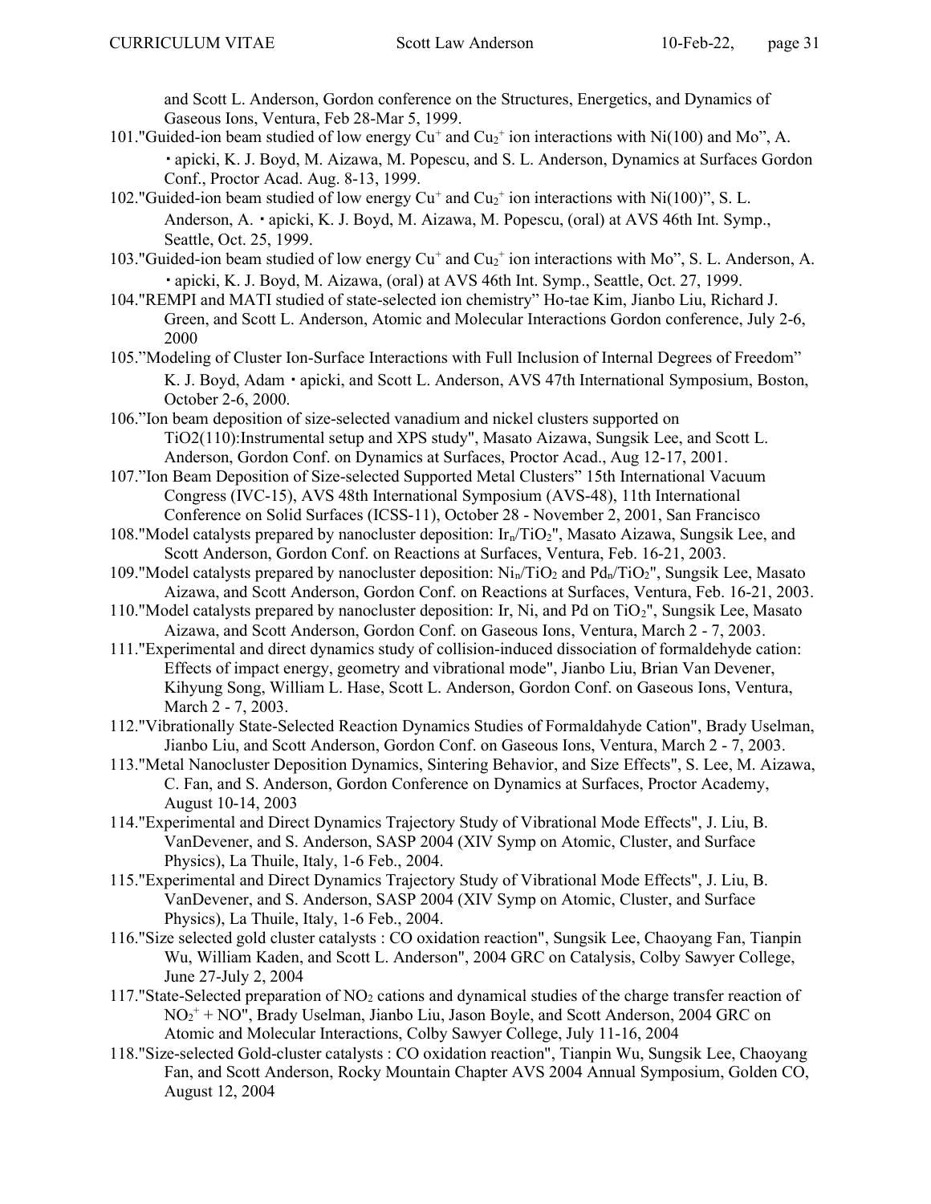and Scott L. Anderson, Gordon conference on the Structures, Energetics, and Dynamics of Gaseous Ions, Ventura, Feb 28-Mar 5, 1999.

101."Guided-ion beam studied of low energy $Cu^+$ and $Cu_2^+$ ion interactions with Ni(100) and Mo", A. ・apicki, K. J. Boyd, M. Aizawa, M. Popescu, and S. L. Anderson, Dynamics at Surfaces Gordon Conf., Proctor Acad. Aug. 8-13, 1999.

102."Guided-ion beam studied of low energy $Cu^+$ and $Cu_2^+$ ion interactions with Ni(100)", S. L. Anderson, A. ・apicki, K. J. Boyd, M. Aizawa, M. Popescu, (oral) at AVS 46th Int. Symp., Seattle, Oct. 25, 1999.

103."Guided-ion beam studied of low energy $Cu^+$ and $Cu_2^+$ ion interactions with Mo", S. L. Anderson, A. ・apicki, K. J. Boyd, M. Aizawa, (oral) at AVS 46th Int. Symp., Seattle, Oct. 27, 1999.

104."REMPI and MATI studied of state-selected ion chemistry" Ho-tae Kim, Jianbo Liu, Richard J. Green, and Scott L. Anderson, Atomic and Molecular Interactions Gordon conference, July 2-6, 2000

105."Modeling of Cluster Ion-Surface Interactions with Full Inclusion of Internal Degrees of Freedom" K. J. Boyd, Adam ・apicki, and Scott L. Anderson, AVS 47th International Symposium, Boston, October 2-6, 2000.

106."Ion beam deposition of size-selected vanadium and nickel clusters supported on TiO2(110):Instrumental setup and XPS study", Masato Aizawa, Sungsik Lee, and Scott L. Anderson, Gordon Conf. on Dynamics at Surfaces, Proctor Acad., Aug 12-17, 2001.

107."Ion Beam Deposition of Size-selected Supported Metal Clusters" 15th International Vacuum Congress (IVC-15), AVS 48th International Symposium (AVS-48), 11th International Conference on Solid Surfaces (ICSS-11), October 28 - November 2, 2001, San Francisco

108."Model catalysts prepared by nanocluster deposition: $Ir_n/TiO_2$", Masato Aizawa, Sungsik Lee, and Scott Anderson, Gordon Conf. on Reactions at Surfaces, Ventura, Feb. 16-21, 2003.

109."Model catalysts prepared by nanocluster deposition: $Ni_n/TiO_2$ and $Pd_n/TiO_2$", Sungsik Lee, Masato Aizawa, and Scott Anderson, Gordon Conf. on Reactions at Surfaces, Ventura, Feb. 16-21, 2003.

110."Model catalysts prepared by nanocluster deposition: Ir, Ni, and Pd on $TiO_2$", Sungsik Lee, Masato Aizawa, and Scott Anderson, Gordon Conf. on Gaseous Ions, Ventura, March 2 - 7, 2003.

111."Experimental and direct dynamics study of collision-induced dissociation of formaldehyde cation: Effects of impact energy, geometry and vibrational mode", Jianbo Liu, Brian Van Devener, Kihyung Song, William L. Hase, Scott L. Anderson, Gordon Conf. on Gaseous Ions, Ventura, March 2 - 7, 2003.

112."Vibrationally State-Selected Reaction Dynamics Studies of Formaldahyde Cation", Brady Uselman, Jianbo Liu, and Scott Anderson, Gordon Conf. on Gaseous Ions, Ventura, March 2 - 7, 2003.

113."Metal Nanocluster Deposition Dynamics, Sintering Behavior, and Size Effects", S. Lee, M. Aizawa, C. Fan, and S. Anderson, Gordon Conference on Dynamics at Surfaces, Proctor Academy, August 10-14, 2003

114."Experimental and Direct Dynamics Trajectory Study of Vibrational Mode Effects", J. Liu, B. VanDevener, and S. Anderson, SASP 2004 (XIV Symp on Atomic, Cluster, and Surface Physics), La Thuile, Italy, 1-6 Feb., 2004.

115."Experimental and Direct Dynamics Trajectory Study of Vibrational Mode Effects", J. Liu, B. VanDevener, and S. Anderson, SASP 2004 (XIV Symp on Atomic, Cluster, and Surface Physics), La Thuile, Italy, 1-6 Feb., 2004.

116."Size selected gold cluster catalysts : CO oxidation reaction", Sungsik Lee, Chaoyang Fan, Tianpin Wu, William Kaden, and Scott L. Anderson", 2004 GRC on Catalysis, Colby Sawyer College, June 27-July 2, 2004

117."State-Selected preparation of $NO_2$ cations and dynamical studies of the charge transfer reaction of $NO_2^+$ + NO", Brady Uselman, Jianbo Liu, Jason Boyle, and Scott Anderson, 2004 GRC on Atomic and Molecular Interactions, Colby Sawyer College, July 11-16, 2004

118."Size-selected Gold-cluster catalysts : CO oxidation reaction", Tianpin Wu, Sungsik Lee, Chaoyang Fan, and Scott Anderson, Rocky Mountain Chapter AVS 2004 Annual Symposium, Golden CO, August 12, 2004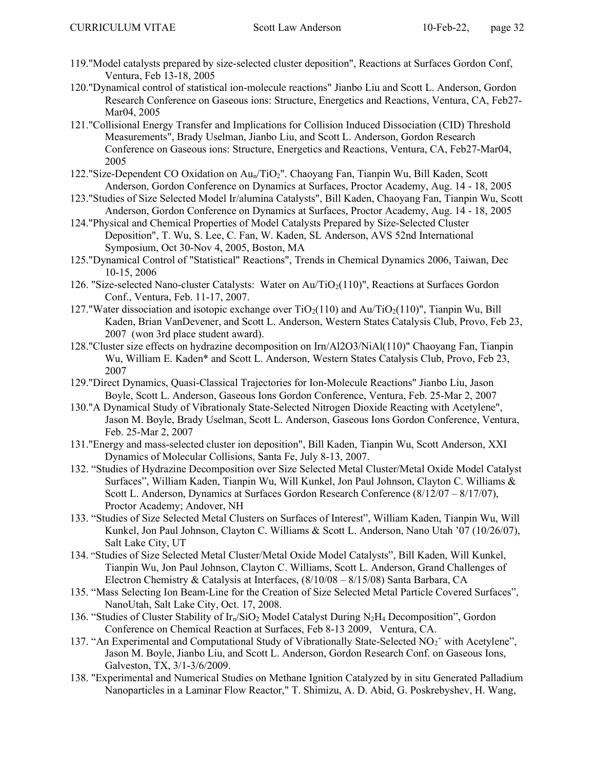119."Model catalysts prepared by size-selected cluster deposition", Reactions at Surfaces Gordon Conf, Ventura, Feb 13-18, 2005

120."Dynamical control of statistical ion-molecule reactions" Jianbo Liu and Scott L. Anderson, Gordon Research Conference on Gaseous ions: Structure, Energetics and Reactions, Ventura, CA, Feb27-Mar04, 2005

121."Collisional Energy Transfer and Implications for Collision Induced Dissociation (CID) Threshold Measurements", Brady Uselman, Jianbo Liu, and Scott L. Anderson, Gordon Research Conference on Gaseous ions: Structure, Energetics and Reactions, Ventura, CA, Feb27-Mar04, 2005

122."Size-Dependent CO Oxidation on $Au_n/TiO_2$". Chaoyang Fan, Tianpin Wu, Bill Kaden, Scott Anderson, Gordon Conference on Dynamics at Surfaces, Proctor Academy, Aug. 14 - 18, 2005

123."Studies of Size Selected Model Ir/alumina Catalysts", Bill Kaden, Chaoyang Fan, Tianpin Wu, Scott Anderson, Gordon Conference on Dynamics at Surfaces, Proctor Academy, Aug. 14 - 18, 2005

124."Physical and Chemical Properties of Model Catalysts Prepared by Size-Selected Cluster Deposition", T. Wu, S. Lee, C. Fan, W. Kaden, SL Anderson, AVS 52nd International Symposium, Oct 30-Nov 4, 2005, Boston, MA

125."Dynamical Control of "Statistical" Reactions", Trends in Chemical Dynamics 2006, Taiwan, Dec 10-15, 2006

126. "Size-selected Nano-cluster Catalysts: Water on $Au/TiO_2(110)$", Reactions at Surfaces Gordon Conf., Ventura, Feb. 11-17, 2007.

127."Water dissociation and isotopic exchange over $TiO_2(110)$ and $Au/TiO_2(110)$", Tianpin Wu, Bill Kaden, Brian VanDevener, and Scott L. Anderson, Western States Catalysis Club, Provo, Feb 23, 2007 (won 3rd place student award).

128."Cluster size effects on hydrazine decomposition on Irn/Al2O3/NiAl(110)" Chaoyang Fan, Tianpin Wu, William E. Kaden* and Scott L. Anderson, Western States Catalysis Club, Provo, Feb 23, 2007

129."Direct Dynamics, Quasi-Classical Trajectories for Ion-Molecule Reactions" Jianbo Liu, Jason Boyle, Scott L. Anderson, Gaseous Ions Gordon Conference, Ventura, Feb. 25-Mar 2, 2007

130."A Dynamical Study of Vibrationaly State-Selected Nitrogen Dioxide Reacting with Acetylene", Jason M. Boyle, Brady Uselman, Scott L. Anderson, Gaseous Ions Gordon Conference, Ventura, Feb. 25-Mar 2, 2007

131."Energy and mass-selected cluster ion deposition", Bill Kaden, Tianpin Wu, Scott Anderson, XXI Dynamics of Molecular Collisions, Santa Fe, July 8-13, 2007.

132. "Studies of Hydrazine Decomposition over Size Selected Metal Cluster/Metal Oxide Model Catalyst Surfaces", William Kaden, Tianpin Wu, Will Kunkel, Jon Paul Johnson, Clayton C. Williams & Scott L. Anderson, Dynamics at Surfaces Gordon Research Conference (8/12/07 – 8/17/07), Proctor Academy; Andover, NH

133. "Studies of Size Selected Metal Clusters on Surfaces of Interest", William Kaden, Tianpin Wu, Will Kunkel, Jon Paul Johnson, Clayton C. Williams & Scott L. Anderson, Nano Utah '07 (10/26/07), Salt Lake City, UT

134. "Studies of Size Selected Metal Cluster/Metal Oxide Model Catalysts", Bill Kaden, Will Kunkel, Tianpin Wu, Jon Paul Johnson, Clayton C. Williams, Scott L. Anderson, Grand Challenges of Electron Chemistry & Catalysis at Interfaces, (8/10/08 – 8/15/08) Santa Barbara, CA

135. "Mass Selecting Ion Beam-Line for the Creation of Size Selected Metal Particle Covered Surfaces", NanoUtah, Salt Lake City, Oct. 17, 2008.

136. "Studies of Cluster Stability of $Ir_n/SiO_2$ Model Catalyst During $N_2H_4$ Decomposition", Gordon Conference on Chemical Reaction at Surfaces, Feb 8-13 2009, Ventura, CA.

137. "An Experimental and Computational Study of Vibrationally State-Selected $NO_2^+$ with Acetylene", Jason M. Boyle, Jianbo Liu, and Scott L. Anderson, Gordon Research Conf. on Gaseous Ions, Galveston, TX, 3/1-3/6/2009.

138. "Experimental and Numerical Studies on Methane Ignition Catalyzed by in situ Generated Palladium Nanoparticles in a Laminar Flow Reactor," T. Shimizu, A. D. Abid, G. Poskrebyshev, H. Wang,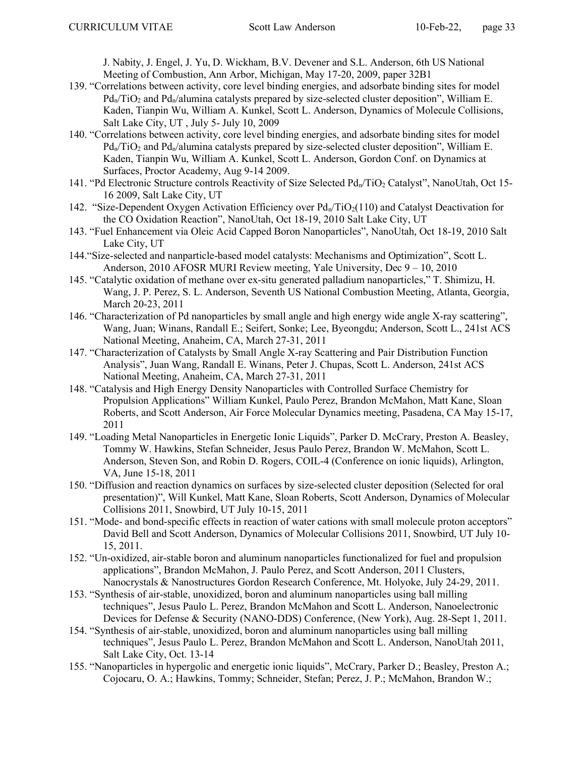J. Nabity, J. Engel, J. Yu, D. Wickham, B.V. Devener and S.L. Anderson, 6th US National Meeting of Combustion, Ann Arbor, Michigan, May 17-20, 2009, paper 32B1

139. "Correlations between activity, core level binding energies, and adsorbate binding sites for model $Pd_n/TiO_2$ and $Pd_n$/alumina catalysts prepared by size-selected cluster deposition", William E. Kaden, Tianpin Wu, William A. Kunkel, Scott L. Anderson, Dynamics of Molecule Collisions, Salt Lake City, UT , July 5- July 10, 2009
140. "Correlations between activity, core level binding energies, and adsorbate binding sites for model $Pd_n/TiO_2$ and $Pd_n$/alumina catalysts prepared by size-selected cluster deposition", William E. Kaden, Tianpin Wu, William A. Kunkel, Scott L. Anderson, Gordon Conf. on Dynamics at Surfaces, Proctor Academy, Aug 9-14 2009.
141. "Pd Electronic Structure controls Reactivity of Size Selected $Pd_n/TiO_2$ Catalyst", NanoUtah, Oct 15-16 2009, Salt Lake City, UT
142. "Size-Dependent Oxygen Activation Efficiency over $Pd_n/TiO_2$(110) and Catalyst Deactivation for the CO Oxidation Reaction", NanoUtah, Oct 18-19, 2010 Salt Lake City, UT
143. "Fuel Enhancement via Oleic Acid Capped Boron Nanoparticles", NanoUtah, Oct 18-19, 2010 Salt Lake City, UT
144. "Size-selected and nanparticle-based model catalysts: Mechanisms and Optimization", Scott L. Anderson, 2010 AFOSR MURI Review meeting, Yale University, Dec 9 – 10, 2010
145. "Catalytic oxidation of methane over ex-situ generated palladium nanoparticles," T. Shimizu, H. Wang, J. P. Perez, S. L. Anderson, Seventh US National Combustion Meeting, Atlanta, Georgia, March 20-23, 2011
146. "Characterization of Pd nanoparticles by small angle and high energy wide angle X-ray scattering", Wang, Juan; Winans, Randall E.; Seifert, Sonke; Lee, Byeongdu; Anderson, Scott L., 241st ACS National Meeting, Anaheim, CA, March 27-31, 2011
147. "Characterization of Catalysts by Small Angle X-ray Scattering and Pair Distribution Function Analysis", Juan Wang, Randall E. Winans, Peter J. Chupas, Scott L. Anderson, 241st ACS National Meeting, Anaheim, CA, March 27-31, 2011
148. "Catalysis and High Energy Density Nanoparticles with Controlled Surface Chemistry for Propulsion Applications" William Kunkel, Paulo Perez, Brandon McMahon, Matt Kane, Sloan Roberts, and Scott Anderson, Air Force Molecular Dynamics meeting, Pasadena, CA May 15-17, 2011
149. "Loading Metal Nanoparticles in Energetic Ionic Liquids", Parker D. McCrary, Preston A. Beasley, Tommy W. Hawkins, Stefan Schneider, Jesus Paulo Perez, Brandon W. McMahon, Scott L. Anderson, Steven Son, and Robin D. Rogers, COIL-4 (Conference on ionic liquids), Arlington, VA, June 15-18, 2011
150. "Diffusion and reaction dynamics on surfaces by size-selected cluster deposition (Selected for oral presentation)", Will Kunkel, Matt Kane, Sloan Roberts, Scott Anderson, Dynamics of Molecular Collisions 2011, Snowbird, UT July 10-15, 2011
151. "Mode- and bond-specific effects in reaction of water cations with small molecule proton acceptors" David Bell and Scott Anderson, Dynamics of Molecular Collisions 2011, Snowbird, UT July 10-15, 2011.
152. "Un-oxidized, air-stable boron and aluminum nanoparticles functionalized for fuel and propulsion applications", Brandon McMahon, J. Paulo Perez, and Scott Anderson, 2011 Clusters, Nanocrystals & Nanostructures Gordon Research Conference, Mt. Holyoke, July 24-29, 2011.
153. "Synthesis of air-stable, unoxidized, boron and aluminum nanoparticles using ball milling techniques", Jesus Paulo L. Perez, Brandon McMahon and Scott L. Anderson, Nanoelectronic Devices for Defense & Security (NANO-DDS) Conference, (New York), Aug. 28-Sept 1, 2011.
154. "Synthesis of air-stable, unoxidized, boron and aluminum nanoparticles using ball milling techniques", Jesus Paulo L. Perez, Brandon McMahon and Scott L. Anderson, NanoUtah 2011, Salt Lake City, Oct. 13-14
155. "Nanoparticles in hypergolic and energetic ionic liquids", McCrary, Parker D.; Beasley, Preston A.; Cojocaru, O. A.; Hawkins, Tommy; Schneider, Stefan; Perez, J. P.; McMahon, Brandon W.;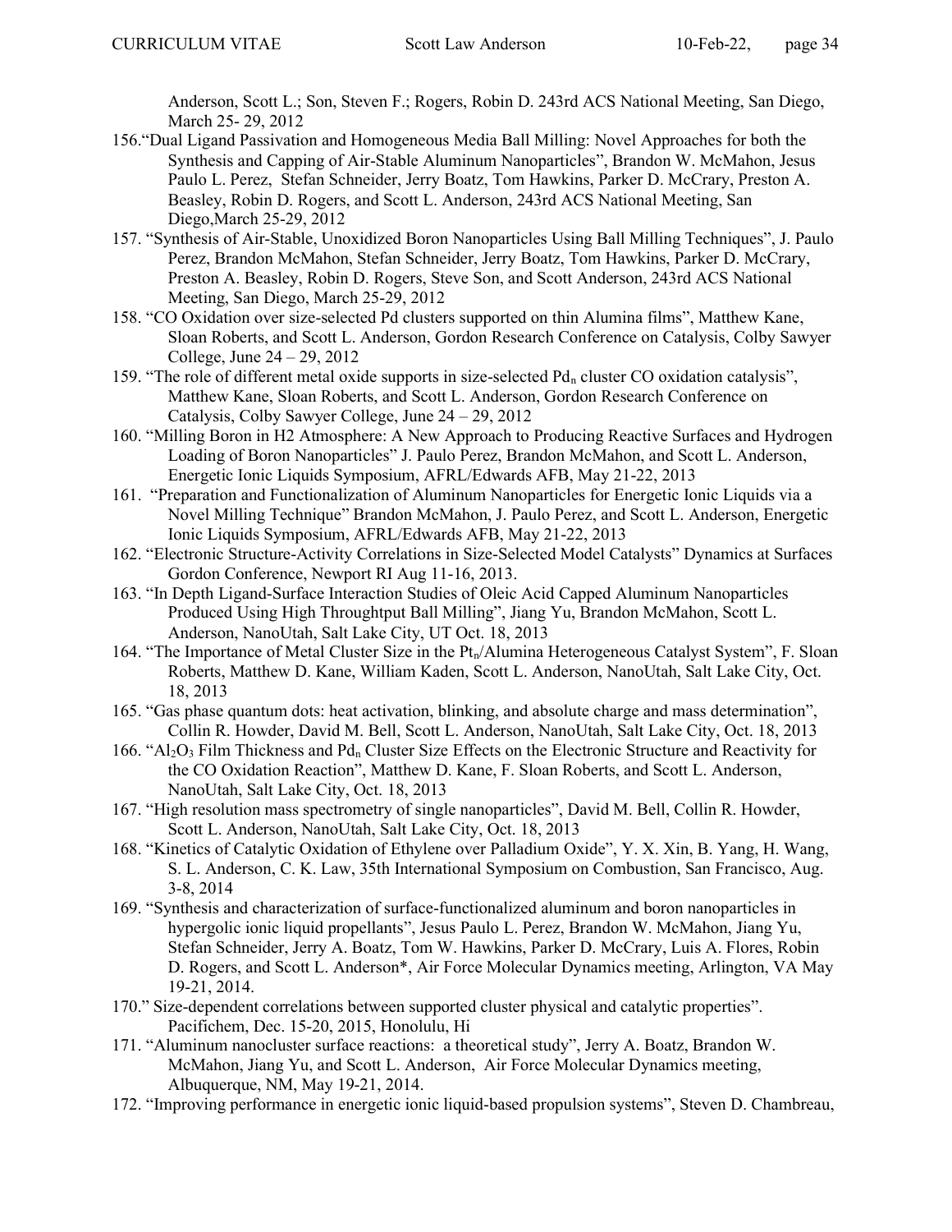Anderson, Scott L.; Son, Steven F.; Rogers, Robin D. 243rd ACS National Meeting, San Diego, March 25- 29, 2012

156.“Dual Ligand Passivation and Homogeneous Media Ball Milling: Novel Approaches for both the Synthesis and Capping of Air-Stable Aluminum Nanoparticles”, Brandon W. McMahon, Jesus Paulo L. Perez, Stefan Schneider, Jerry Boatz, Tom Hawkins, Parker D. McCrary, Preston A. Beasley, Robin D. Rogers, and Scott L. Anderson, 243rd ACS National Meeting, San Diego,March 25-29, 2012

157. “Synthesis of Air-Stable, Unoxidized Boron Nanoparticles Using Ball Milling Techniques”, J. Paulo Perez, Brandon McMahon, Stefan Schneider, Jerry Boatz, Tom Hawkins, Parker D. McCrary, Preston A. Beasley, Robin D. Rogers, Steve Son, and Scott Anderson, 243rd ACS National Meeting, San Diego, March 25-29, 2012

158. “CO Oxidation over size-selected Pd clusters supported on thin Alumina films”, Matthew Kane, Sloan Roberts, and Scott L. Anderson, Gordon Research Conference on Catalysis, Colby Sawyer College, June 24 – 29, 2012

159. “The role of different metal oxide supports in size-selected $Pd_n$ cluster CO oxidation catalysis”, Matthew Kane, Sloan Roberts, and Scott L. Anderson, Gordon Research Conference on Catalysis, Colby Sawyer College, June 24 – 29, 2012

160. “Milling Boron in H2 Atmosphere: A New Approach to Producing Reactive Surfaces and Hydrogen Loading of Boron Nanoparticles” J. Paulo Perez, Brandon McMahon, and Scott L. Anderson, Energetic Ionic Liquids Symposium, AFRL/Edwards AFB, May 21-22, 2013

161. “Preparation and Functionalization of Aluminum Nanoparticles for Energetic Ionic Liquids via a Novel Milling Technique” Brandon McMahon, J. Paulo Perez, and Scott L. Anderson, Energetic Ionic Liquids Symposium, AFRL/Edwards AFB, May 21-22, 2013

162. “Electronic Structure-Activity Correlations in Size-Selected Model Catalysts” Dynamics at Surfaces Gordon Conference, Newport RI Aug 11-16, 2013.

163. “In Depth Ligand-Surface Interaction Studies of Oleic Acid Capped Aluminum Nanoparticles Produced Using High Throughtput Ball Milling”, Jiang Yu, Brandon McMahon, Scott L. Anderson, NanoUtah, Salt Lake City, UT Oct. 18, 2013

164. “The Importance of Metal Cluster Size in the $Pt_n$/Alumina Heterogeneous Catalyst System”, F. Sloan Roberts, Matthew D. Kane, William Kaden, Scott L. Anderson, NanoUtah, Salt Lake City, Oct. 18, 2013

165. “Gas phase quantum dots: heat activation, blinking, and absolute charge and mass determination”, Collin R. Howder, David M. Bell, Scott L. Anderson, NanoUtah, Salt Lake City, Oct. 18, 2013

166. “$Al_2O_3$ Film Thickness and $Pd_n$ Cluster Size Effects on the Electronic Structure and Reactivity for the CO Oxidation Reaction”, Matthew D. Kane, F. Sloan Roberts, and Scott L. Anderson, NanoUtah, Salt Lake City, Oct. 18, 2013

167. “High resolution mass spectrometry of single nanoparticles”, David M. Bell, Collin R. Howder, Scott L. Anderson, NanoUtah, Salt Lake City, Oct. 18, 2013

168. “Kinetics of Catalytic Oxidation of Ethylene over Palladium Oxide”, Y. X. Xin, B. Yang, H. Wang, S. L. Anderson, C. K. Law, 35th International Symposium on Combustion, San Francisco, Aug. 3-8, 2014

169. “Synthesis and characterization of surface-functionalized aluminum and boron nanoparticles in hypergolic ionic liquid propellants”, Jesus Paulo L. Perez, Brandon W. McMahon, Jiang Yu, Stefan Schneider, Jerry A. Boatz, Tom W. Hawkins, Parker D. McCrary, Luis A. Flores, Robin D. Rogers, and Scott L. Anderson*, Air Force Molecular Dynamics meeting, Arlington, VA May 19-21, 2014.

170.” Size-dependent correlations between supported cluster physical and catalytic properties”. Pacifichem, Dec. 15-20, 2015, Honolulu, Hi

171. “Aluminum nanocluster surface reactions: a theoretical study”, Jerry A. Boatz, Brandon W. McMahon, Jiang Yu, and Scott L. Anderson, Air Force Molecular Dynamics meeting, Albuquerque, NM, May 19-21, 2014.

172. “Improving performance in energetic ionic liquid-based propulsion systems”, Steven D. Chambreau,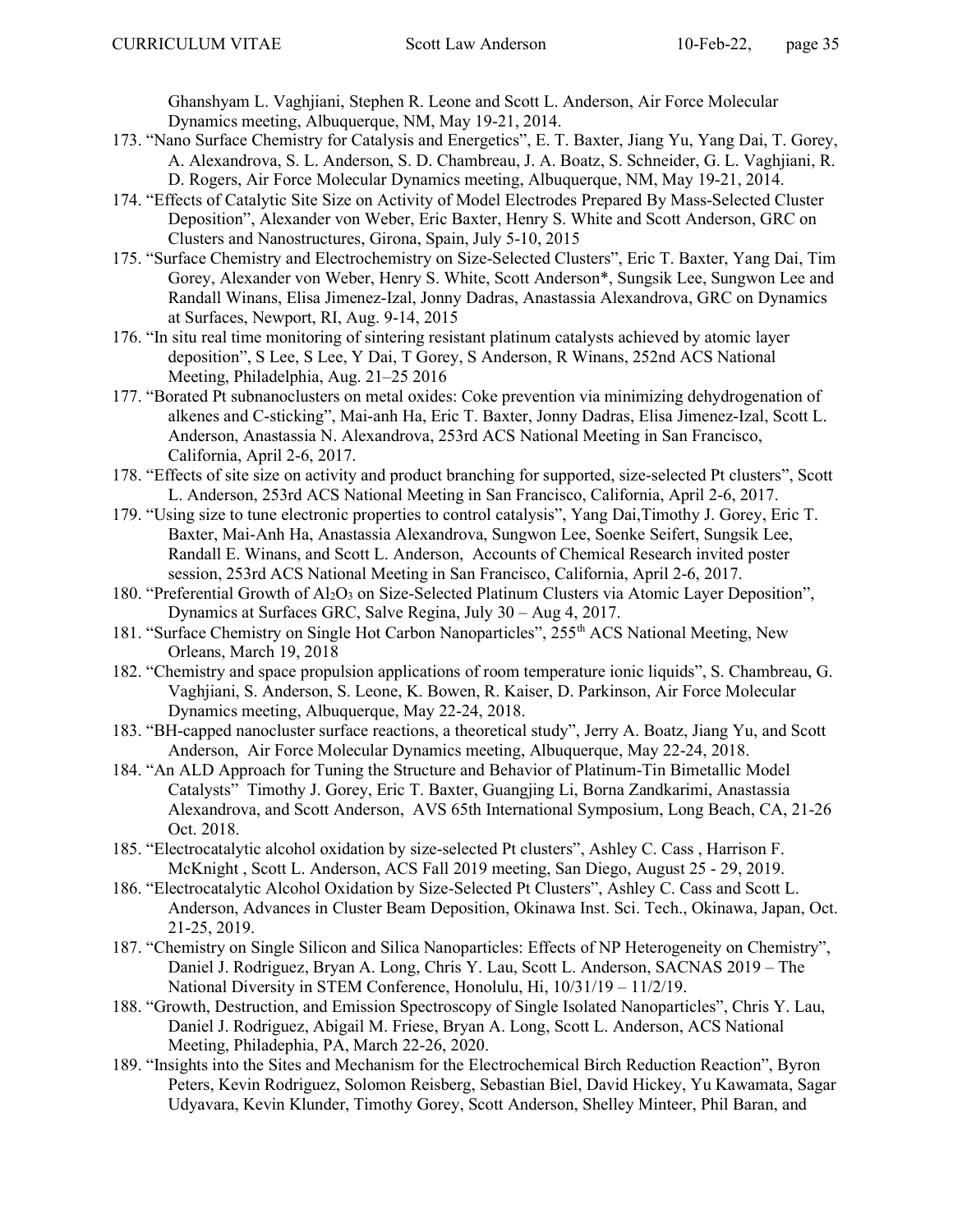Ghanshyam L. Vaghjiani, Stephen R. Leone and Scott L. Anderson, Air Force Molecular Dynamics meeting, Albuquerque, NM, May 19-21, 2014.

173. "Nano Surface Chemistry for Catalysis and Energetics", E. T. Baxter, Jiang Yu, Yang Dai, T. Gorey, A. Alexandrova, S. L. Anderson, S. D. Chambreau, J. A. Boatz, S. Schneider, G. L. Vaghjiani, R. D. Rogers, Air Force Molecular Dynamics meeting, Albuquerque, NM, May 19-21, 2014.
174. "Effects of Catalytic Site Size on Activity of Model Electrodes Prepared By Mass-Selected Cluster Deposition", Alexander von Weber, Eric Baxter, Henry S. White and Scott Anderson, GRC on Clusters and Nanostructures, Girona, Spain, July 5-10, 2015
175. "Surface Chemistry and Electrochemistry on Size-Selected Clusters", Eric T. Baxter, Yang Dai, Tim Gorey, Alexander von Weber, Henry S. White, Scott Anderson*, Sungsik Lee, Sungwon Lee and Randall Winans, Elisa Jimenez-Izal, Jonny Dadras, Anastassia Alexandrova, GRC on Dynamics at Surfaces, Newport, RI, Aug. 9-14, 2015
176. "In situ real time monitoring of sintering resistant platinum catalysts achieved by atomic layer deposition", S Lee, S Lee, Y Dai, T Gorey, S Anderson, R Winans, 252nd ACS National Meeting, Philadelphia, Aug. 21–25 2016
177. "Borated Pt subnanoclusters on metal oxides: Coke prevention via minimizing dehydrogenation of alkenes and C-sticking", Mai-anh Ha, Eric T. Baxter, Jonny Dadras, Elisa Jimenez-Izal, Scott L. Anderson, Anastassia N. Alexandrova, 253rd ACS National Meeting in San Francisco, California, April 2-6, 2017.
178. "Effects of site size on activity and product branching for supported, size-selected Pt clusters", Scott L. Anderson, 253rd ACS National Meeting in San Francisco, California, April 2-6, 2017.
179. "Using size to tune electronic properties to control catalysis", Yang Dai,Timothy J. Gorey, Eric T. Baxter, Mai-Anh Ha, Anastassia Alexandrova, Sungwon Lee, Soenke Seifert, Sungsik Lee, Randall E. Winans, and Scott L. Anderson, Accounts of Chemical Research invited poster session, 253rd ACS National Meeting in San Francisco, California, April 2-6, 2017.
180. "Preferential Growth of $Al_2O_3$ on Size-Selected Platinum Clusters via Atomic Layer Deposition", Dynamics at Surfaces GRC, Salve Regina, July 30 – Aug 4, 2017.
181. "Surface Chemistry on Single Hot Carbon Nanoparticles", 255th ACS National Meeting, New Orleans, March 19, 2018
182. "Chemistry and space propulsion applications of room temperature ionic liquids", S. Chambreau, G. Vaghjiani, S. Anderson, S. Leone, K. Bowen, R. Kaiser, D. Parkinson, Air Force Molecular Dynamics meeting, Albuquerque, May 22-24, 2018.
183. "BH-capped nanocluster surface reactions, a theoretical study", Jerry A. Boatz, Jiang Yu, and Scott Anderson, Air Force Molecular Dynamics meeting, Albuquerque, May 22-24, 2018.
184. "An ALD Approach for Tuning the Structure and Behavior of Platinum-Tin Bimetallic Model Catalysts" Timothy J. Gorey, Eric T. Baxter, Guangjing Li, Borna Zandkarimi, Anastassia Alexandrova, and Scott Anderson, AVS 65th International Symposium, Long Beach, CA, 21-26 Oct. 2018.
185. "Electrocatalytic alcohol oxidation by size-selected Pt clusters", Ashley C. Cass , Harrison F. McKnight , Scott L. Anderson, ACS Fall 2019 meeting, San Diego, August 25 - 29, 2019.
186. "Electrocatalytic Alcohol Oxidation by Size-Selected Pt Clusters", Ashley C. Cass and Scott L. Anderson, Advances in Cluster Beam Deposition, Okinawa Inst. Sci. Tech., Okinawa, Japan, Oct. 21-25, 2019.
187. "Chemistry on Single Silicon and Silica Nanoparticles: Effects of NP Heterogeneity on Chemistry", Daniel J. Rodriguez, Bryan A. Long, Chris Y. Lau, Scott L. Anderson, SACNAS 2019 – The National Diversity in STEM Conference, Honolulu, Hi, 10/31/19 – 11/2/19.
188. "Growth, Destruction, and Emission Spectroscopy of Single Isolated Nanoparticles", Chris Y. Lau, Daniel J. Rodriguez, Abigail M. Friese, Bryan A. Long, Scott L. Anderson, ACS National Meeting, Philadephia, PA, March 22-26, 2020.
189. "Insights into the Sites and Mechanism for the Electrochemical Birch Reduction Reaction", Byron Peters, Kevin Rodriguez, Solomon Reisberg, Sebastian Biel, David Hickey, Yu Kawamata, Sagar Udyavara, Kevin Klunder, Timothy Gorey, Scott Anderson, Shelley Minteer, Phil Baran, and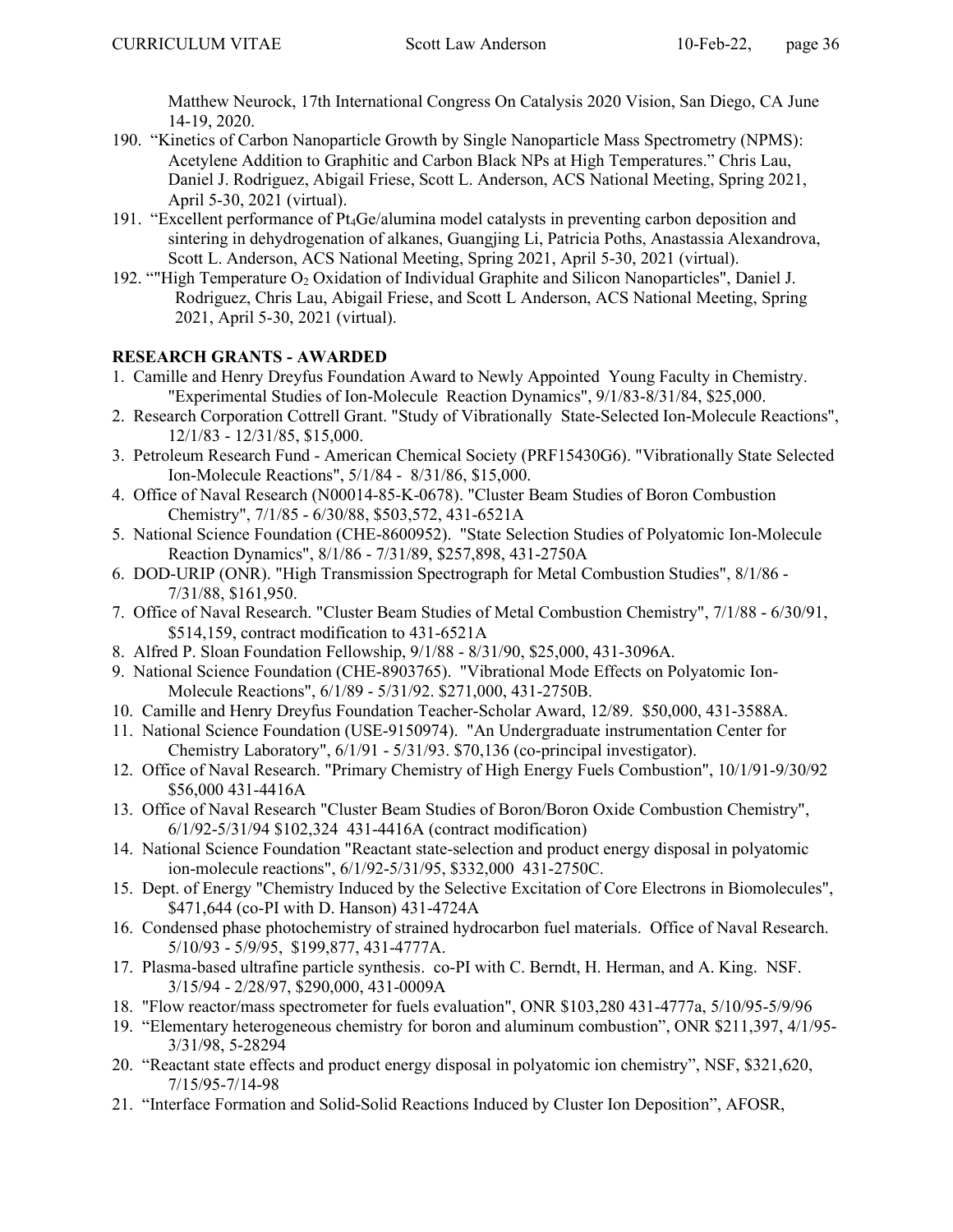Matthew Neurock, 17th International Congress On Catalysis 2020 Vision, San Diego, CA June 14-19, 2020.

190. "Kinetics of Carbon Nanoparticle Growth by Single Nanoparticle Mass Spectrometry (NPMS): Acetylene Addition to Graphitic and Carbon Black NPs at High Temperatures." Chris Lau, Daniel J. Rodriguez, Abigail Friese, Scott L. Anderson, ACS National Meeting, Spring 2021, April 5-30, 2021 (virtual).
191. "Excellent performance of $Pt_4Ge$/alumina model catalysts in preventing carbon deposition and sintering in dehydrogenation of alkanes, Guangjing Li, Patricia Poths, Anastassia Alexandrova, Scott L. Anderson, ACS National Meeting, Spring 2021, April 5-30, 2021 (virtual).
192. ""High Temperature $O_2$ Oxidation of Individual Graphite and Silicon Nanoparticles", Daniel J. Rodriguez, Chris Lau, Abigail Friese, and Scott L Anderson, ACS National Meeting, Spring 2021, April 5-30, 2021 (virtual).

## RESEARCH GRANTS - AWARDED

1. Camille and Henry Dreyfus Foundation Award to Newly Appointed Young Faculty in Chemistry. "Experimental Studies of Ion-Molecule Reaction Dynamics", 9/1/83-8/31/84, $25,000.
2. Research Corporation Cottrell Grant. "Study of Vibrationally State-Selected Ion-Molecule Reactions", 12/1/83 - 12/31/85, $15,000.
3. Petroleum Research Fund - American Chemical Society (PRF15430G6). "Vibrationally State Selected Ion-Molecule Reactions", 5/1/84 - 8/31/86, $15,000.
4. Office of Naval Research (N00014-85-K-0678). "Cluster Beam Studies of Boron Combustion Chemistry", 7/1/85 - 6/30/88, $503,572, 431-6521A
5. National Science Foundation (CHE-8600952). "State Selection Studies of Polyatomic Ion-Molecule Reaction Dynamics", 8/1/86 - 7/31/89, $257,898, 431-2750A
6. DOD-URIP (ONR). "High Transmission Spectrograph for Metal Combustion Studies", 8/1/86 - 7/31/88, $161,950.
7. Office of Naval Research. "Cluster Beam Studies of Metal Combustion Chemistry", 7/1/88 - 6/30/91, $514,159, contract modification to 431-6521A
8. Alfred P. Sloan Foundation Fellowship, 9/1/88 - 8/31/90, $25,000, 431-3096A.
9. National Science Foundation (CHE-8903765). "Vibrational Mode Effects on Polyatomic Ion-Molecule Reactions", 6/1/89 - 5/31/92. $271,000, 431-2750B.
10. Camille and Henry Dreyfus Foundation Teacher-Scholar Award, 12/89. $50,000, 431-3588A.
11. National Science Foundation (USE-9150974). "An Undergraduate instrumentation Center for Chemistry Laboratory", 6/1/91 - 5/31/93. $70,136 (co-principal investigator).
12. Office of Naval Research. "Primary Chemistry of High Energy Fuels Combustion", 10/1/91-9/30/92 $56,000 431-4416A
13. Office of Naval Research "Cluster Beam Studies of Boron/Boron Oxide Combustion Chemistry", 6/1/92-5/31/94 $102,324 431-4416A (contract modification)
14. National Science Foundation "Reactant state-selection and product energy disposal in polyatomic ion-molecule reactions", 6/1/92-5/31/95, $332,000 431-2750C.
15. Dept. of Energy "Chemistry Induced by the Selective Excitation of Core Electrons in Biomolecules", $471,644 (co-PI with D. Hanson) 431-4724A
16. Condensed phase photochemistry of strained hydrocarbon fuel materials. Office of Naval Research. 5/10/93 - 5/9/95, $199,877, 431-4777A.
17. Plasma-based ultrafine particle synthesis. co-PI with C. Berndt, H. Herman, and A. King. NSF. 3/15/94 - 2/28/97, $290,000, 431-0009A
18. "Flow reactor/mass spectrometer for fuels evaluation", ONR $103,280 431-4777a, 5/10/95-5/9/96
19. "Elementary heterogeneous chemistry for boron and aluminum combustion", ONR $211,397, 4/1/95-3/31/98, 5-28294
20. "Reactant state effects and product energy disposal in polyatomic ion chemistry", NSF, $321,620, 7/15/95-7/14-98
21. "Interface Formation and Solid-Solid Reactions Induced by Cluster Ion Deposition", AFOSR,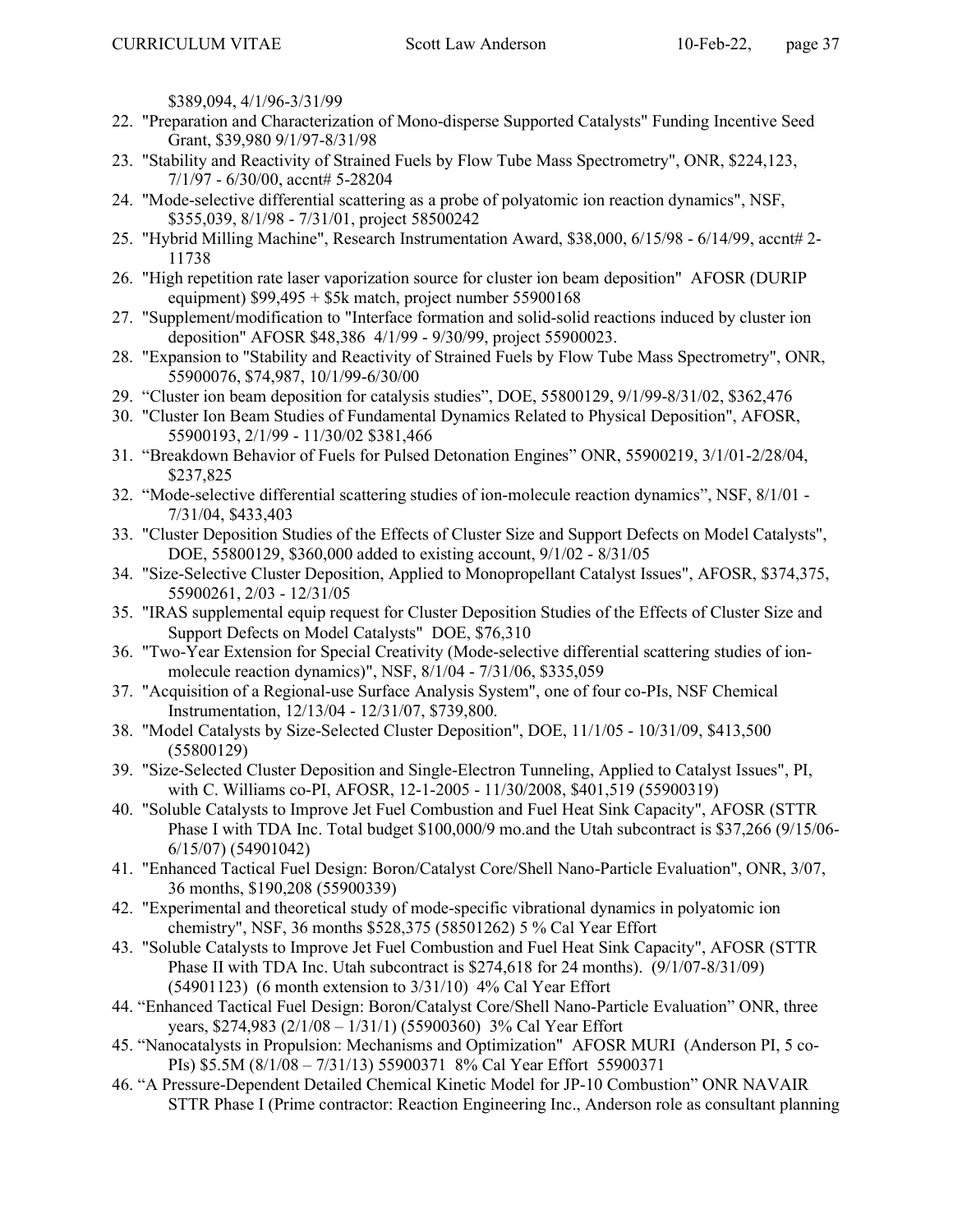$389,094, 4/1/96-3/31/99

22. "Preparation and Characterization of Mono-disperse Supported Catalysts" Funding Incentive Seed Grant, $39,980 9/1/97-8/31/98
23. "Stability and Reactivity of Strained Fuels by Flow Tube Mass Spectrometry", ONR, $224,123, 7/1/97 - 6/30/00, accnt# 5-28204
24. "Mode-selective differential scattering as a probe of polyatomic ion reaction dynamics", NSF, $355,039, 8/1/98 - 7/31/01, project 58500242
25. "Hybrid Milling Machine", Research Instrumentation Award, $38,000, 6/15/98 - 6/14/99, accnt# 2-11738
26. "High repetition rate laser vaporization source for cluster ion beam deposition" AFOSR (DURIP equipment) $99,495 + $5k match, project number 55900168
27. "Supplement/modification to "Interface formation and solid-solid reactions induced by cluster ion deposition" AFOSR $48,386 4/1/99 - 9/30/99, project 55900023.
28. "Expansion to "Stability and Reactivity of Strained Fuels by Flow Tube Mass Spectrometry", ONR, 55900076, $74,987, 10/1/99-6/30/00
29. "Cluster ion beam deposition for catalysis studies", DOE, 55800129, 9/1/99-8/31/02, $362,476
30. "Cluster Ion Beam Studies of Fundamental Dynamics Related to Physical Deposition", AFOSR, 55900193, 2/1/99 - 11/30/02 $381,466
31. "Breakdown Behavior of Fuels for Pulsed Detonation Engines" ONR, 55900219, 3/1/01-2/28/04, $237,825
32. "Mode-selective differential scattering studies of ion-molecule reaction dynamics", NSF, 8/1/01 - 7/31/04, $433,403
33. "Cluster Deposition Studies of the Effects of Cluster Size and Support Defects on Model Catalysts", DOE, 55800129, $360,000 added to existing account, 9/1/02 - 8/31/05
34. "Size-Selective Cluster Deposition, Applied to Monopropellant Catalyst Issues", AFOSR, $374,375, 55900261, 2/03 - 12/31/05
35. "IRAS supplemental equip request for Cluster Deposition Studies of the Effects of Cluster Size and Support Defects on Model Catalysts" DOE, $76,310
36. "Two-Year Extension for Special Creativity (Mode-selective differential scattering studies of ion-molecule reaction dynamics)", NSF, 8/1/04 - 7/31/06, $335,059
37. "Acquisition of a Regional-use Surface Analysis System", one of four co-PIs, NSF Chemical Instrumentation, 12/13/04 - 12/31/07, $739,800.
38. "Model Catalysts by Size-Selected Cluster Deposition", DOE, 11/1/05 - 10/31/09, $413,500 (55800129)
39. "Size-Selected Cluster Deposition and Single-Electron Tunneling, Applied to Catalyst Issues", PI, with C. Williams co-PI, AFOSR, 12-1-2005 - 11/30/2008, $401,519 (55900319)
40. "Soluble Catalysts to Improve Jet Fuel Combustion and Fuel Heat Sink Capacity", AFOSR (STTR Phase I with TDA Inc. Total budget $100,000/9 mo.and the Utah subcontract is $37,266 (9/15/06-6/15/07) (54901042)
41. "Enhanced Tactical Fuel Design: Boron/Catalyst Core/Shell Nano-Particle Evaluation", ONR, 3/07, 36 months, $190,208 (55900339)
42. "Experimental and theoretical study of mode-specific vibrational dynamics in polyatomic ion chemistry", NSF, 36 months $528,375 (58501262) 5 % Cal Year Effort
43. "Soluble Catalysts to Improve Jet Fuel Combustion and Fuel Heat Sink Capacity", AFOSR (STTR Phase II with TDA Inc. Utah subcontract is $274,618 for 24 months). (9/1/07-8/31/09) (54901123) (6 month extension to 3/31/10) 4% Cal Year Effort
44. "Enhanced Tactical Fuel Design: Boron/Catalyst Core/Shell Nano-Particle Evaluation" ONR, three years, $274,983 (2/1/08 – 1/31/1) (55900360) 3% Cal Year Effort
45. "Nanocatalysts in Propulsion: Mechanisms and Optimization" AFOSR MURI (Anderson PI, 5 co-PIs) $5.5M (8/1/08 – 7/31/13) 55900371 8% Cal Year Effort 55900371
46. "A Pressure-Dependent Detailed Chemical Kinetic Model for JP-10 Combustion" ONR NAVAIR STTR Phase I (Prime contractor: Reaction Engineering Inc., Anderson role as consultant planning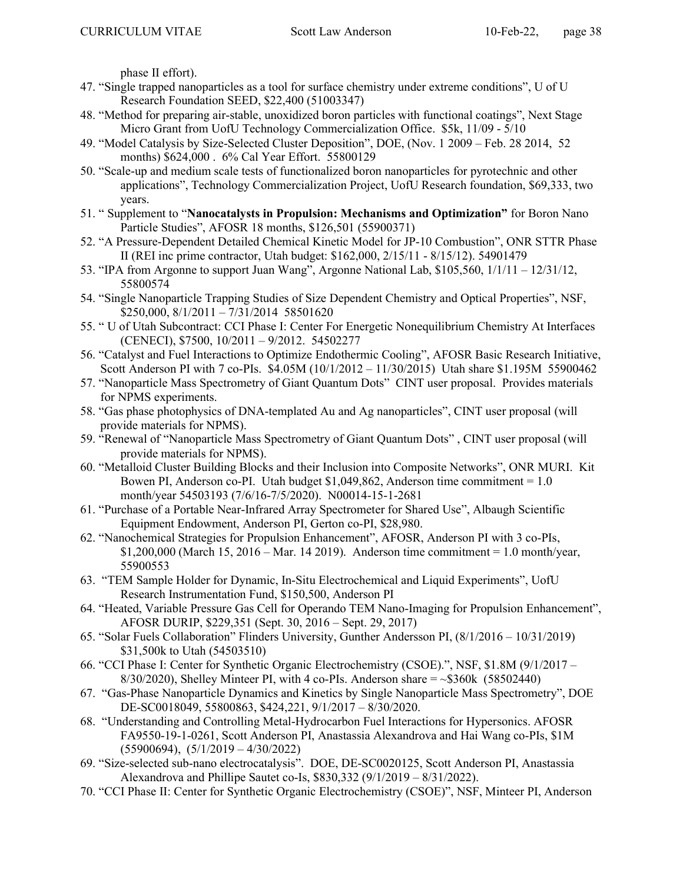phase II effort).

47. "Single trapped nanoparticles as a tool for surface chemistry under extreme conditions", U of U Research Foundation SEED, $22,400 (51003347)
48. "Method for preparing air-stable, unoxidized boron particles with functional coatings", Next Stage Micro Grant from UofU Technology Commercialization Office. $5k, 11/09 - 5/10
49. "Model Catalysis by Size-Selected Cluster Deposition", DOE, (Nov. 1 2009 – Feb. 28 2014, 52 months) $624,000 . 6% Cal Year Effort. 55800129
50. "Scale-up and medium scale tests of functionalized boron nanoparticles for pyrotechnic and other applications", Technology Commercialization Project, UofU Research foundation, $69,333, two years.
51. " Supplement to "**Nanocatalysts in Propulsion: Mechanisms and Optimization"** for Boron Nano Particle Studies", AFOSR 18 months, $126,501 (55900371)
52. "A Pressure-Dependent Detailed Chemical Kinetic Model for JP-10 Combustion", ONR STTR Phase II (REI inc prime contractor, Utah budget: $162,000, 2/15/11 - 8/15/12). 54901479
53. "IPA from Argonne to support Juan Wang", Argonne National Lab, $105,560, 1/1/11 – 12/31/12, 55800574
54. "Single Nanoparticle Trapping Studies of Size Dependent Chemistry and Optical Properties", NSF, $250,000, 8/1/2011 – 7/31/2014 58501620
55. " U of Utah Subcontract: CCI Phase I: Center For Energetic Nonequilibrium Chemistry At Interfaces (CENECI), $7500, 10/2011 – 9/2012. 54502277
56. "Catalyst and Fuel Interactions to Optimize Endothermic Cooling", AFOSR Basic Research Initiative, Scott Anderson PI with 7 co-PIs. $4.05M (10/1/2012 – 11/30/2015) Utah share $1.195M 55900462
57. "Nanoparticle Mass Spectrometry of Giant Quantum Dots" CINT user proposal. Provides materials for NPMS experiments.
58. "Gas phase photophysics of DNA-templated Au and Ag nanoparticles", CINT user proposal (will provide materials for NPMS).
59. "Renewal of "Nanoparticle Mass Spectrometry of Giant Quantum Dots" , CINT user proposal (will provide materials for NPMS).
60. "Metalloid Cluster Building Blocks and their Inclusion into Composite Networks", ONR MURI. Kit Bowen PI, Anderson co-PI. Utah budget $1,049,862, Anderson time commitment = 1.0 month/year 54503193 (7/6/16-7/5/2020). N00014-15-1-2681
61. "Purchase of a Portable Near-Infrared Array Spectrometer for Shared Use", Albaugh Scientific Equipment Endowment, Anderson PI, Gerton co-PI, $28,980.
62. "Nanochemical Strategies for Propulsion Enhancement", AFOSR, Anderson PI with 3 co-PIs, $1,200,000 (March 15, 2016 – Mar. 14 2019). Anderson time commitment = 1.0 month/year, 55900553
63. "TEM Sample Holder for Dynamic, In-Situ Electrochemical and Liquid Experiments", UofU Research Instrumentation Fund, $150,500, Anderson PI
64. "Heated, Variable Pressure Gas Cell for Operando TEM Nano-Imaging for Propulsion Enhancement", AFOSR DURIP, $229,351 (Sept. 30, 2016 – Sept. 29, 2017)
65. "Solar Fuels Collaboration" Flinders University, Gunther Andersson PI, (8/1/2016 – 10/31/2019) $31,500k to Utah (54503510)
66. "CCI Phase I: Center for Synthetic Organic Electrochemistry (CSOE).", NSF, $1.8M (9/1/2017 – 8/30/2020), Shelley Minteer PI, with 4 co-PIs. Anderson share = ~$360k (58502440)
67. "Gas-Phase Nanoparticle Dynamics and Kinetics by Single Nanoparticle Mass Spectrometry", DOE DE-SC0018049, 55800863, $424,221, 9/1/2017 – 8/30/2020.
68. "Understanding and Controlling Metal-Hydrocarbon Fuel Interactions for Hypersonics. AFOSR FA9550-19-1-0261, Scott Anderson PI, Anastassia Alexandrova and Hai Wang co-PIs, $1M (55900694), (5/1/2019 – 4/30/2022)
69. "Size-selected sub-nano electrocatalysis". DOE, DE-SC0020125, Scott Anderson PI, Anastassia Alexandrova and Phillipe Sautet co-Is, $830,332 (9/1/2019 – 8/31/2022).
70. "CCI Phase II: Center for Synthetic Organic Electrochemistry (CSOE)", NSF, Minteer PI, Anderson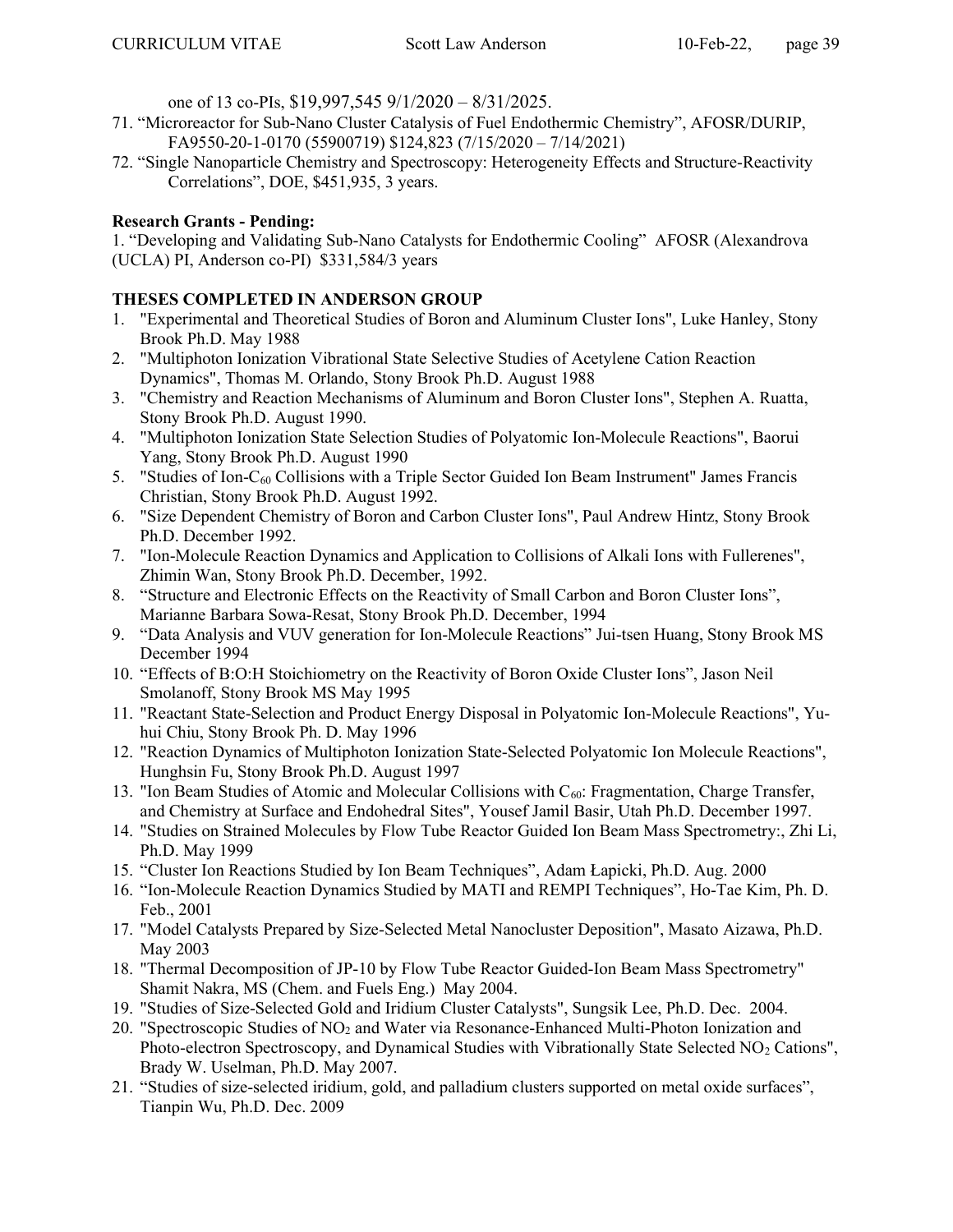one of 13 co-PIs, \$19,997,545 9/1/2020 – 8/31/2025.

71. "Microreactor for Sub-Nano Cluster Catalysis of Fuel Endothermic Chemistry", AFOSR/DURIP, FA9550-20-1-0170 (55900719) \$124,823 (7/15/2020 – 7/14/2021)
72. "Single Nanoparticle Chemistry and Spectroscopy: Heterogeneity Effects and Structure-Reactivity Correlations", DOE, \$451,935, 3 years.

**Research Grants - Pending:**

1. "Developing and Validating Sub-Nano Catalysts for Endothermic Cooling" AFOSR (Alexandrova (UCLA) PI, Anderson co-PI) \$331,584/3 years

**THESES COMPLETED IN ANDERSON GROUP**

1. "Experimental and Theoretical Studies of Boron and Aluminum Cluster Ions", Luke Hanley, Stony Brook Ph.D. May 1988
2. "Multiphoton Ionization Vibrational State Selective Studies of Acetylene Cation Reaction Dynamics", Thomas M. Orlando, Stony Brook Ph.D. August 1988
3. "Chemistry and Reaction Mechanisms of Aluminum and Boron Cluster Ions", Stephen A. Ruatta, Stony Brook Ph.D. August 1990.
4. "Multiphoton Ionization State Selection Studies of Polyatomic Ion-Molecule Reactions", Baorui Yang, Stony Brook Ph.D. August 1990
5. "Studies of Ion-$C_{60}$ Collisions with a Triple Sector Guided Ion Beam Instrument" James Francis Christian, Stony Brook Ph.D. August 1992.
6. "Size Dependent Chemistry of Boron and Carbon Cluster Ions", Paul Andrew Hintz, Stony Brook Ph.D. December 1992.
7. "Ion-Molecule Reaction Dynamics and Application to Collisions of Alkali Ions with Fullerenes", Zhimin Wan, Stony Brook Ph.D. December, 1992.
8. "Structure and Electronic Effects on the Reactivity of Small Carbon and Boron Cluster Ions", Marianne Barbara Sowa-Resat, Stony Brook Ph.D. December, 1994
9. "Data Analysis and VUV generation for Ion-Molecule Reactions" Jui-tsen Huang, Stony Brook MS December 1994
10. "Effects of B:O:H Stoichiometry on the Reactivity of Boron Oxide Cluster Ions", Jason Neil Smolanoff, Stony Brook MS May 1995
11. "Reactant State-Selection and Product Energy Disposal in Polyatomic Ion-Molecule Reactions", Yu-hui Chiu, Stony Brook Ph. D. May 1996
12. "Reaction Dynamics of Multiphoton Ionization State-Selected Polyatomic Ion Molecule Reactions", Hunghsin Fu, Stony Brook Ph.D. August 1997
13. "Ion Beam Studies of Atomic and Molecular Collisions with $C_{60}$: Fragmentation, Charge Transfer, and Chemistry at Surface and Endohedral Sites", Yousef Jamil Basir, Utah Ph.D. December 1997.
14. "Studies on Strained Molecules by Flow Tube Reactor Guided Ion Beam Mass Spectrometry:, Zhi Li, Ph.D. May 1999
15. "Cluster Ion Reactions Studied by Ion Beam Techniques", Adam Łapicki, Ph.D. Aug. 2000
16. "Ion-Molecule Reaction Dynamics Studied by MATI and REMPI Techniques", Ho-Tae Kim, Ph. D. Feb., 2001
17. "Model Catalysts Prepared by Size-Selected Metal Nanocluster Deposition", Masato Aizawa, Ph.D. May 2003
18. "Thermal Decomposition of JP-10 by Flow Tube Reactor Guided-Ion Beam Mass Spectrometry" Shamit Nakra, MS (Chem. and Fuels Eng.) May 2004.
19. "Studies of Size-Selected Gold and Iridium Cluster Catalysts", Sungsik Lee, Ph.D. Dec. 2004.
20. "Spectroscopic Studies of $NO_2$ and Water via Resonance-Enhanced Multi-Photon Ionization and Photo-electron Spectroscopy, and Dynamical Studies with Vibrationally State Selected $NO_2$ Cations", Brady W. Uselman, Ph.D. May 2007.
21. "Studies of size-selected iridium, gold, and palladium clusters supported on metal oxide surfaces", Tianpin Wu, Ph.D. Dec. 2009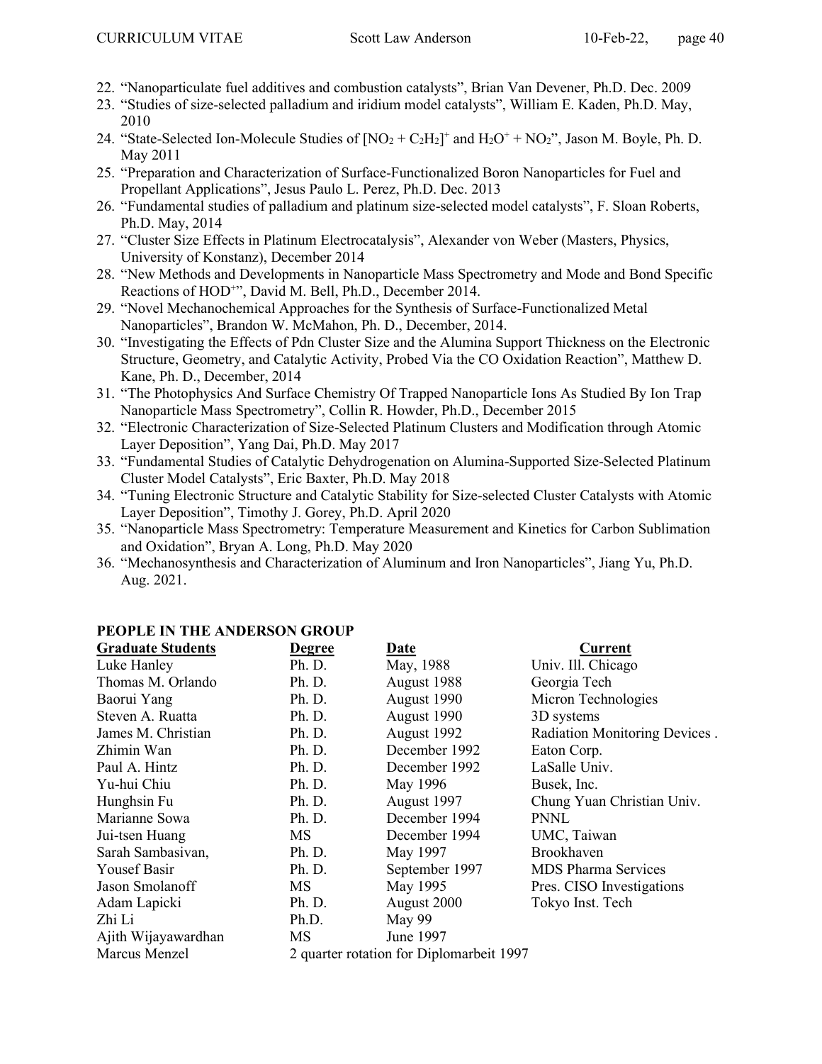22. "Nanoparticulate fuel additives and combustion catalysts", Brian Van Devener, Ph.D. Dec. 2009
23. "Studies of size-selected palladium and iridium model catalysts", William E. Kaden, Ph.D. May, 2010
24. "State-Selected Ion-Molecule Studies of $[NO_2 + C_2H_2]^+$ and $H_2O^+ + NO_2$", Jason M. Boyle, Ph. D. May 2011
25. "Preparation and Characterization of Surface-Functionalized Boron Nanoparticles for Fuel and Propellant Applications", Jesus Paulo L. Perez, Ph.D. Dec. 2013
26. "Fundamental studies of palladium and platinum size-selected model catalysts", F. Sloan Roberts, Ph.D. May, 2014
27. "Cluster Size Effects in Platinum Electrocatalysis", Alexander von Weber (Masters, Physics, University of Konstanz), December 2014
28. "New Methods and Developments in Nanoparticle Mass Spectrometry and Mode and Bond Specific Reactions of $HOD^+$", David M. Bell, Ph.D., December 2014.
29. "Novel Mechanochemical Approaches for the Synthesis of Surface-Functionalized Metal Nanoparticles", Brandon W. McMahon, Ph. D., December, 2014.
30. "Investigating the Effects of Pdn Cluster Size and the Alumina Support Thickness on the Electronic Structure, Geometry, and Catalytic Activity, Probed Via the CO Oxidation Reaction", Matthew D. Kane, Ph. D., December, 2014
31. "The Photophysics And Surface Chemistry Of Trapped Nanoparticle Ions As Studied By Ion Trap Nanoparticle Mass Spectrometry", Collin R. Howder, Ph.D., December 2015
32. "Electronic Characterization of Size-Selected Platinum Clusters and Modification through Atomic Layer Deposition", Yang Dai, Ph.D. May 2017
33. "Fundamental Studies of Catalytic Dehydrogenation on Alumina-Supported Size-Selected Platinum Cluster Model Catalysts", Eric Baxter, Ph.D. May 2018
34. "Tuning Electronic Structure and Catalytic Stability for Size-selected Cluster Catalysts with Atomic Layer Deposition", Timothy J. Gorey, Ph.D. April 2020
35. "Nanoparticle Mass Spectrometry: Temperature Measurement and Kinetics for Carbon Sublimation and Oxidation", Bryan A. Long, Ph.D. May 2020
36. "Mechanosynthesis and Characterization of Aluminum and Iron Nanoparticles", Jiang Yu, Ph.D. Aug. 2021.

## PEOPLE IN THE ANDERSON GROUP

| Graduate Students | Degree | Date | Current |
|---|---|---|---|
| Luke Hanley | Ph. D. | May, 1988 | Univ. Ill. Chicago |
| Thomas M. Orlando | Ph. D. | August 1988 | Georgia Tech |
| Baorui Yang | Ph. D. | August 1990 | Micron Technologies |
| Steven A. Ruatta | Ph. D. | August 1990 | 3D systems |
| James M. Christian | Ph. D. | August 1992 | Radiation Monitoring Devices . |
| Zhimin Wan | Ph. D. | December 1992 | Eaton Corp. |
| Paul A. Hintz | Ph. D. | December 1992 | LaSalle Univ. |
| Yu-hui Chiu | Ph. D. | May 1996 | Busek, Inc. |
| Hunghsin Fu | Ph. D. | August 1997 | Chung Yuan Christian Univ. |
| Marianne Sowa | Ph. D. | December 1994 | PNNL |
| Jui-tsen Huang | MS | December 1994 | UMC, Taiwan |
| Sarah Sambasivan, | Ph. D. | May 1997 | Brookhaven |
| Yousef Basir | Ph. D. | September 1997 | MDS Pharma Services |
| Jason Smolanoff | MS | May 1995 | Pres. CISO Investigations |
| Adam Lapicki | Ph. D. | August 2000 | Tokyo Inst. Tech |
| Zhi Li | Ph.D. | May 99 | |
| Ajith Wijayawardhan | MS | June 1997 | |
| Marcus Menzel | 2 quarter rotation for Diplomarbeit 1997 | | |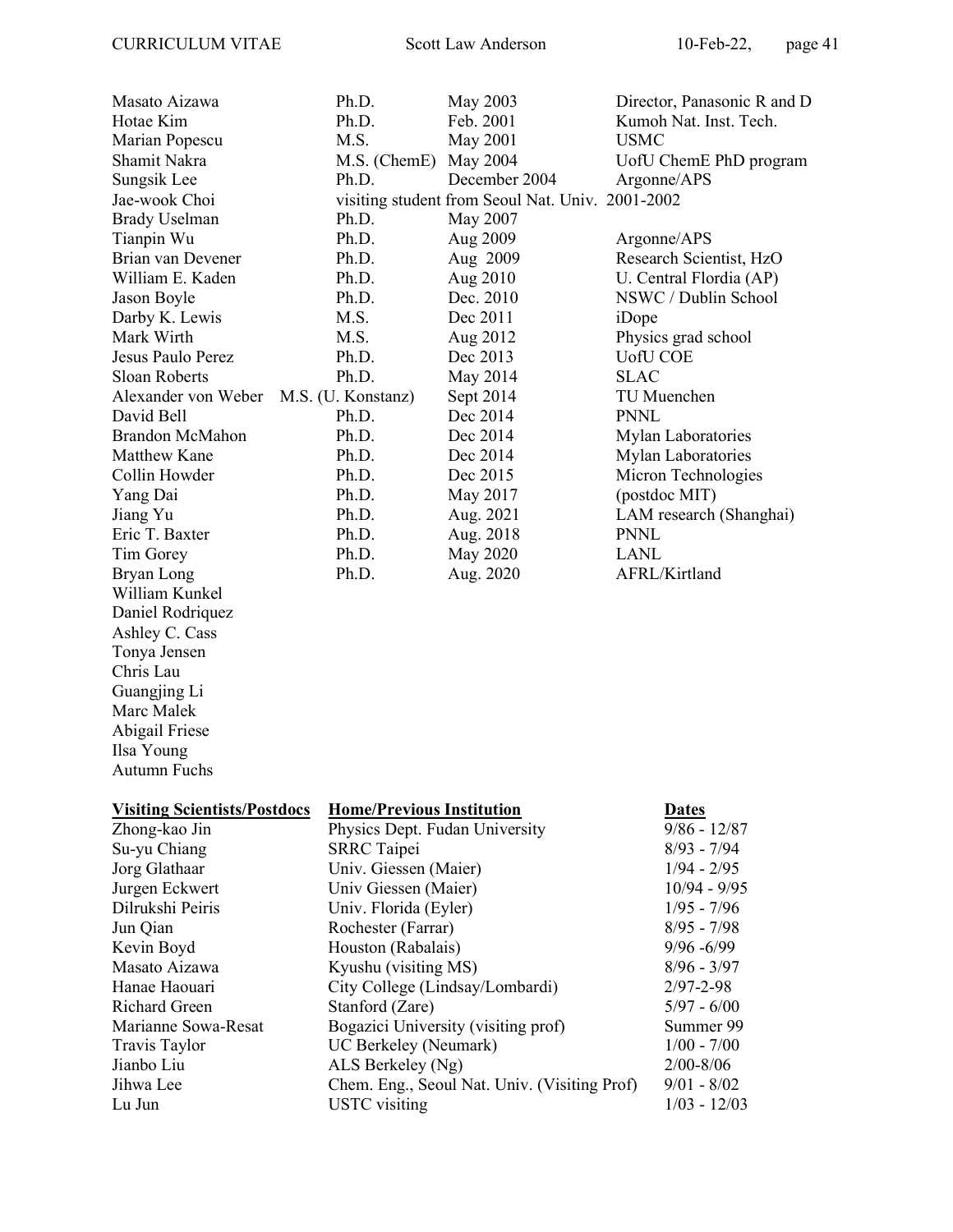| | | | |
|---|---|---|---|
| Masato Aizawa | Ph.D. | May 2003 | Director, Panasonic R and D |
| Hotae Kim | Ph.D. | Feb. 2001 | Kumoh Nat. Inst. Tech. |
| Marian Popescu | M.S. | May 2001 | USMC |
| Shamit Nakra | M.S. (ChemE) | May 2004 | UofU ChemE PhD program |
| Sungsik Lee | Ph.D. | December 2004 | Argonne/APS |
| Jae-wook Choi | visiting student from Seoul Nat. Univ. 2001-2002 | | |
| Brady Uselman | Ph.D. | May 2007 | |
| Tianpin Wu | Ph.D. | Aug 2009 | Argonne/APS |
| Brian van Devener | Ph.D. | Aug 2009 | Research Scientist, HzO |
| William E. Kaden | Ph.D. | Aug 2010 | U. Central Flordia (AP) |
| Jason Boyle | Ph.D. | Dec. 2010 | NSWC / Dublin School |
| Darby K. Lewis | M.S. | Dec 2011 | iDope |
| Mark Wirth | M.S. | Aug 2012 | Physics grad school |
| Jesus Paulo Perez | Ph.D. | Dec 2013 | UofU COE |
| Sloan Roberts | Ph.D. | May 2014 | SLAC |
| Alexander von Weber | M.S. (U. Konstanz) | Sept 2014 | TU Muenchen |
| David Bell | Ph.D. | Dec 2014 | PNNL |
| Brandon McMahon | Ph.D. | Dec 2014 | Mylan Laboratories |
| Matthew Kane | Ph.D. | Dec 2014 | Mylan Laboratories |
| Collin Howder | Ph.D. | Dec 2015 | Micron Technologies |
| Yang Dai | Ph.D. | May 2017 | (postdoc MIT) |
| Jiang Yu | Ph.D. | Aug. 2021 | LAM research (Shanghai) |
| Eric T. Baxter | Ph.D. | Aug. 2018 | PNNL |
| Tim Gorey | Ph.D. | May 2020 | LANL |
| Bryan Long | Ph.D. | Aug. 2020 | AFRL/Kirtland |
| William Kunkel | | | |
| Daniel Rodriquez | | | |
| Ashley C. Cass | | | |
| Tonya Jensen | | | |
| Chris Lau | | | |
| Guangjing Li | | | |
| Marc Malek | | | |
| Abigail Friese | | | |
| Ilsa Young | | | |
| Autumn Fuchs | | | |

| **Visiting Scientists/Postdocs** | **Home/Previous Institution** | **Dates** |
|---|---|---|
| Zhong-kao Jin | Physics Dept. Fudan University | 9/86 - 12/87 |
| Su-yu Chiang | SRRC Taipei | 8/93 - 7/94 |
| Jorg Glathaar | Univ. Giessen (Maier) | 1/94 - 2/95 |
| Jurgen Eckwert | Univ Giessen (Maier) | 10/94 - 9/95 |
| Dilrukshi Peiris | Univ. Florida (Eyler) | 1/95 - 7/96 |
| Jun Qian | Rochester (Farrar) | 8/95 - 7/98 |
| Kevin Boyd | Houston (Rabalais) | 9/96 -6/99 |
| Masato Aizawa | Kyushu (visiting MS) | 8/96 - 3/97 |
| Hanae Haouari | City College (Lindsay/Lombardi) | 2/97-2-98 |
| Richard Green | Stanford (Zare) | 5/97 - 6/00 |
| Marianne Sowa-Resat | Bogazici University (visiting prof) | Summer 99 |
| Travis Taylor | UC Berkeley (Neumark) | 1/00 - 7/00 |
| Jianbo Liu | ALS Berkeley (Ng) | 2/00-8/06 |
| Jihwa Lee | Chem. Eng., Seoul Nat. Univ. (Visiting Prof) | 9/01 - 8/02 |
| Lu Jun | USTC visiting | 1/03 - 12/03 |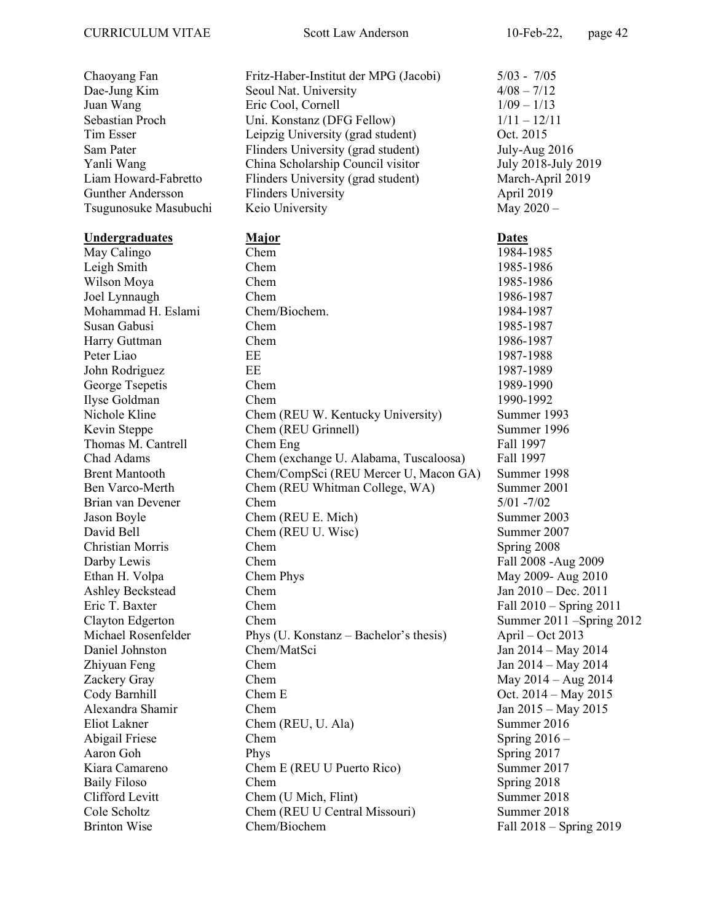| | | |
|---|---|---|
| Chaoyang Fan | Fritz-Haber-Institut der MPG (Jacobi) | 5/03 - 7/05 |
| Dae-Jung Kim | Seoul Nat. University | 4/08 – 7/12 |
| Juan Wang | Eric Cool, Cornell | 1/09 – 1/13 |
| Sebastian Proch | Uni. Konstanz (DFG Fellow) | 1/11 – 12/11 |
| Tim Esser | Leipzig University (grad student) | Oct. 2015 |
| Sam Pater | Flinders University (grad student) | July-Aug 2016 |
| Yanli Wang | China Scholarship Council visitor | July 2018-July 2019 |
| Liam Howard-Fabretto | Flinders University (grad student) | March-April 2019 |
| Gunther Andersson | Flinders University | April 2019 |
| Tsugunosuke Masubuchi | Keio University | May 2020 – |

| **Undergraduates** | **Major** | **Dates** |
|---|---|---|
| May Calingo | Chem | 1984-1985 |
| Leigh Smith | Chem | 1985-1986 |
| Wilson Moya | Chem | 1985-1986 |
| Joel Lynnaugh | Chem | 1986-1987 |
| Mohammad H. Eslami | Chem/Biochem. | 1984-1987 |
| Susan Gabusi | Chem | 1985-1987 |
| Harry Guttman | Chem | 1986-1987 |
| Peter Liao | EE | 1987-1988 |
| John Rodriguez | EE | 1987-1989 |
| George Tsepetis | Chem | 1989-1990 |
| Ilyse Goldman | Chem | 1990-1992 |
| Nichole Kline | Chem (REU W. Kentucky University) | Summer 1993 |
| Kevin Steppe | Chem (REU Grinnell) | Summer 1996 |
| Thomas M. Cantrell | Chem Eng | Fall 1997 |
| Chad Adams | Chem (exchange U. Alabama, Tuscaloosa) | Fall 1997 |
| Brent Mantooth | Chem/CompSci (REU Mercer U, Macon GA) | Summer 1998 |
| Ben Varco-Merth | Chem (REU Whitman College, WA) | Summer 2001 |
| Brian van Devener | Chem | 5/01 -7/02 |
| Jason Boyle | Chem (REU E. Mich) | Summer 2003 |
| David Bell | Chem (REU U. Wisc) | Summer 2007 |
| Christian Morris | Chem | Spring 2008 |
| Darby Lewis | Chem | Fall 2008 -Aug 2009 |
| Ethan H. Volpa | Chem Phys | May 2009- Aug 2010 |
| Ashley Beckstead | Chem | Jan 2010 – Dec. 2011 |
| Eric T. Baxter | Chem | Fall 2010 – Spring 2011 |
| Clayton Edgerton | Chem | Summer 2011 –Spring 2012 |
| Michael Rosenfelder | Phys (U. Konstanz – Bachelor's thesis) | April – Oct 2013 |
| Daniel Johnston | Chem/MatSci | Jan 2014 – May 2014 |
| Zhiyuan Feng | Chem | Jan 2014 – May 2014 |
| Zackery Gray | Chem | May 2014 – Aug 2014 |
| Cody Barnhill | Chem E | Oct. 2014 – May 2015 |
| Alexandra Shamir | Chem | Jan 2015 – May 2015 |
| Eliot Lakner | Chem (REU, U. Ala) | Summer 2016 |
| Abigail Friese | Chem | Spring 2016 – |
| Aaron Goh | Phys | Spring 2017 |
| Kiara Camareno | Chem E (REU U Puerto Rico) | Summer 2017 |
| Baily Filoso | Chem | Spring 2018 |
| Clifford Levitt | Chem (U Mich, Flint) | Summer 2018 |
| Cole Scholtz | Chem (REU U Central Missouri) | Summer 2018 |
| Brinton Wise | Chem/Biochem | Fall 2018 – Spring 2019 |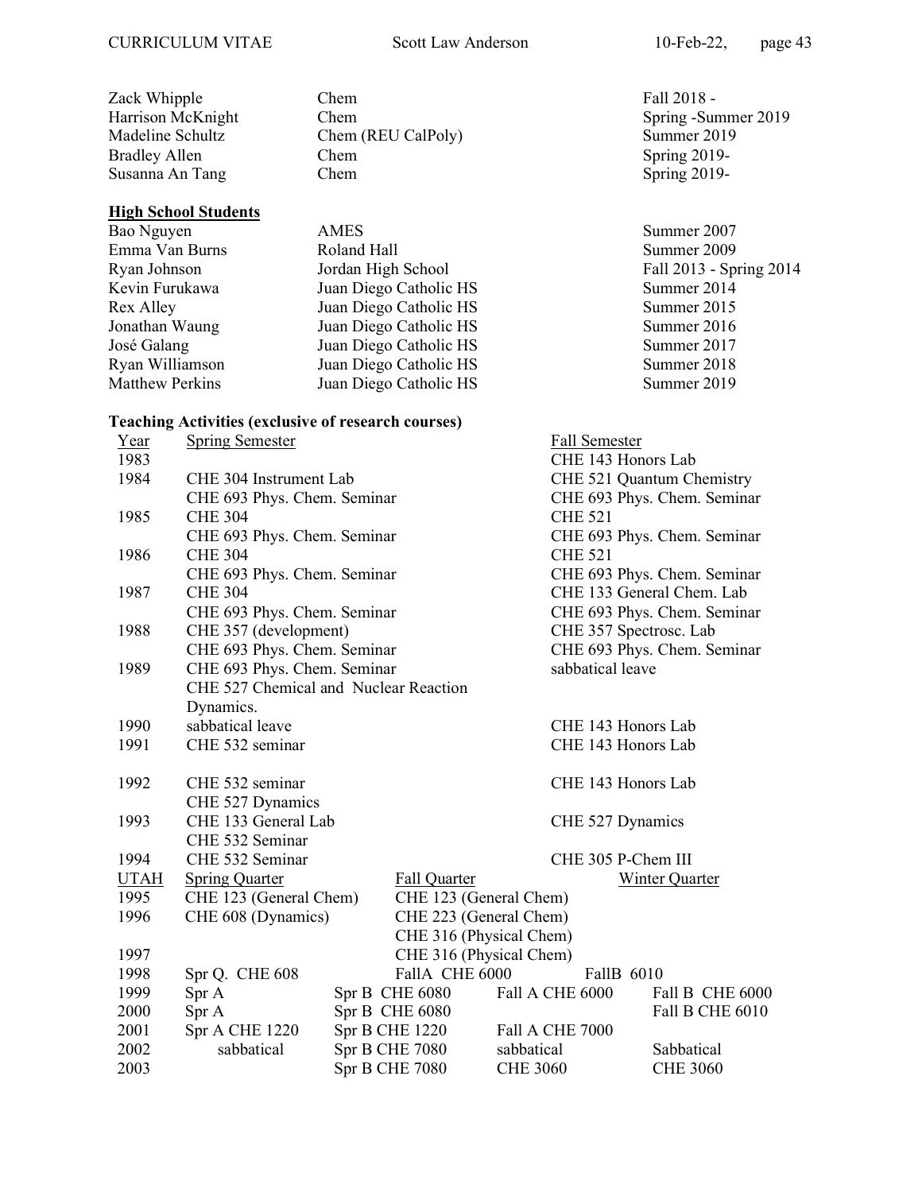| | | |
|---|---|---|
| Zack Whipple | Chem | Fall 2018 - |
| Harrison McKnight | Chem | Spring -Summer 2019 |
| Madeline Schultz | Chem (REU CalPoly) | Summer 2019 |
| Bradley Allen | Chem | Spring 2019- |
| Susanna An Tang | Chem | Spring 2019- |

**High School Students**

| | | |
|---|---|---|
| Bao Nguyen | AMES | Summer 2007 |
| Emma Van Burns | Roland Hall | Summer 2009 |
| Ryan Johnson | Jordan High School | Fall 2013 - Spring 2014 |
| Kevin Furukawa | Juan Diego Catholic HS | Summer 2014 |
| Rex Alley | Juan Diego Catholic HS | Summer 2015 |
| Jonathan Waung | Juan Diego Catholic HS | Summer 2016 |
| José Galang | Juan Diego Catholic HS | Summer 2017 |
| Ryan Williamson | Juan Diego Catholic HS | Summer 2018 |
| Matthew Perkins | Juan Diego Catholic HS | Summer 2019 |

**Teaching Activities (exclusive of research courses)**

| Year | Spring Semester | Fall Semester |
|---|---|---|
| 1983 | | CHE 143 Honors Lab |
| 1984 | CHE 304 Instrument Lab | CHE 521 Quantum Chemistry |
| | CHE 693 Phys. Chem. Seminar | CHE 693 Phys. Chem. Seminar |
| 1985 | CHE 304 | CHE 521 |
| | CHE 693 Phys. Chem. Seminar | CHE 693 Phys. Chem. Seminar |
| 1986 | CHE 304 | CHE 521 |
| | CHE 693 Phys. Chem. Seminar | CHE 693 Phys. Chem. Seminar |
| 1987 | CHE 304 | CHE 133 General Chem. Lab |
| | CHE 693 Phys. Chem. Seminar | CHE 693 Phys. Chem. Seminar |
| 1988 | CHE 357 (development) | CHE 357 Spectrosc. Lab |
| | CHE 693 Phys. Chem. Seminar | CHE 693 Phys. Chem. Seminar |
| 1989 | CHE 693 Phys. Chem. Seminar | sabbatical leave |
| | CHE 527 Chemical and Nuclear Reaction Dynamics. | |
| 1990 | sabbatical leave | CHE 143 Honors Lab |
| 1991 | CHE 532 seminar | CHE 143 Honors Lab |
| 1992 | CHE 532 seminar | CHE 143 Honors Lab |
| | CHE 527 Dynamics | |
| 1993 | CHE 133 General Lab | CHE 527 Dynamics |
| | CHE 532 Seminar | |
| 1994 | CHE 532 Seminar | CHE 305 P-Chem III |

| UTAH | Spring Quarter | | Fall Quarter | Winter Quarter |
|---|---|---|---|---|
| 1995 | CHE 123 (General Chem) | | CHE 123 (General Chem) | |
| 1996 | CHE 608 (Dynamics) | | CHE 223 (General Chem) | |
| | | | CHE 316 (Physical Chem) | |
| 1997 | | | CHE 316 (Physical Chem) | |
| 1998 | Spr Q. CHE 608 | | FallA CHE 6000 | FallB 6010 |
| 1999 | Spr A | Spr B CHE 6080 | Fall A CHE 6000 | Fall B CHE 6000 |
| 2000 | Spr A | Spr B CHE 6080 | | Fall B CHE 6010 |
| 2001 | Spr A CHE 1220 | Spr B CHE 1220 | Fall A CHE 7000 | |
| 2002 | sabbatical | Spr B CHE 7080 | sabbatical | Sabbatical |
| 2003 | | Spr B CHE 7080 | CHE 3060 | CHE 3060 |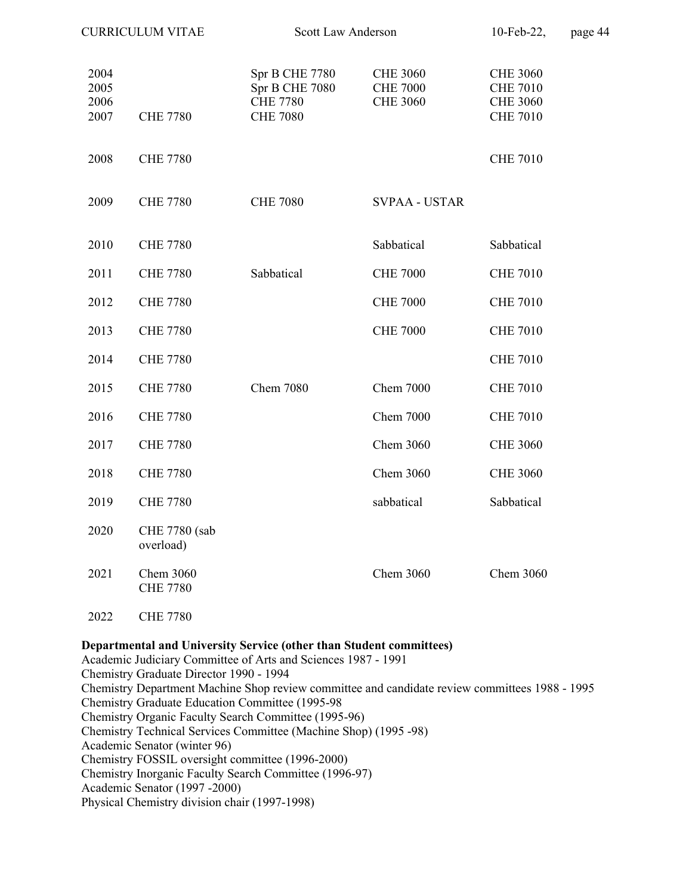| | | | | |
|---|---|---|---|---|
| 2004 | | Spr B CHE 7780 | CHE 3060 | CHE 3060 |
| 2005 | | Spr B CHE 7080 | CHE 7000 | CHE 7010 |
| 2006 | | CHE 7780 | CHE 3060 | CHE 3060 |
| 2007 | CHE 7780 | CHE 7080 | | CHE 7010 |
| 2008 | CHE 7780 | | | CHE 7010 |
| 2009 | CHE 7780 | CHE 7080 | SVPAA - USTAR | |
| 2010 | CHE 7780 | | Sabbatical | Sabbatical |
| 2011 | CHE 7780 | Sabbatical | CHE 7000 | CHE 7010 |
| 2012 | CHE 7780 | | CHE 7000 | CHE 7010 |
| 2013 | CHE 7780 | | CHE 7000 | CHE 7010 |
| 2014 | CHE 7780 | | | CHE 7010 |
| 2015 | CHE 7780 | Chem 7080 | Chem 7000 | CHE 7010 |
| 2016 | CHE 7780 | | Chem 7000 | CHE 7010 |
| 2017 | CHE 7780 | | Chem 3060 | CHE 3060 |
| 2018 | CHE 7780 | | Chem 3060 | CHE 3060 |
| 2019 | CHE 7780 | | sabbatical | Sabbatical |
| 2020 | CHE 7780 (sab overload) | | | |
| 2021 | Chem 3060 CHE 7780 | | Chem 3060 | Chem 3060 |
| 2022 | CHE 7780 | | | |

**Departmental and University Service (other than Student committees)**

Academic Judiciary Committee of Arts and Sciences 1987 - 1991
Chemistry Graduate Director 1990 - 1994
Chemistry Department Machine Shop review committee and candidate review committees 1988 - 1995
Chemistry Graduate Education Committee (1995-98
Chemistry Organic Faculty Search Committee (1995-96)
Chemistry Technical Services Committee (Machine Shop) (1995 -98)
Academic Senator (winter 96)
Chemistry FOSSIL oversight committee (1996-2000)
Chemistry Inorganic Faculty Search Committee (1996-97)
Academic Senator (1997 -2000)
Physical Chemistry division chair (1997-1998)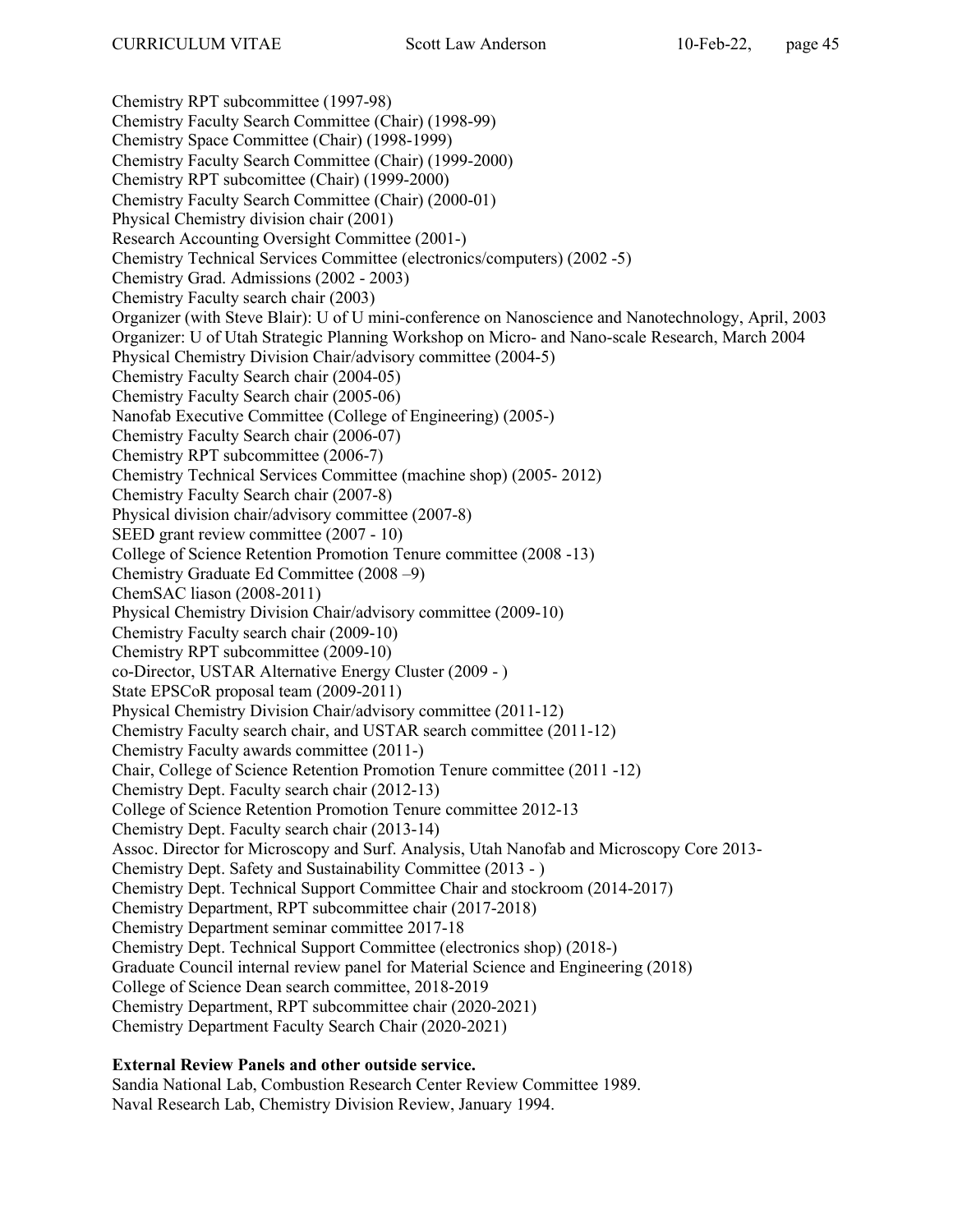Chemistry RPT subcommittee (1997-98)
Chemistry Faculty Search Committee (Chair) (1998-99)
Chemistry Space Committee (Chair) (1998-1999)
Chemistry Faculty Search Committee (Chair) (1999-2000)
Chemistry RPT subcomittee (Chair) (1999-2000)
Chemistry Faculty Search Committee (Chair) (2000-01)
Physical Chemistry division chair (2001)
Research Accounting Oversight Committee (2001-)
Chemistry Technical Services Committee (electronics/computers) (2002 -5)
Chemistry Grad. Admissions (2002 - 2003)
Chemistry Faculty search chair (2003)
Organizer (with Steve Blair): U of U mini-conference on Nanoscience and Nanotechnology, April, 2003
Organizer: U of Utah Strategic Planning Workshop on Micro- and Nano-scale Research, March 2004
Physical Chemistry Division Chair/advisory committee (2004-5)
Chemistry Faculty Search chair (2004-05)
Chemistry Faculty Search chair (2005-06)
Nanofab Executive Committee (College of Engineering) (2005-)
Chemistry Faculty Search chair (2006-07)
Chemistry RPT subcommittee (2006-7)
Chemistry Technical Services Committee (machine shop) (2005- 2012)
Chemistry Faculty Search chair (2007-8)
Physical division chair/advisory committee (2007-8)
SEED grant review committee (2007 - 10)
College of Science Retention Promotion Tenure committee (2008 -13)
Chemistry Graduate Ed Committee (2008 –9)
ChemSAC liason (2008-2011)
Physical Chemistry Division Chair/advisory committee (2009-10)
Chemistry Faculty search chair (2009-10)
Chemistry RPT subcommittee (2009-10)
co-Director, USTAR Alternative Energy Cluster (2009 - )
State EPSCoR proposal team (2009-2011)
Physical Chemistry Division Chair/advisory committee (2011-12)
Chemistry Faculty search chair, and USTAR search committee (2011-12)
Chemistry Faculty awards committee (2011-)
Chair, College of Science Retention Promotion Tenure committee (2011 -12)
Chemistry Dept. Faculty search chair (2012-13)
College of Science Retention Promotion Tenure committee 2012-13
Chemistry Dept. Faculty search chair (2013-14)
Assoc. Director for Microscopy and Surf. Analysis, Utah Nanofab and Microscopy Core 2013-
Chemistry Dept. Safety and Sustainability Committee (2013 - )
Chemistry Dept. Technical Support Committee Chair and stockroom (2014-2017)
Chemistry Department, RPT subcommittee chair (2017-2018)
Chemistry Department seminar committee 2017-18
Chemistry Dept. Technical Support Committee (electronics shop) (2018-)
Graduate Council internal review panel for Material Science and Engineering (2018)
College of Science Dean search committee, 2018-2019
Chemistry Department, RPT subcommittee chair (2020-2021)
Chemistry Department Faculty Search Chair (2020-2021)

**External Review Panels and other outside service.**

Sandia National Lab, Combustion Research Center Review Committee 1989.
Naval Research Lab, Chemistry Division Review, January 1994.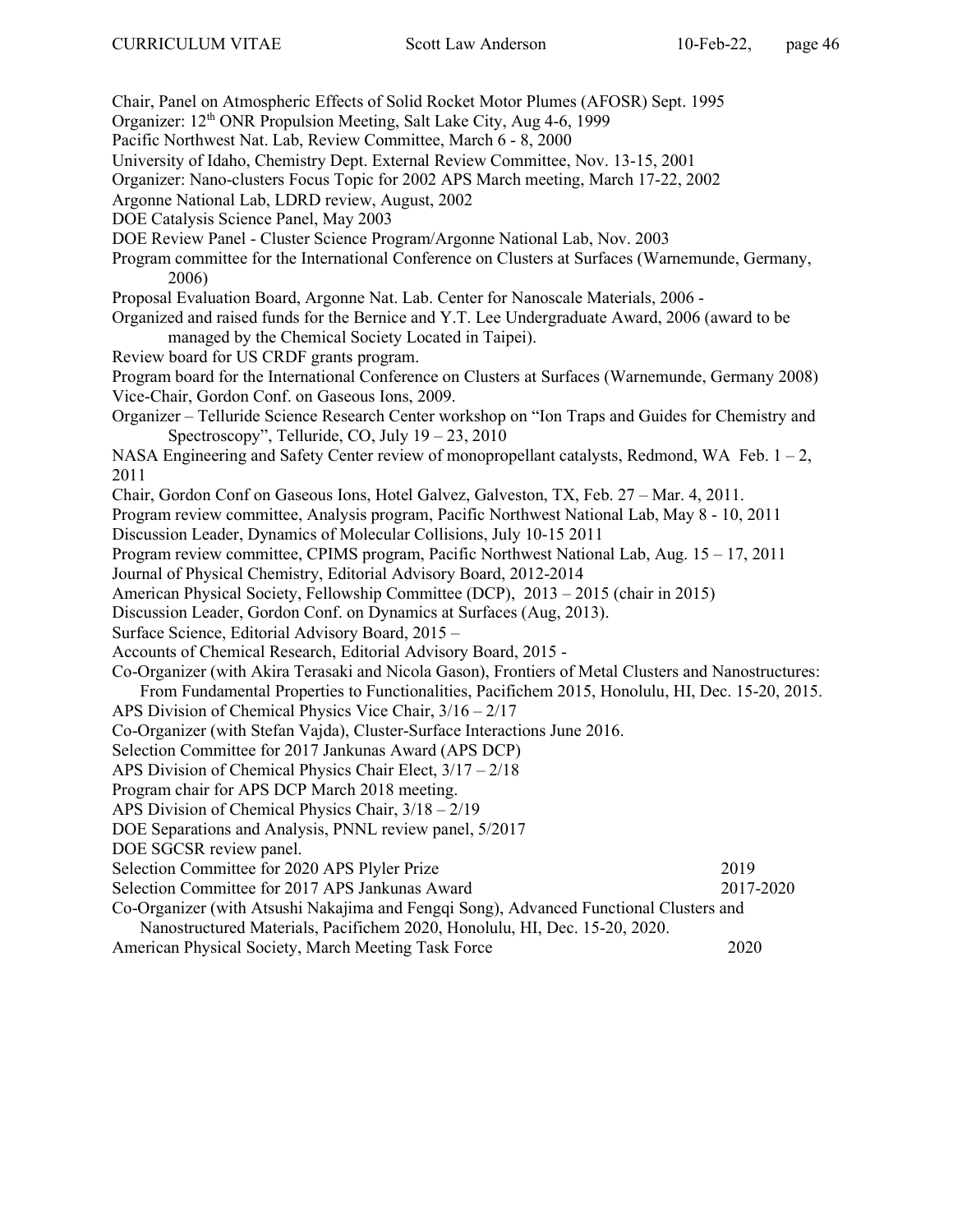Chair, Panel on Atmospheric Effects of Solid Rocket Motor Plumes (AFOSR) Sept. 1995
Organizer: 12th ONR Propulsion Meeting, Salt Lake City, Aug 4-6, 1999
Pacific Northwest Nat. Lab, Review Committee, March 6 - 8, 2000
University of Idaho, Chemistry Dept. External Review Committee, Nov. 13-15, 2001
Organizer: Nano-clusters Focus Topic for 2002 APS March meeting, March 17-22, 2002
Argonne National Lab, LDRD review, August, 2002
DOE Catalysis Science Panel, May 2003
DOE Review Panel - Cluster Science Program/Argonne National Lab, Nov. 2003
Program committee for the International Conference on Clusters at Surfaces (Warnemunde, Germany, 2006)
Proposal Evaluation Board, Argonne Nat. Lab. Center for Nanoscale Materials, 2006 -
Organized and raised funds for the Bernice and Y.T. Lee Undergraduate Award, 2006 (award to be managed by the Chemical Society Located in Taipei).
Review board for US CRDF grants program.
Program board for the International Conference on Clusters at Surfaces (Warnemunde, Germany 2008)
Vice-Chair, Gordon Conf. on Gaseous Ions, 2009.
Organizer – Telluride Science Research Center workshop on "Ion Traps and Guides for Chemistry and Spectroscopy", Telluride, CO, July 19 – 23, 2010
NASA Engineering and Safety Center review of monopropellant catalysts, Redmond, WA Feb. 1 – 2, 2011
Chair, Gordon Conf on Gaseous Ions, Hotel Galvez, Galveston, TX, Feb. 27 – Mar. 4, 2011.
Program review committee, Analysis program, Pacific Northwest National Lab, May 8 - 10, 2011
Discussion Leader, Dynamics of Molecular Collisions, July 10-15 2011
Program review committee, CPIMS program, Pacific Northwest National Lab, Aug. 15 – 17, 2011
Journal of Physical Chemistry, Editorial Advisory Board, 2012-2014
American Physical Society, Fellowship Committee (DCP), 2013 – 2015 (chair in 2015)
Discussion Leader, Gordon Conf. on Dynamics at Surfaces (Aug, 2013).
Surface Science, Editorial Advisory Board, 2015 –
Accounts of Chemical Research, Editorial Advisory Board, 2015 -
Co-Organizer (with Akira Terasaki and Nicola Gason), Frontiers of Metal Clusters and Nanostructures: From Fundamental Properties to Functionalities, Pacifichem 2015, Honolulu, HI, Dec. 15-20, 2015.
APS Division of Chemical Physics Vice Chair, 3/16 – 2/17
Co-Organizer (with Stefan Vajda), Cluster-Surface Interactions June 2016.
Selection Committee for 2017 Jankunas Award (APS DCP)
APS Division of Chemical Physics Chair Elect, 3/17 – 2/18
Program chair for APS DCP March 2018 meeting.
APS Division of Chemical Physics Chair, 3/18 – 2/19
DOE Separations and Analysis, PNNL review panel, 5/2017
DOE SGCSR review panel.
Selection Committee for 2020 APS Plyler Prize 2019
Selection Committee for 2017 APS Jankunas Award 2017-2020
Co-Organizer (with Atsushi Nakajima and Fengqi Song), Advanced Functional Clusters and Nanostructured Materials, Pacifichem 2020, Honolulu, HI, Dec. 15-20, 2020.
American Physical Society, March Meeting Task Force 2020